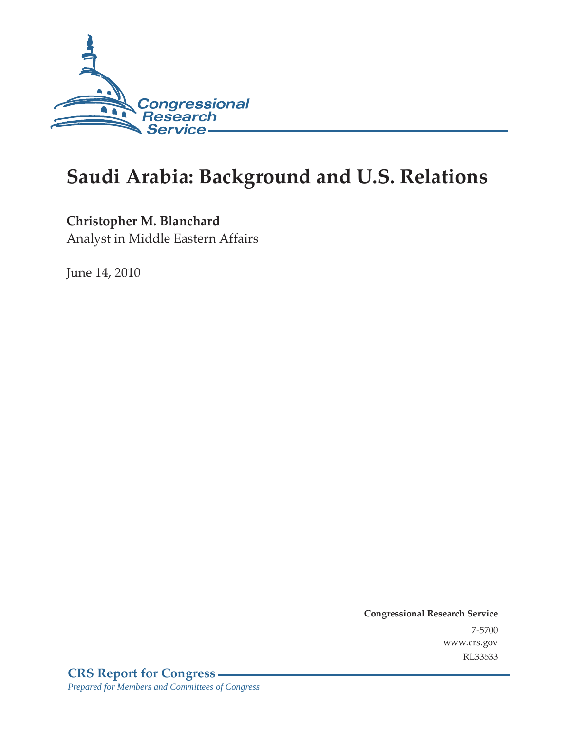# Saudi Arabia: Background and U.S. Relations

**Christopher M. Blanchard**
Analyst in Middle Eastern Affairs

June 14, 2010

**Congressional Research Service**
7-5700
www.crs.gov
RL33533

**CRS Report for Congress**
*Prepared for Members and Committees of Congress*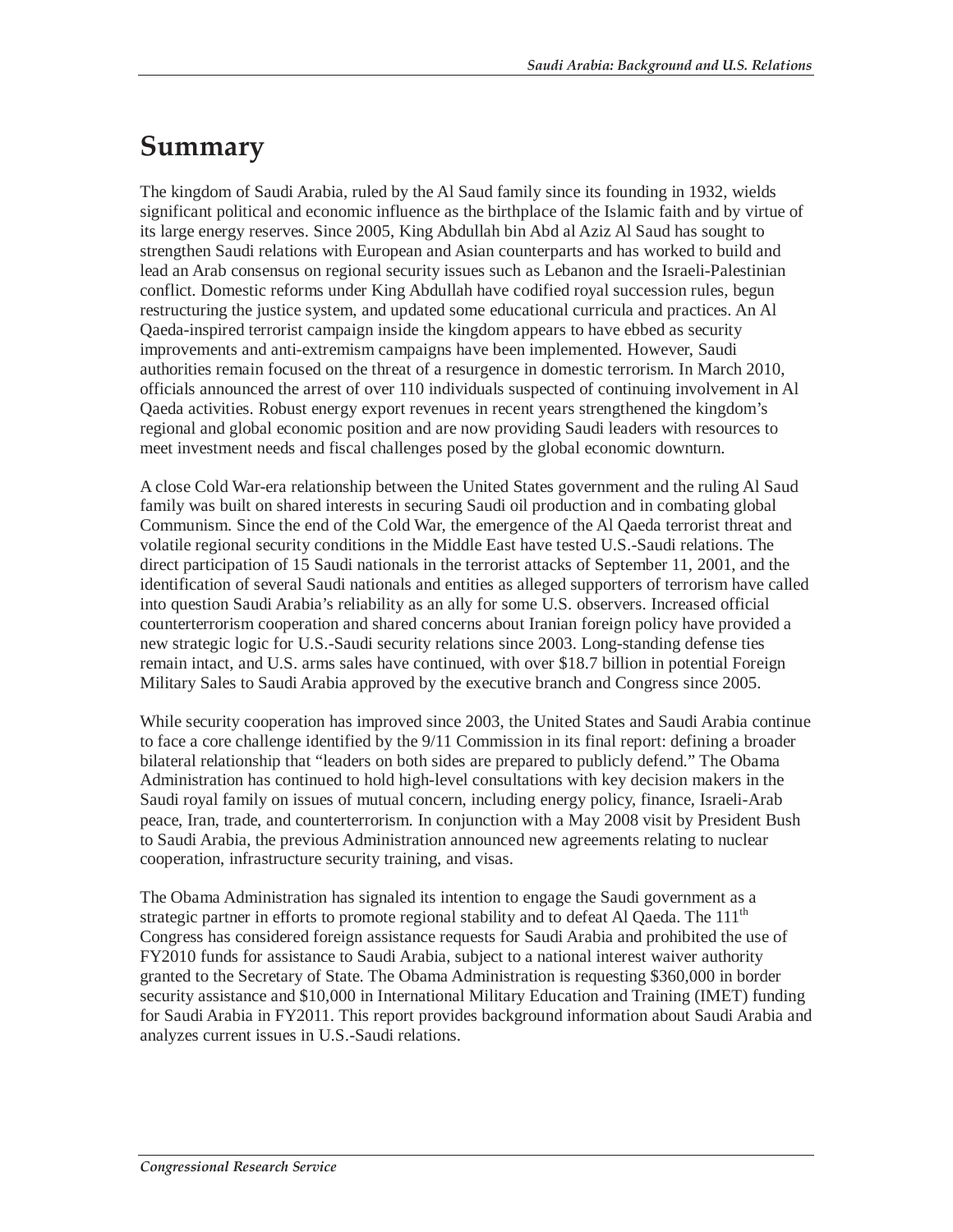# Summary

The kingdom of Saudi Arabia, ruled by the Al Saud family since its founding in 1932, wields significant political and economic influence as the birthplace of the Islamic faith and by virtue of its large energy reserves. Since 2005, King Abdullah bin Abd al Aziz Al Saud has sought to strengthen Saudi relations with European and Asian counterparts and has worked to build and lead an Arab consensus on regional security issues such as Lebanon and the Israeli-Palestinian conflict. Domestic reforms under King Abdullah have codified royal succession rules, begun restructuring the justice system, and updated some educational curricula and practices. An Al Qaeda-inspired terrorist campaign inside the kingdom appears to have ebbed as security improvements and anti-extremism campaigns have been implemented. However, Saudi authorities remain focused on the threat of a resurgence in domestic terrorism. In March 2010, officials announced the arrest of over 110 individuals suspected of continuing involvement in Al Qaeda activities. Robust energy export revenues in recent years strengthened the kingdom's regional and global economic position and are now providing Saudi leaders with resources to meet investment needs and fiscal challenges posed by the global economic downturn.

A close Cold War-era relationship between the United States government and the ruling Al Saud family was built on shared interests in securing Saudi oil production and in combating global Communism. Since the end of the Cold War, the emergence of the Al Qaeda terrorist threat and volatile regional security conditions in the Middle East have tested U.S.-Saudi relations. The direct participation of 15 Saudi nationals in the terrorist attacks of September 11, 2001, and the identification of several Saudi nationals and entities as alleged supporters of terrorism have called into question Saudi Arabia's reliability as an ally for some U.S. observers. Increased official counterterrorism cooperation and shared concerns about Iranian foreign policy have provided a new strategic logic for U.S.-Saudi security relations since 2003. Long-standing defense ties remain intact, and U.S. arms sales have continued, with over $18.7 billion in potential Foreign Military Sales to Saudi Arabia approved by the executive branch and Congress since 2005.

While security cooperation has improved since 2003, the United States and Saudi Arabia continue to face a core challenge identified by the 9/11 Commission in its final report: defining a broader bilateral relationship that "leaders on both sides are prepared to publicly defend." The Obama Administration has continued to hold high-level consultations with key decision makers in the Saudi royal family on issues of mutual concern, including energy policy, finance, Israeli-Arab peace, Iran, trade, and counterterrorism. In conjunction with a May 2008 visit by President Bush to Saudi Arabia, the previous Administration announced new agreements relating to nuclear cooperation, infrastructure security training, and visas.

The Obama Administration has signaled its intention to engage the Saudi government as a strategic partner in efforts to promote regional stability and to defeat Al Qaeda. The 111th Congress has considered foreign assistance requests for Saudi Arabia and prohibited the use of FY2010 funds for assistance to Saudi Arabia, subject to a national interest waiver authority granted to the Secretary of State. The Obama Administration is requesting $360,000 in border security assistance and $10,000 in International Military Education and Training (IMET) funding for Saudi Arabia in FY2011. This report provides background information about Saudi Arabia and analyzes current issues in U.S.-Saudi relations.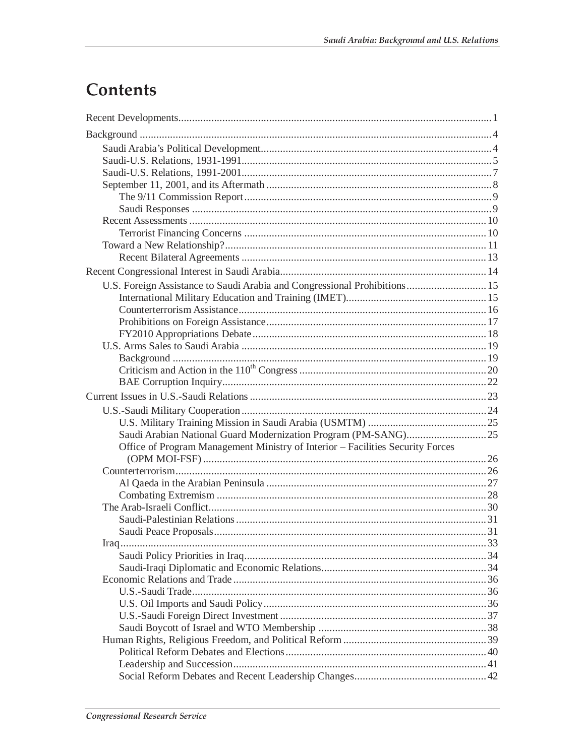# Contents

Recent Developments....................................................................................................................1

Background ....................................................................................................................................4

- Saudi Arabia's Political Development....................................................................................4
- Saudi-U.S. Relations, 1931-1991...........................................................................................5
- Saudi-U.S. Relations, 1991-2001...........................................................................................7
- September 11, 2001, and its Aftermath ..................................................................................8
  - The 9/11 Commission Report..........................................................................................9
  - Saudi Responses .............................................................................................................9
- Recent Assessments ............................................................................................................10
  - Terrorist Financing Concerns ........................................................................................10
- Toward a New Relationship?...............................................................................................11
  - Recent Bilateral Agreements .........................................................................................13

Recent Congressional Interest in Saudi Arabia............................................................................14

- U.S. Foreign Assistance to Saudi Arabia and Congressional Prohibitions.............................15
  - International Military Education and Training (IMET)..................................................15
  - Counterterrorism Assistance..........................................................................................16
  - Prohibitions on Foreign Assistance................................................................................17
  - FY2010 Appropriations Debate.....................................................................................18
- U.S. Arms Sales to Saudi Arabia .........................................................................................19
  - Background ..................................................................................................................19
  - Criticism and Action in the 110th Congress....................................................................20
  - BAE Corruption Inquiry...............................................................................................22

Current Issues in U.S.-Saudi Relations ......................................................................................23

- U.S.-Saudi Military Cooperation.........................................................................................24
  - U.S. Military Training Mission in Saudi Arabia (USMTM) ...........................................25
  - Saudi Arabian National Guard Modernization Program (PM-SANG).............................25
  - Office of Program Management Ministry of Interior – Facilities Security Forces (OPM MOI-FSF) ......................................................................................................26
- Counterterrorism.................................................................................................................26
  - Al Qaeda in the Arabian Peninsula ................................................................................27
  - Combating Extremism ..................................................................................................28
- The Arab-Israeli Conflict.....................................................................................................30
  - Saudi-Palestinian Relations...........................................................................................31
  - Saudi Peace Proposals...................................................................................................31
- Iraq.....................................................................................................................................33
  - Saudi Policy Priorities in Iraq........................................................................................34
  - Saudi-Iraqi Diplomatic and Economic Relations............................................................34
- Economic Relations and Trade ............................................................................................36
  - U.S.-Saudi Trade...........................................................................................................36
  - U.S. Oil Imports and Saudi Policy.................................................................................36
  - U.S.-Saudi Foreign Direct Investment ...........................................................................37
  - Saudi Boycott of Israel and WTO Membership .............................................................38
- Human Rights, Religious Freedom, and Political Reform ....................................................39
  - Political Reform Debates and Elections.........................................................................40
  - Leadership and Succession............................................................................................41
  - Social Reform Debates and Recent Leadership Changes................................................42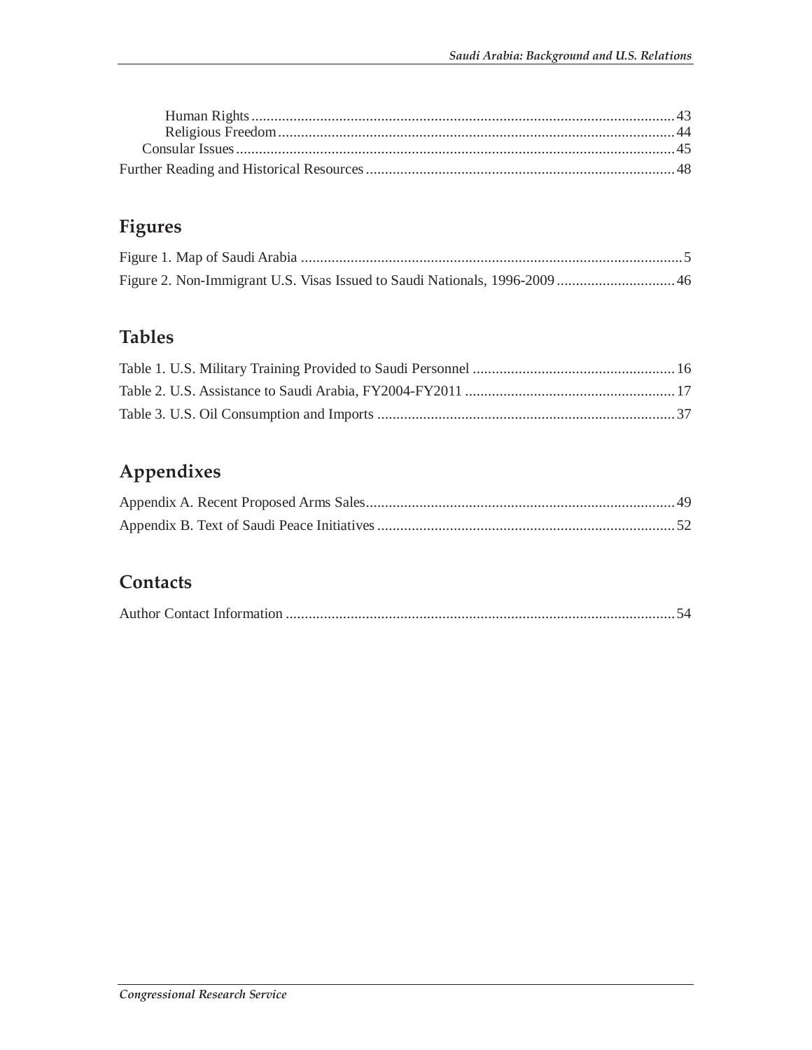Human Rights ..................................................................................................................43
Religious Freedom ........................................................................................................44
Consular Issues ..................................................................................................................45
Further Reading and Historical Resources ..................................................................................48

## Figures

Figure 1. Map of Saudi Arabia ....................................................................................................5
Figure 2. Non-Immigrant U.S. Visas Issued to Saudi Nationals, 1996-2009 ...............................46

## Tables

Table 1. U.S. Military Training Provided to Saudi Personnel .....................................................16
Table 2. U.S. Assistance to Saudi Arabia, FY2004-FY2011 .......................................................17
Table 3. U.S. Oil Consumption and Imports ..............................................................................37

## Appendixes

Appendix A. Recent Proposed Arms Sales..................................................................................49
Appendix B. Text of Saudi Peace Initiatives ..............................................................................52

## Contacts

Author Contact Information ......................................................................................................54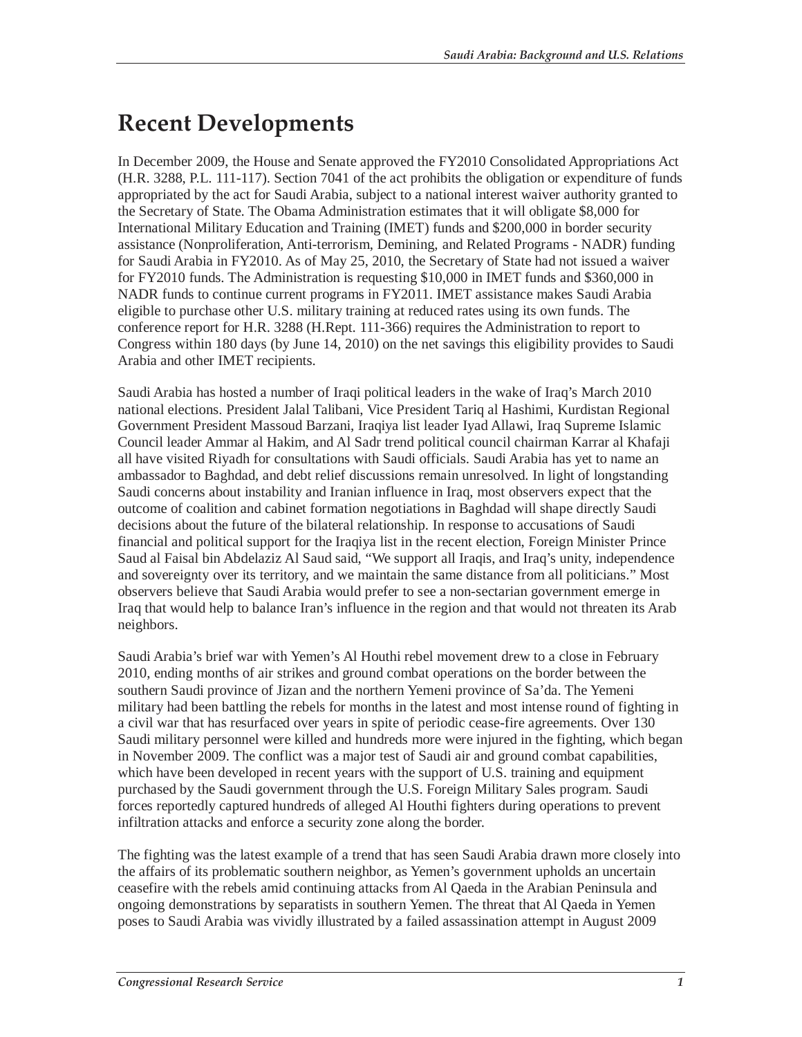# Recent Developments

In December 2009, the House and Senate approved the FY2010 Consolidated Appropriations Act (H.R. 3288, P.L. 111-117). Section 7041 of the act prohibits the obligation or expenditure of funds appropriated by the act for Saudi Arabia, subject to a national interest waiver authority granted to the Secretary of State. The Obama Administration estimates that it will obligate $8,000 for International Military Education and Training (IMET) funds and $200,000 in border security assistance (Nonproliferation, Anti-terrorism, Demining, and Related Programs - NADR) funding for Saudi Arabia in FY2010. As of May 25, 2010, the Secretary of State had not issued a waiver for FY2010 funds. The Administration is requesting $10,000 in IMET funds and $360,000 in NADR funds to continue current programs in FY2011. IMET assistance makes Saudi Arabia eligible to purchase other U.S. military training at reduced rates using its own funds. The conference report for H.R. 3288 (H.Rept. 111-366) requires the Administration to report to Congress within 180 days (by June 14, 2010) on the net savings this eligibility provides to Saudi Arabia and other IMET recipients.

Saudi Arabia has hosted a number of Iraqi political leaders in the wake of Iraq's March 2010 national elections. President Jalal Talibani, Vice President Tariq al Hashimi, Kurdistan Regional Government President Massoud Barzani, Iraqiya list leader Iyad Allawi, Iraq Supreme Islamic Council leader Ammar al Hakim, and Al Sadr trend political council chairman Karrar al Khafaji all have visited Riyadh for consultations with Saudi officials. Saudi Arabia has yet to name an ambassador to Baghdad, and debt relief discussions remain unresolved. In light of longstanding Saudi concerns about instability and Iranian influence in Iraq, most observers expect that the outcome of coalition and cabinet formation negotiations in Baghdad will shape directly Saudi decisions about the future of the bilateral relationship. In response to accusations of Saudi financial and political support for the Iraqiya list in the recent election, Foreign Minister Prince Saud al Faisal bin Abdelaziz Al Saud said, "We support all Iraqis, and Iraq's unity, independence and sovereignty over its territory, and we maintain the same distance from all politicians." Most observers believe that Saudi Arabia would prefer to see a non-sectarian government emerge in Iraq that would help to balance Iran's influence in the region and that would not threaten its Arab neighbors.

Saudi Arabia's brief war with Yemen's Al Houthi rebel movement drew to a close in February 2010, ending months of air strikes and ground combat operations on the border between the southern Saudi province of Jizan and the northern Yemeni province of Sa'da. The Yemeni military had been battling the rebels for months in the latest and most intense round of fighting in a civil war that has resurfaced over years in spite of periodic cease-fire agreements. Over 130 Saudi military personnel were killed and hundreds more were injured in the fighting, which began in November 2009. The conflict was a major test of Saudi air and ground combat capabilities, which have been developed in recent years with the support of U.S. training and equipment purchased by the Saudi government through the U.S. Foreign Military Sales program. Saudi forces reportedly captured hundreds of alleged Al Houthi fighters during operations to prevent infiltration attacks and enforce a security zone along the border.

The fighting was the latest example of a trend that has seen Saudi Arabia drawn more closely into the affairs of its problematic southern neighbor, as Yemen's government upholds an uncertain ceasefire with the rebels amid continuing attacks from Al Qaeda in the Arabian Peninsula and ongoing demonstrations by separatists in southern Yemen. The threat that Al Qaeda in Yemen poses to Saudi Arabia was vividly illustrated by a failed assassination attempt in August 2009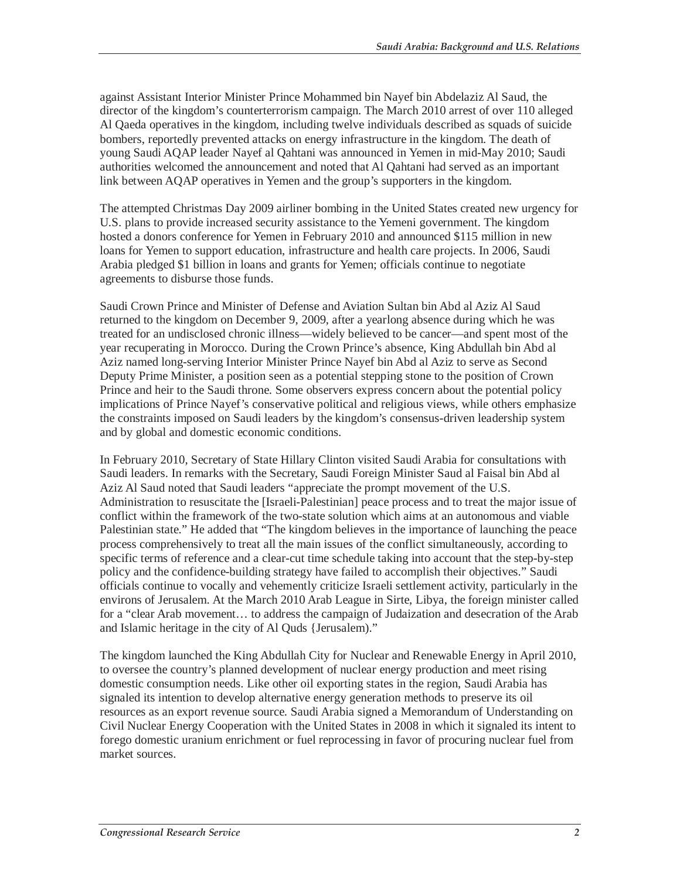against Assistant Interior Minister Prince Mohammed bin Nayef bin Abdelaziz Al Saud, the director of the kingdom's counterterrorism campaign. The March 2010 arrest of over 110 alleged Al Qaeda operatives in the kingdom, including twelve individuals described as squads of suicide bombers, reportedly prevented attacks on energy infrastructure in the kingdom. The death of young Saudi AQAP leader Nayef al Qahtani was announced in Yemen in mid-May 2010; Saudi authorities welcomed the announcement and noted that Al Qahtani had served as an important link between AQAP operatives in Yemen and the group's supporters in the kingdom.

The attempted Christmas Day 2009 airliner bombing in the United States created new urgency for U.S. plans to provide increased security assistance to the Yemeni government. The kingdom hosted a donors conference for Yemen in February 2010 and announced $115 million in new loans for Yemen to support education, infrastructure and health care projects. In 2006, Saudi Arabia pledged $1 billion in loans and grants for Yemen; officials continue to negotiate agreements to disburse those funds.

Saudi Crown Prince and Minister of Defense and Aviation Sultan bin Abd al Aziz Al Saud returned to the kingdom on December 9, 2009, after a yearlong absence during which he was treated for an undisclosed chronic illness—widely believed to be cancer—and spent most of the year recuperating in Morocco. During the Crown Prince's absence, King Abdullah bin Abd al Aziz named long-serving Interior Minister Prince Nayef bin Abd al Aziz to serve as Second Deputy Prime Minister, a position seen as a potential stepping stone to the position of Crown Prince and heir to the Saudi throne. Some observers express concern about the potential policy implications of Prince Nayef's conservative political and religious views, while others emphasize the constraints imposed on Saudi leaders by the kingdom's consensus-driven leadership system and by global and domestic economic conditions.

In February 2010, Secretary of State Hillary Clinton visited Saudi Arabia for consultations with Saudi leaders. In remarks with the Secretary, Saudi Foreign Minister Saud al Faisal bin Abd al Aziz Al Saud noted that Saudi leaders "appreciate the prompt movement of the U.S. Administration to resuscitate the [Israeli-Palestinian] peace process and to treat the major issue of conflict within the framework of the two-state solution which aims at an autonomous and viable Palestinian state." He added that "The kingdom believes in the importance of launching the peace process comprehensively to treat all the main issues of the conflict simultaneously, according to specific terms of reference and a clear-cut time schedule taking into account that the step-by-step policy and the confidence-building strategy have failed to accomplish their objectives." Saudi officials continue to vocally and vehemently criticize Israeli settlement activity, particularly in the environs of Jerusalem. At the March 2010 Arab League in Sirte, Libya, the foreign minister called for a "clear Arab movement… to address the campaign of Judaization and desecration of the Arab and Islamic heritage in the city of Al Quds {Jerusalem)."

The kingdom launched the King Abdullah City for Nuclear and Renewable Energy in April 2010, to oversee the country's planned development of nuclear energy production and meet rising domestic consumption needs. Like other oil exporting states in the region, Saudi Arabia has signaled its intention to develop alternative energy generation methods to preserve its oil resources as an export revenue source. Saudi Arabia signed a Memorandum of Understanding on Civil Nuclear Energy Cooperation with the United States in 2008 in which it signaled its intent to forego domestic uranium enrichment or fuel reprocessing in favor of procuring nuclear fuel from market sources.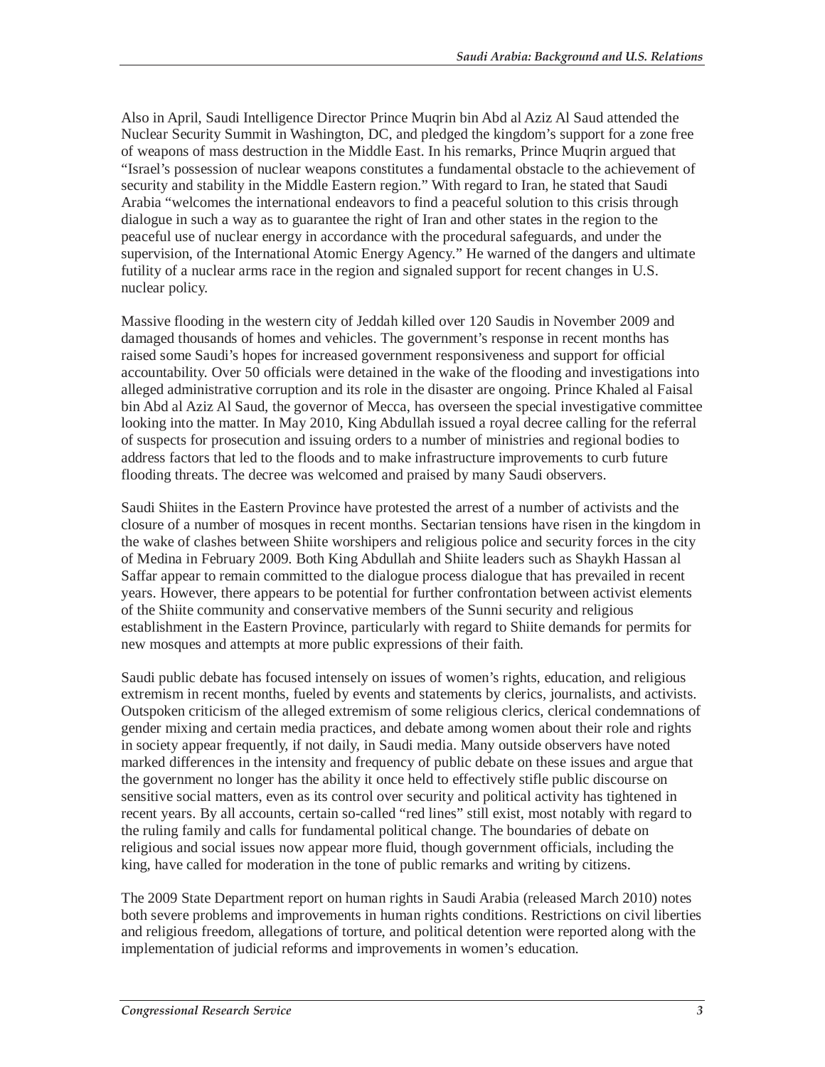Also in April, Saudi Intelligence Director Prince Muqrin bin Abd al Aziz Al Saud attended the Nuclear Security Summit in Washington, DC, and pledged the kingdom's support for a zone free of weapons of mass destruction in the Middle East. In his remarks, Prince Muqrin argued that "Israel's possession of nuclear weapons constitutes a fundamental obstacle to the achievement of security and stability in the Middle Eastern region." With regard to Iran, he stated that Saudi Arabia "welcomes the international endeavors to find a peaceful solution to this crisis through dialogue in such a way as to guarantee the right of Iran and other states in the region to the peaceful use of nuclear energy in accordance with the procedural safeguards, and under the supervision, of the International Atomic Energy Agency." He warned of the dangers and ultimate futility of a nuclear arms race in the region and signaled support for recent changes in U.S. nuclear policy.

Massive flooding in the western city of Jeddah killed over 120 Saudis in November 2009 and damaged thousands of homes and vehicles. The government's response in recent months has raised some Saudi's hopes for increased government responsiveness and support for official accountability. Over 50 officials were detained in the wake of the flooding and investigations into alleged administrative corruption and its role in the disaster are ongoing. Prince Khaled al Faisal bin Abd al Aziz Al Saud, the governor of Mecca, has overseen the special investigative committee looking into the matter. In May 2010, King Abdullah issued a royal decree calling for the referral of suspects for prosecution and issuing orders to a number of ministries and regional bodies to address factors that led to the floods and to make infrastructure improvements to curb future flooding threats. The decree was welcomed and praised by many Saudi observers.

Saudi Shiites in the Eastern Province have protested the arrest of a number of activists and the closure of a number of mosques in recent months. Sectarian tensions have risen in the kingdom in the wake of clashes between Shiite worshipers and religious police and security forces in the city of Medina in February 2009. Both King Abdullah and Shiite leaders such as Shaykh Hassan al Saffar appear to remain committed to the dialogue process dialogue that has prevailed in recent years. However, there appears to be potential for further confrontation between activist elements of the Shiite community and conservative members of the Sunni security and religious establishment in the Eastern Province, particularly with regard to Shiite demands for permits for new mosques and attempts at more public expressions of their faith.

Saudi public debate has focused intensely on issues of women's rights, education, and religious extremism in recent months, fueled by events and statements by clerics, journalists, and activists. Outspoken criticism of the alleged extremism of some religious clerics, clerical condemnations of gender mixing and certain media practices, and debate among women about their role and rights in society appear frequently, if not daily, in Saudi media. Many outside observers have noted marked differences in the intensity and frequency of public debate on these issues and argue that the government no longer has the ability it once held to effectively stifle public discourse on sensitive social matters, even as its control over security and political activity has tightened in recent years. By all accounts, certain so-called "red lines" still exist, most notably with regard to the ruling family and calls for fundamental political change. The boundaries of debate on religious and social issues now appear more fluid, though government officials, including the king, have called for moderation in the tone of public remarks and writing by citizens.

The 2009 State Department report on human rights in Saudi Arabia (released March 2010) notes both severe problems and improvements in human rights conditions. Restrictions on civil liberties and religious freedom, allegations of torture, and political detention were reported along with the implementation of judicial reforms and improvements in women's education.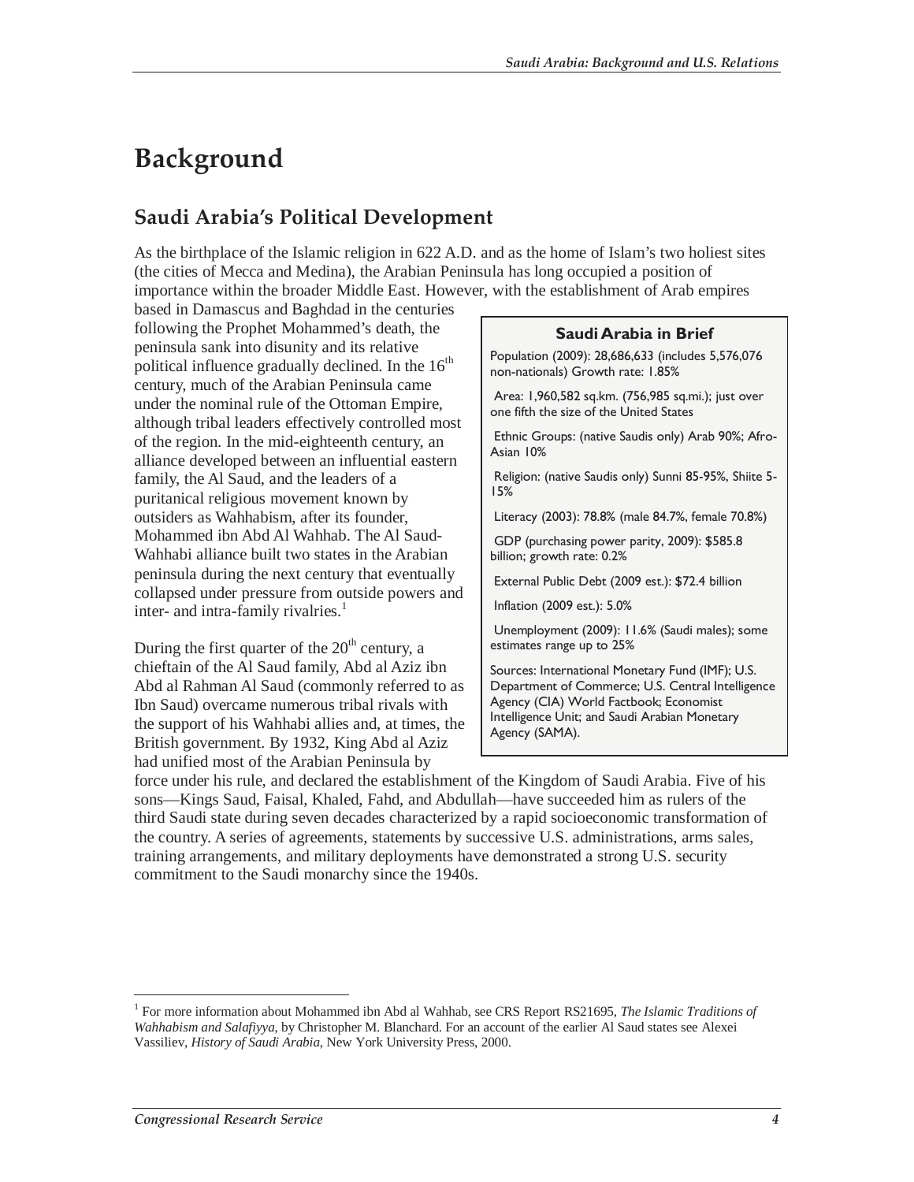# Background

## Saudi Arabia's Political Development

As the birthplace of the Islamic religion in 622 A.D. and as the home of Islam's two holiest sites (the cities of Mecca and Medina), the Arabian Peninsula has long occupied a position of importance within the broader Middle East. However, with the establishment of Arab empires based in Damascus and Baghdad in the centuries following the Prophet Mohammed's death, the peninsula sank into disunity and its relative political influence gradually declined. In the 16th century, much of the Arabian Peninsula came under the nominal rule of the Ottoman Empire, although tribal leaders effectively controlled most of the region. In the mid-eighteenth century, an alliance developed between an influential eastern family, the Al Saud, and the leaders of a puritanical religious movement known by outsiders as Wahhabism, after its founder, Mohammed ibn Abd Al Wahhab. The Al Saud-Wahhabi alliance built two states in the Arabian peninsula during the next century that eventually collapsed under pressure from outside powers and inter- and intra-family rivalries.[1]

> **Saudi Arabia in Brief**
>
> Population (2009): 28,686,633 (includes 5,576,076 non-nationals) Growth rate: 1.85%
>
> Area: 1,960,582 sq.km. (756,985 sq.mi.); just over one fifth the size of the United States
>
> Ethnic Groups: (native Saudis only) Arab 90%; Afro-Asian 10%
>
> Religion: (native Saudis only) Sunni 85-95%, Shiite 5-15%
>
> Literacy (2003): 78.8% (male 84.7%, female 70.8%)
>
> GDP (purchasing power parity, 2009): $585.8 billion; growth rate: 0.2%
>
> External Public Debt (2009 est.): $72.4 billion
>
> Inflation (2009 est.): 5.0%
>
> Unemployment (2009): 11.6% (Saudi males); some estimates range up to 25%
>
> Sources: International Monetary Fund (IMF); U.S. Department of Commerce; U.S. Central Intelligence Agency (CIA) World Factbook; Economist Intelligence Unit; and Saudi Arabian Monetary Agency (SAMA).

During the first quarter of the 20th century, a chieftain of the Al Saud family, Abd al Aziz ibn Abd al Rahman Al Saud (commonly referred to as Ibn Saud) overcame numerous tribal rivals with the support of his Wahhabi allies and, at times, the British government. By 1932, King Abd al Aziz had unified most of the Arabian Peninsula by force under his rule, and declared the establishment of the Kingdom of Saudi Arabia. Five of his sons—Kings Saud, Faisal, Khaled, Fahd, and Abdullah—have succeeded him as rulers of the third Saudi state during seven decades characterized by a rapid socioeconomic transformation of the country. A series of agreements, statements by successive U.S. administrations, arms sales, training arrangements, and military deployments have demonstrated a strong U.S. security commitment to the Saudi monarchy since the 1940s.

---

[1] For more information about Mohammed ibn Abd al Wahhab, see CRS Report RS21695, *The Islamic Traditions of Wahhabism and Salafiyya*, by Christopher M. Blanchard. For an account of the earlier Al Saud states see Alexei Vassiliev, *History of Saudi Arabia*, New York University Press, 2000.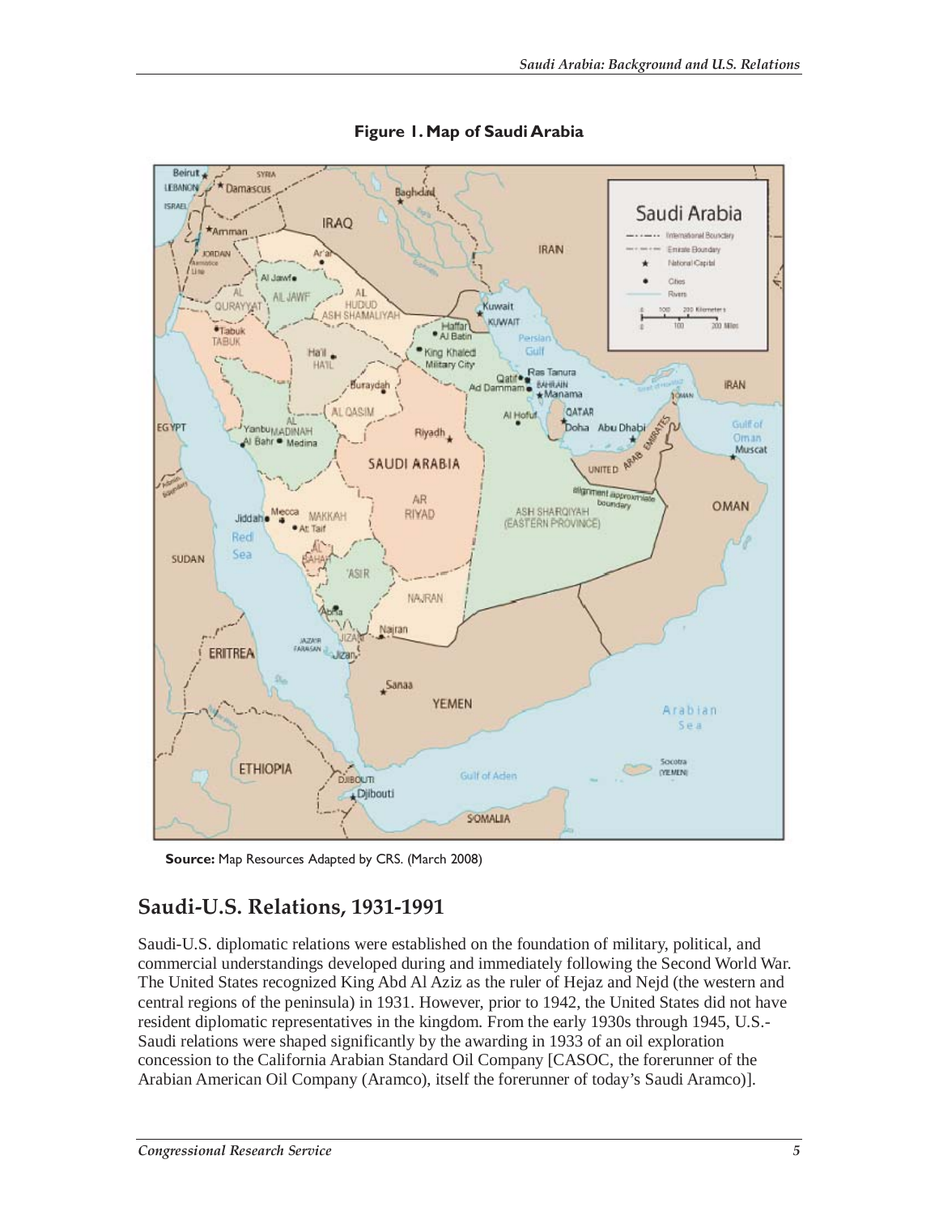**Figure 1. Map of Saudi Arabia**

**Source:** Map Resources Adapted by CRS. (March 2008)

## Saudi-U.S. Relations, 1931-1991

Saudi-U.S. diplomatic relations were established on the foundation of military, political, and commercial understandings developed during and immediately following the Second World War. The United States recognized King Abd Al Aziz as the ruler of Hejaz and Nejd (the western and central regions of the peninsula) in 1931. However, prior to 1942, the United States did not have resident diplomatic representatives in the kingdom. From the early 1930s through 1945, U.S.-Saudi relations were shaped significantly by the awarding in 1933 of an oil exploration concession to the California Arabian Standard Oil Company [CASOC, the forerunner of the Arabian American Oil Company (Aramco), itself the forerunner of today's Saudi Aramco)].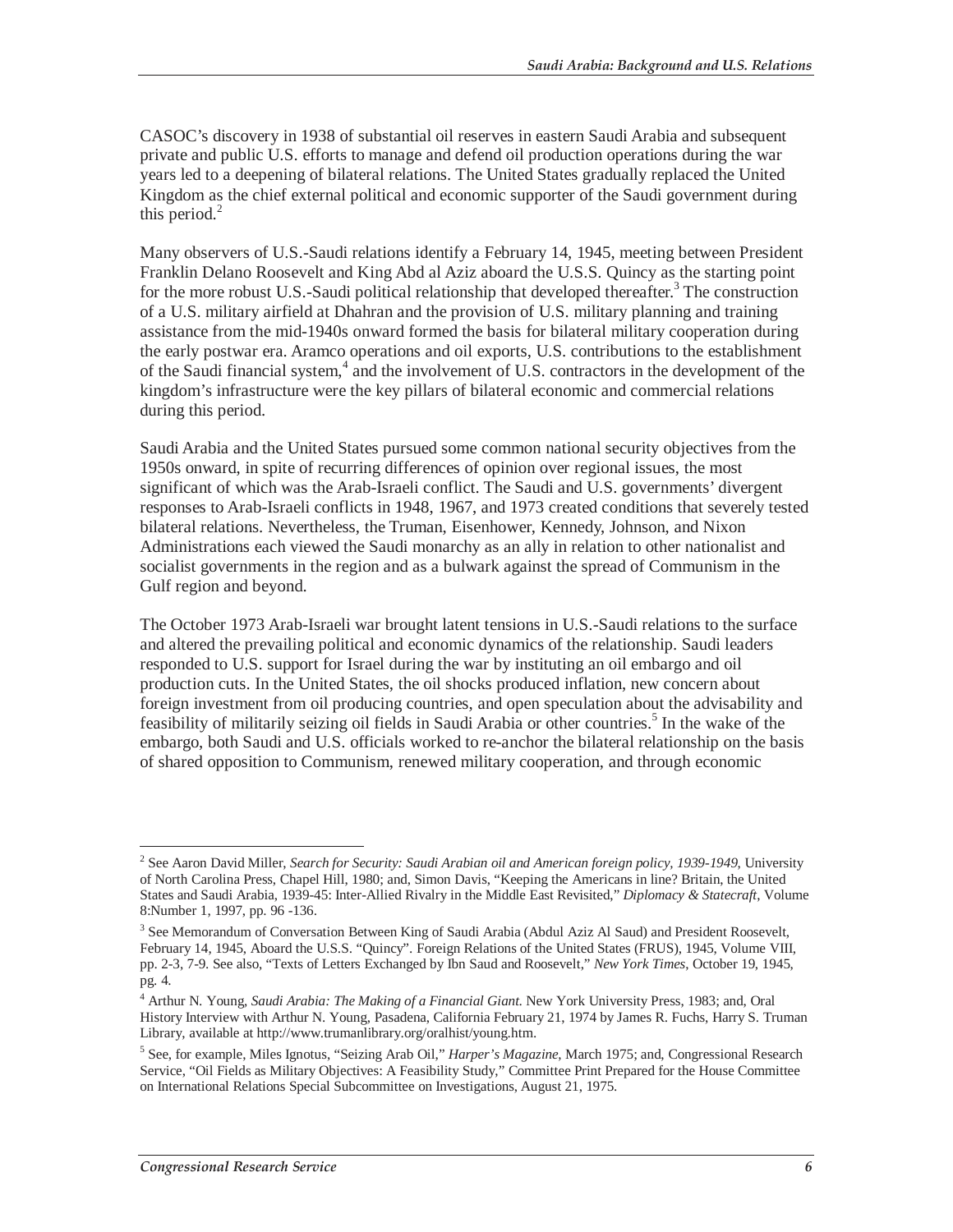CASOC's discovery in 1938 of substantial oil reserves in eastern Saudi Arabia and subsequent private and public U.S. efforts to manage and defend oil production operations during the war years led to a deepening of bilateral relations. The United States gradually replaced the United Kingdom as the chief external political and economic supporter of the Saudi government during this period.[2]

Many observers of U.S.-Saudi relations identify a February 14, 1945, meeting between President Franklin Delano Roosevelt and King Abd al Aziz aboard the U.S.S. Quincy as the starting point for the more robust U.S.-Saudi political relationship that developed thereafter.[3] The construction of a U.S. military airfield at Dhahran and the provision of U.S. military planning and training assistance from the mid-1940s onward formed the basis for bilateral military cooperation during the early postwar era. Aramco operations and oil exports, U.S. contributions to the establishment of the Saudi financial system,[4] and the involvement of U.S. contractors in the development of the kingdom's infrastructure were the key pillars of bilateral economic and commercial relations during this period.

Saudi Arabia and the United States pursued some common national security objectives from the 1950s onward, in spite of recurring differences of opinion over regional issues, the most significant of which was the Arab-Israeli conflict. The Saudi and U.S. governments' divergent responses to Arab-Israeli conflicts in 1948, 1967, and 1973 created conditions that severely tested bilateral relations. Nevertheless, the Truman, Eisenhower, Kennedy, Johnson, and Nixon Administrations each viewed the Saudi monarchy as an ally in relation to other nationalist and socialist governments in the region and as a bulwark against the spread of Communism in the Gulf region and beyond.

The October 1973 Arab-Israeli war brought latent tensions in U.S.-Saudi relations to the surface and altered the prevailing political and economic dynamics of the relationship. Saudi leaders responded to U.S. support for Israel during the war by instituting an oil embargo and oil production cuts. In the United States, the oil shocks produced inflation, new concern about foreign investment from oil producing countries, and open speculation about the advisability and feasibility of militarily seizing oil fields in Saudi Arabia or other countries.[5] In the wake of the embargo, both Saudi and U.S. officials worked to re-anchor the bilateral relationship on the basis of shared opposition to Communism, renewed military cooperation, and through economic

---

[2] See Aaron David Miller, *Search for Security: Saudi Arabian oil and American foreign policy, 1939-1949*, University of North Carolina Press, Chapel Hill, 1980; and, Simon Davis, "Keeping the Americans in line? Britain, the United States and Saudi Arabia, 1939-45: Inter-Allied Rivalry in the Middle East Revisited," *Diplomacy & Statecraft*, Volume 8:Number 1, 1997, pp. 96 -136.

[3] See Memorandum of Conversation Between King of Saudi Arabia (Abdul Aziz Al Saud) and President Roosevelt, February 14, 1945, Aboard the U.S.S. "Quincy". Foreign Relations of the United States (FRUS), 1945, Volume VIII, pp. 2-3, 7-9. See also, "Texts of Letters Exchanged by Ibn Saud and Roosevelt," *New York Times*, October 19, 1945, pg. 4.

[4] Arthur N. Young, *Saudi Arabia: The Making of a Financial Giant*. New York University Press, 1983; and, Oral History Interview with Arthur N. Young, Pasadena, California February 21, 1974 by James R. Fuchs, Harry S. Truman Library, available at http://www.trumanlibrary.org/oralhist/young.htm.

[5] See, for example, Miles Ignotus, "Seizing Arab Oil," *Harper's Magazine*, March 1975; and, Congressional Research Service, "Oil Fields as Military Objectives: A Feasibility Study," Committee Print Prepared for the House Committee on International Relations Special Subcommittee on Investigations, August 21, 1975.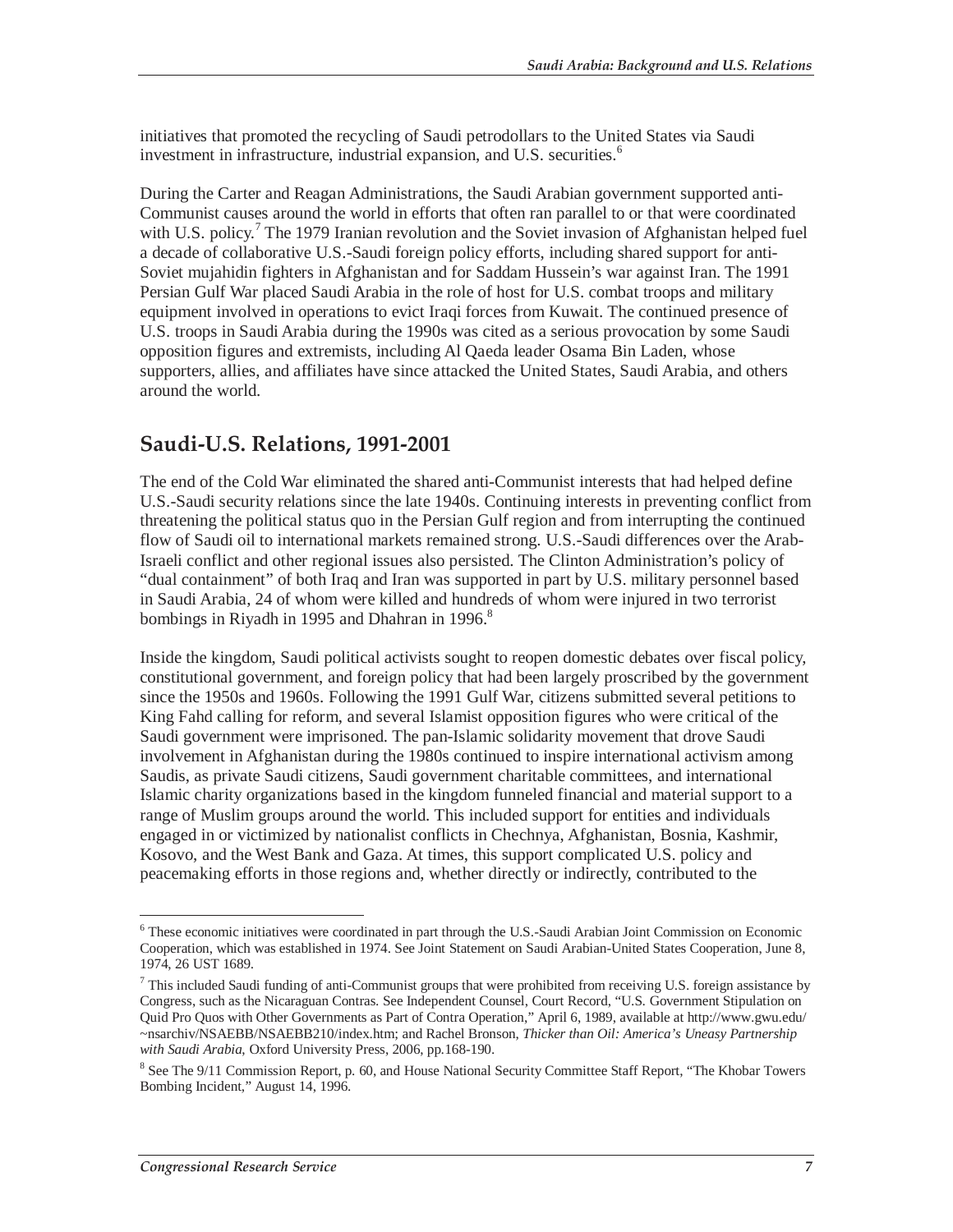initiatives that promoted the recycling of Saudi petrodollars to the United States via Saudi investment in infrastructure, industrial expansion, and U.S. securities.[6]

During the Carter and Reagan Administrations, the Saudi Arabian government supported anti-Communist causes around the world in efforts that often ran parallel to or that were coordinated with U.S. policy.[7] The 1979 Iranian revolution and the Soviet invasion of Afghanistan helped fuel a decade of collaborative U.S.-Saudi foreign policy efforts, including shared support for anti-Soviet mujahidin fighters in Afghanistan and for Saddam Hussein's war against Iran. The 1991 Persian Gulf War placed Saudi Arabia in the role of host for U.S. combat troops and military equipment involved in operations to evict Iraqi forces from Kuwait. The continued presence of U.S. troops in Saudi Arabia during the 1990s was cited as a serious provocation by some Saudi opposition figures and extremists, including Al Qaeda leader Osama Bin Laden, whose supporters, allies, and affiliates have since attacked the United States, Saudi Arabia, and others around the world.

## Saudi-U.S. Relations, 1991-2001

The end of the Cold War eliminated the shared anti-Communist interests that had helped define U.S.-Saudi security relations since the late 1940s. Continuing interests in preventing conflict from threatening the political status quo in the Persian Gulf region and from interrupting the continued flow of Saudi oil to international markets remained strong. U.S.-Saudi differences over the Arab-Israeli conflict and other regional issues also persisted. The Clinton Administration's policy of "dual containment" of both Iraq and Iran was supported in part by U.S. military personnel based in Saudi Arabia, 24 of whom were killed and hundreds of whom were injured in two terrorist bombings in Riyadh in 1995 and Dhahran in 1996.[8]

Inside the kingdom, Saudi political activists sought to reopen domestic debates over fiscal policy, constitutional government, and foreign policy that had been largely proscribed by the government since the 1950s and 1960s. Following the 1991 Gulf War, citizens submitted several petitions to King Fahd calling for reform, and several Islamist opposition figures who were critical of the Saudi government were imprisoned. The pan-Islamic solidarity movement that drove Saudi involvement in Afghanistan during the 1980s continued to inspire international activism among Saudis, as private Saudi citizens, Saudi government charitable committees, and international Islamic charity organizations based in the kingdom funneled financial and material support to a range of Muslim groups around the world. This included support for entities and individuals engaged in or victimized by nationalist conflicts in Chechnya, Afghanistan, Bosnia, Kashmir, Kosovo, and the West Bank and Gaza. At times, this support complicated U.S. policy and peacemaking efforts in those regions and, whether directly or indirectly, contributed to the

---

[6] These economic initiatives were coordinated in part through the U.S.-Saudi Arabian Joint Commission on Economic Cooperation, which was established in 1974. See Joint Statement on Saudi Arabian-United States Cooperation, June 8, 1974, 26 UST 1689.

[7] This included Saudi funding of anti-Communist groups that were prohibited from receiving U.S. foreign assistance by Congress, such as the Nicaraguan Contras. See Independent Counsel, Court Record, "U.S. Government Stipulation on Quid Pro Quos with Other Governments as Part of Contra Operation," April 6, 1989, available at http://www.gwu.edu/~nsarchiv/NSAEBB/NSAEBB210/index.htm; and Rachel Bronson, *Thicker than Oil: America's Uneasy Partnership with Saudi Arabia*, Oxford University Press, 2006, pp.168-190.

[8] See The 9/11 Commission Report, p. 60, and House National Security Committee Staff Report, "The Khobar Towers Bombing Incident," August 14, 1996.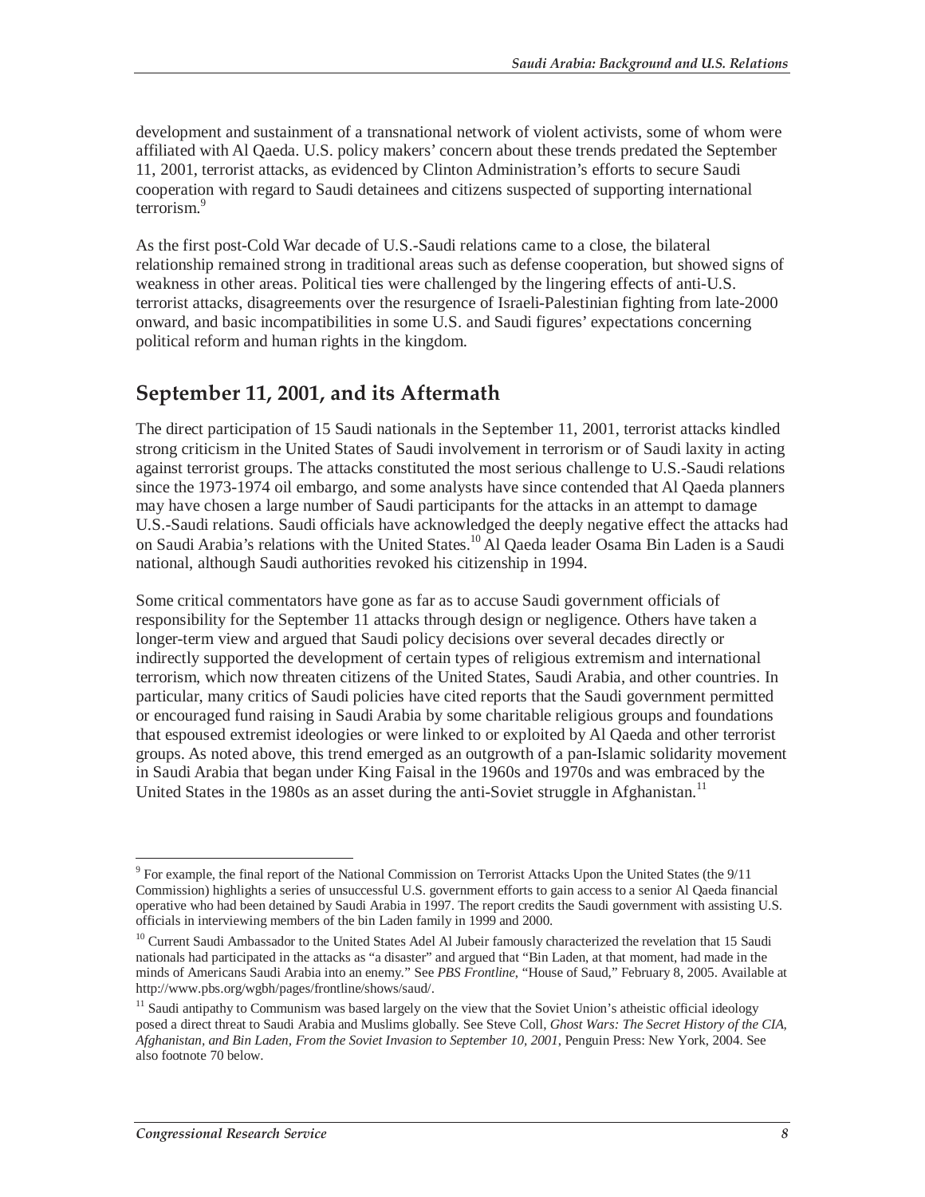development and sustainment of a transnational network of violent activists, some of whom were affiliated with Al Qaeda. U.S. policy makers' concern about these trends predated the September 11, 2001, terrorist attacks, as evidenced by Clinton Administration's efforts to secure Saudi cooperation with regard to Saudi detainees and citizens suspected of supporting international terrorism.[9]

As the first post-Cold War decade of U.S.-Saudi relations came to a close, the bilateral relationship remained strong in traditional areas such as defense cooperation, but showed signs of weakness in other areas. Political ties were challenged by the lingering effects of anti-U.S. terrorist attacks, disagreements over the resurgence of Israeli-Palestinian fighting from late-2000 onward, and basic incompatibilities in some U.S. and Saudi figures' expectations concerning political reform and human rights in the kingdom.

## September 11, 2001, and its Aftermath

The direct participation of 15 Saudi nationals in the September 11, 2001, terrorist attacks kindled strong criticism in the United States of Saudi involvement in terrorism or of Saudi laxity in acting against terrorist groups. The attacks constituted the most serious challenge to U.S.-Saudi relations since the 1973-1974 oil embargo, and some analysts have since contended that Al Qaeda planners may have chosen a large number of Saudi participants for the attacks in an attempt to damage U.S.-Saudi relations. Saudi officials have acknowledged the deeply negative effect the attacks had on Saudi Arabia's relations with the United States.[10] Al Qaeda leader Osama Bin Laden is a Saudi national, although Saudi authorities revoked his citizenship in 1994.

Some critical commentators have gone as far as to accuse Saudi government officials of responsibility for the September 11 attacks through design or negligence. Others have taken a longer-term view and argued that Saudi policy decisions over several decades directly or indirectly supported the development of certain types of religious extremism and international terrorism, which now threaten citizens of the United States, Saudi Arabia, and other countries. In particular, many critics of Saudi policies have cited reports that the Saudi government permitted or encouraged fund raising in Saudi Arabia by some charitable religious groups and foundations that espoused extremist ideologies or were linked to or exploited by Al Qaeda and other terrorist groups. As noted above, this trend emerged as an outgrowth of a pan-Islamic solidarity movement in Saudi Arabia that began under King Faisal in the 1960s and 1970s and was embraced by the United States in the 1980s as an asset during the anti-Soviet struggle in Afghanistan.[11]

---

[9] For example, the final report of the National Commission on Terrorist Attacks Upon the United States (the 9/11 Commission) highlights a series of unsuccessful U.S. government efforts to gain access to a senior Al Qaeda financial operative who had been detained by Saudi Arabia in 1997. The report credits the Saudi government with assisting U.S. officials in interviewing members of the bin Laden family in 1999 and 2000.

[10] Current Saudi Ambassador to the United States Adel Al Jubeir famously characterized the revelation that 15 Saudi nationals had participated in the attacks as "a disaster" and argued that "Bin Laden, at that moment, had made in the minds of Americans Saudi Arabia into an enemy." See *PBS Frontline*, "House of Saud," February 8, 2005. Available at http://www.pbs.org/wgbh/pages/frontline/shows/saud/.

[11] Saudi antipathy to Communism was based largely on the view that the Soviet Union's atheistic official ideology posed a direct threat to Saudi Arabia and Muslims globally. See Steve Coll, *Ghost Wars: The Secret History of the CIA, Afghanistan, and Bin Laden, From the Soviet Invasion to September 10, 2001*, Penguin Press: New York, 2004. See also footnote 70 below.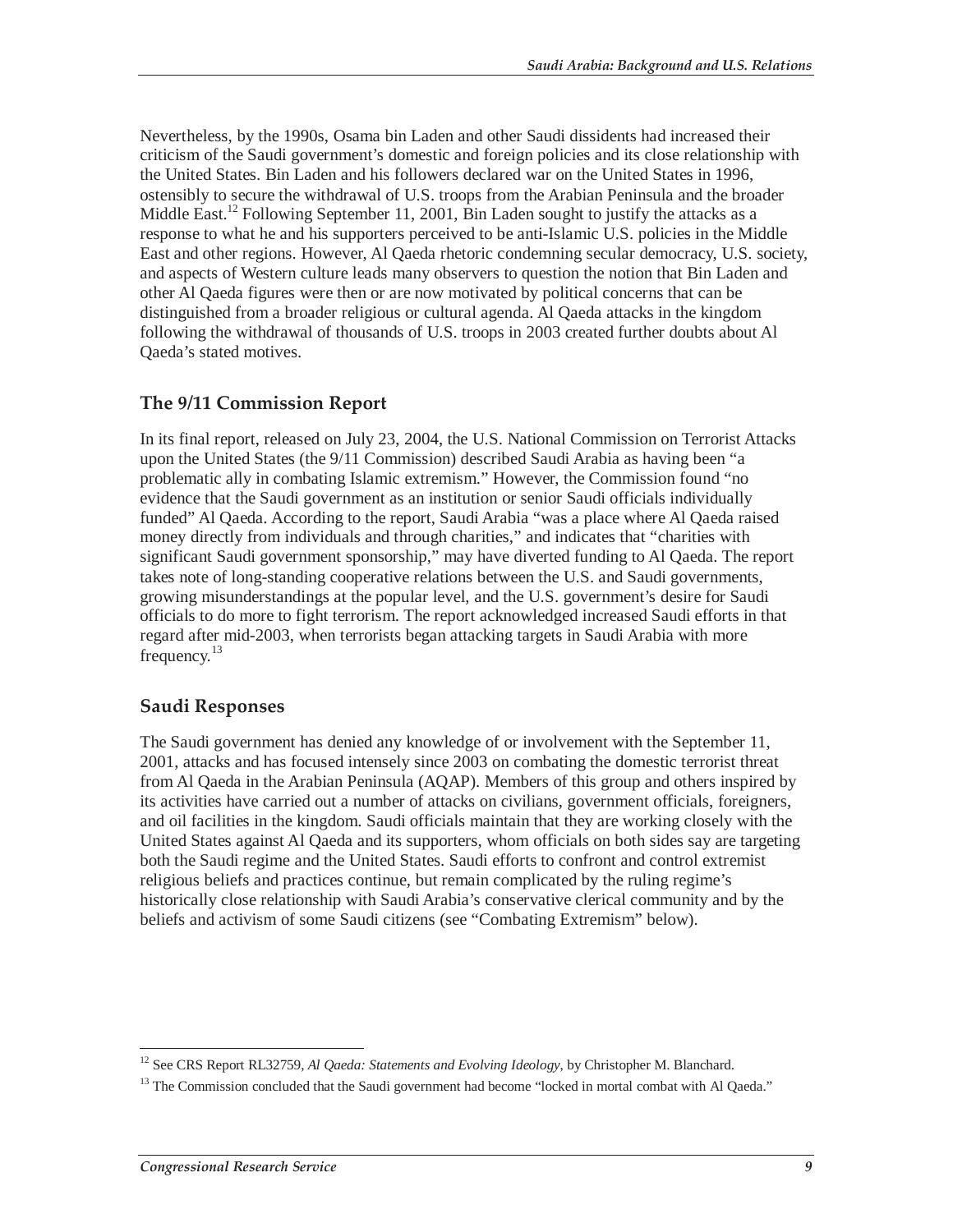Nevertheless, by the 1990s, Osama bin Laden and other Saudi dissidents had increased their criticism of the Saudi government's domestic and foreign policies and its close relationship with the United States. Bin Laden and his followers declared war on the United States in 1996, ostensibly to secure the withdrawal of U.S. troops from the Arabian Peninsula and the broader Middle East.[12] Following September 11, 2001, Bin Laden sought to justify the attacks as a response to what he and his supporters perceived to be anti-Islamic U.S. policies in the Middle East and other regions. However, Al Qaeda rhetoric condemning secular democracy, U.S. society, and aspects of Western culture leads many observers to question the notion that Bin Laden and other Al Qaeda figures were then or are now motivated by political concerns that can be distinguished from a broader religious or cultural agenda. Al Qaeda attacks in the kingdom following the withdrawal of thousands of U.S. troops in 2003 created further doubts about Al Qaeda's stated motives.

## The 9/11 Commission Report

In its final report, released on July 23, 2004, the U.S. National Commission on Terrorist Attacks upon the United States (the 9/11 Commission) described Saudi Arabia as having been "a problematic ally in combating Islamic extremism." However, the Commission found "no evidence that the Saudi government as an institution or senior Saudi officials individually funded" Al Qaeda. According to the report, Saudi Arabia "was a place where Al Qaeda raised money directly from individuals and through charities," and indicates that "charities with significant Saudi government sponsorship," may have diverted funding to Al Qaeda. The report takes note of long-standing cooperative relations between the U.S. and Saudi governments, growing misunderstandings at the popular level, and the U.S. government's desire for Saudi officials to do more to fight terrorism. The report acknowledged increased Saudi efforts in that regard after mid-2003, when terrorists began attacking targets in Saudi Arabia with more frequency.[13]

## Saudi Responses

The Saudi government has denied any knowledge of or involvement with the September 11, 2001, attacks and has focused intensely since 2003 on combating the domestic terrorist threat from Al Qaeda in the Arabian Peninsula (AQAP). Members of this group and others inspired by its activities have carried out a number of attacks on civilians, government officials, foreigners, and oil facilities in the kingdom. Saudi officials maintain that they are working closely with the United States against Al Qaeda and its supporters, whom officials on both sides say are targeting both the Saudi regime and the United States. Saudi efforts to confront and control extremist religious beliefs and practices continue, but remain complicated by the ruling regime's historically close relationship with Saudi Arabia's conservative clerical community and by the beliefs and activism of some Saudi citizens (see "Combating Extremism" below).

---

[12] See CRS Report RL32759, *Al Qaeda: Statements and Evolving Ideology*, by Christopher M. Blanchard.

[13] The Commission concluded that the Saudi government had become "locked in mortal combat with Al Qaeda."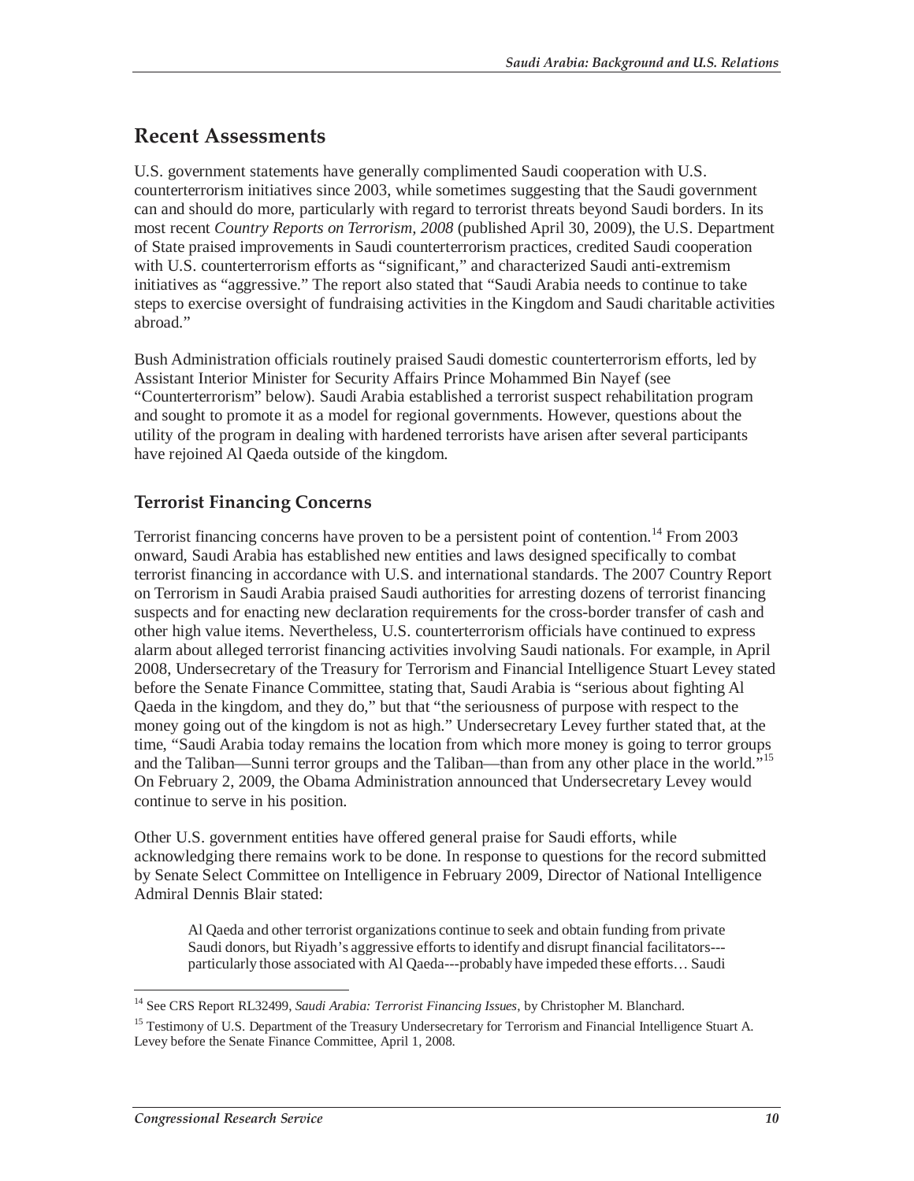## Recent Assessments

U.S. government statements have generally complimented Saudi cooperation with U.S. counterterrorism initiatives since 2003, while sometimes suggesting that the Saudi government can and should do more, particularly with regard to terrorist threats beyond Saudi borders. In its most recent *Country Reports on Terrorism, 2008* (published April 30, 2009), the U.S. Department of State praised improvements in Saudi counterterrorism practices, credited Saudi cooperation with U.S. counterterrorism efforts as "significant," and characterized Saudi anti-extremism initiatives as "aggressive." The report also stated that "Saudi Arabia needs to continue to take steps to exercise oversight of fundraising activities in the Kingdom and Saudi charitable activities abroad."

Bush Administration officials routinely praised Saudi domestic counterterrorism efforts, led by Assistant Interior Minister for Security Affairs Prince Mohammed Bin Nayef (see "Counterterrorism" below). Saudi Arabia established a terrorist suspect rehabilitation program and sought to promote it as a model for regional governments. However, questions about the utility of the program in dealing with hardened terrorists have arisen after several participants have rejoined Al Qaeda outside of the kingdom.

### Terrorist Financing Concerns

Terrorist financing concerns have proven to be a persistent point of contention.[14] From 2003 onward, Saudi Arabia has established new entities and laws designed specifically to combat terrorist financing in accordance with U.S. and international standards. The 2007 Country Report on Terrorism in Saudi Arabia praised Saudi authorities for arresting dozens of terrorist financing suspects and for enacting new declaration requirements for the cross-border transfer of cash and other high value items. Nevertheless, U.S. counterterrorism officials have continued to express alarm about alleged terrorist financing activities involving Saudi nationals. For example, in April 2008, Undersecretary of the Treasury for Terrorism and Financial Intelligence Stuart Levey stated before the Senate Finance Committee, stating that, Saudi Arabia is "serious about fighting Al Qaeda in the kingdom, and they do," but that "the seriousness of purpose with respect to the money going out of the kingdom is not as high." Undersecretary Levey further stated that, at the time, "Saudi Arabia today remains the location from which more money is going to terror groups and the Taliban—Sunni terror groups and the Taliban—than from any other place in the world."[15] On February 2, 2009, the Obama Administration announced that Undersecretary Levey would continue to serve in his position.

Other U.S. government entities have offered general praise for Saudi efforts, while acknowledging there remains work to be done. In response to questions for the record submitted by Senate Select Committee on Intelligence in February 2009, Director of National Intelligence Admiral Dennis Blair stated:

> Al Qaeda and other terrorist organizations continue to seek and obtain funding from private Saudi donors, but Riyadh's aggressive efforts to identify and disrupt financial facilitators---particularly those associated with Al Qaeda---probably have impeded these efforts… Saudi

---

[14] See CRS Report RL32499, *Saudi Arabia: Terrorist Financing Issues*, by Christopher M. Blanchard.

[15] Testimony of U.S. Department of the Treasury Undersecretary for Terrorism and Financial Intelligence Stuart A. Levey before the Senate Finance Committee, April 1, 2008.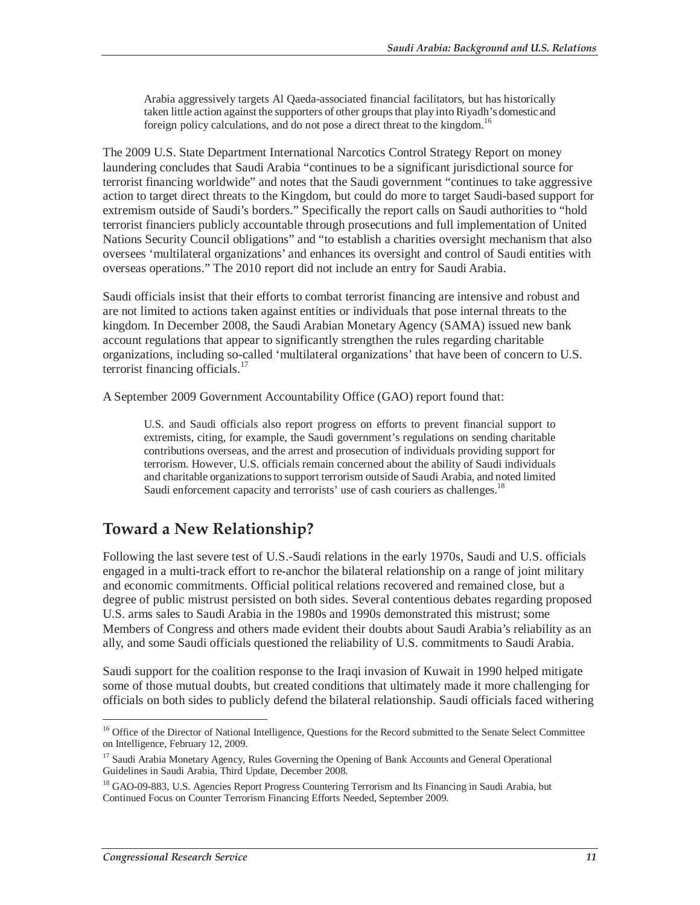> Arabia aggressively targets Al Qaeda-associated financial facilitators, but has historically taken little action against the supporters of other groups that play into Riyadh's domestic and foreign policy calculations, and do not pose a direct threat to the kingdom.[16]

The 2009 U.S. State Department International Narcotics Control Strategy Report on money laundering concludes that Saudi Arabia "continues to be a significant jurisdictional source for terrorist financing worldwide" and notes that the Saudi government "continues to take aggressive action to target direct threats to the Kingdom, but could do more to target Saudi-based support for extremism outside of Saudi's borders." Specifically the report calls on Saudi authorities to "hold terrorist financiers publicly accountable through prosecutions and full implementation of United Nations Security Council obligations" and "to establish a charities oversight mechanism that also oversees 'multilateral organizations' and enhances its oversight and control of Saudi entities with overseas operations." The 2010 report did not include an entry for Saudi Arabia.

Saudi officials insist that their efforts to combat terrorist financing are intensive and robust and are not limited to actions taken against entities or individuals that pose internal threats to the kingdom. In December 2008, the Saudi Arabian Monetary Agency (SAMA) issued new bank account regulations that appear to significantly strengthen the rules regarding charitable organizations, including so-called 'multilateral organizations' that have been of concern to U.S. terrorist financing officials.[17]

A September 2009 Government Accountability Office (GAO) report found that:

> U.S. and Saudi officials also report progress on efforts to prevent financial support to extremists, citing, for example, the Saudi government's regulations on sending charitable contributions overseas, and the arrest and prosecution of individuals providing support for terrorism. However, U.S. officials remain concerned about the ability of Saudi individuals and charitable organizations to support terrorism outside of Saudi Arabia, and noted limited Saudi enforcement capacity and terrorists' use of cash couriers as challenges.[18]

## Toward a New Relationship?

Following the last severe test of U.S.-Saudi relations in the early 1970s, Saudi and U.S. officials engaged in a multi-track effort to re-anchor the bilateral relationship on a range of joint military and economic commitments. Official political relations recovered and remained close, but a degree of public mistrust persisted on both sides. Several contentious debates regarding proposed U.S. arms sales to Saudi Arabia in the 1980s and 1990s demonstrated this mistrust; some Members of Congress and others made evident their doubts about Saudi Arabia's reliability as an ally, and some Saudi officials questioned the reliability of U.S. commitments to Saudi Arabia.

Saudi support for the coalition response to the Iraqi invasion of Kuwait in 1990 helped mitigate some of those mutual doubts, but created conditions that ultimately made it more challenging for officials on both sides to publicly defend the bilateral relationship. Saudi officials faced withering

---

[16] Office of the Director of National Intelligence, Questions for the Record submitted to the Senate Select Committee on Intelligence, February 12, 2009.

[17] Saudi Arabia Monetary Agency, Rules Governing the Opening of Bank Accounts and General Operational Guidelines in Saudi Arabia, Third Update, December 2008.

[18] GAO-09-883, U.S. Agencies Report Progress Countering Terrorism and Its Financing in Saudi Arabia, but Continued Focus on Counter Terrorism Financing Efforts Needed, September 2009.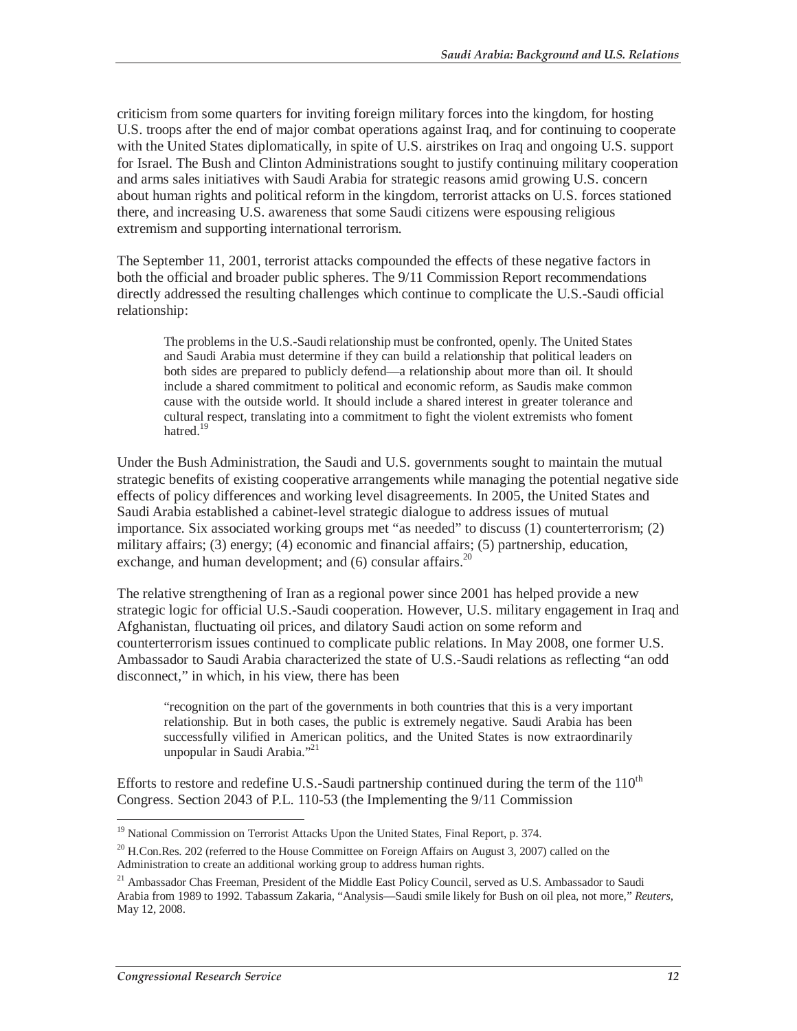criticism from some quarters for inviting foreign military forces into the kingdom, for hosting U.S. troops after the end of major combat operations against Iraq, and for continuing to cooperate with the United States diplomatically, in spite of U.S. airstrikes on Iraq and ongoing U.S. support for Israel. The Bush and Clinton Administrations sought to justify continuing military cooperation and arms sales initiatives with Saudi Arabia for strategic reasons amid growing U.S. concern about human rights and political reform in the kingdom, terrorist attacks on U.S. forces stationed there, and increasing U.S. awareness that some Saudi citizens were espousing religious extremism and supporting international terrorism.

The September 11, 2001, terrorist attacks compounded the effects of these negative factors in both the official and broader public spheres. The 9/11 Commission Report recommendations directly addressed the resulting challenges which continue to complicate the U.S.-Saudi official relationship:

> The problems in the U.S.-Saudi relationship must be confronted, openly. The United States and Saudi Arabia must determine if they can build a relationship that political leaders on both sides are prepared to publicly defend—a relationship about more than oil. It should include a shared commitment to political and economic reform, as Saudis make common cause with the outside world. It should include a shared interest in greater tolerance and cultural respect, translating into a commitment to fight the violent extremists who foment hatred.[19]

Under the Bush Administration, the Saudi and U.S. governments sought to maintain the mutual strategic benefits of existing cooperative arrangements while managing the potential negative side effects of policy differences and working level disagreements. In 2005, the United States and Saudi Arabia established a cabinet-level strategic dialogue to address issues of mutual importance. Six associated working groups met "as needed" to discuss (1) counterterrorism; (2) military affairs; (3) energy; (4) economic and financial affairs; (5) partnership, education, exchange, and human development; and (6) consular affairs.[20]

The relative strengthening of Iran as a regional power since 2001 has helped provide a new strategic logic for official U.S.-Saudi cooperation. However, U.S. military engagement in Iraq and Afghanistan, fluctuating oil prices, and dilatory Saudi action on some reform and counterterrorism issues continued to complicate public relations. In May 2008, one former U.S. Ambassador to Saudi Arabia characterized the state of U.S.-Saudi relations as reflecting "an odd disconnect," in which, in his view, there has been

> "recognition on the part of the governments in both countries that this is a very important relationship. But in both cases, the public is extremely negative. Saudi Arabia has been successfully vilified in American politics, and the United States is now extraordinarily unpopular in Saudi Arabia."[21]

Efforts to restore and redefine U.S.-Saudi partnership continued during the term of the 110th Congress. Section 2043 of P.L. 110-53 (the Implementing the 9/11 Commission

---

[19] National Commission on Terrorist Attacks Upon the United States, Final Report, p. 374.

[20] H.Con.Res. 202 (referred to the House Committee on Foreign Affairs on August 3, 2007) called on the Administration to create an additional working group to address human rights.

[21] Ambassador Chas Freeman, President of the Middle East Policy Council, served as U.S. Ambassador to Saudi Arabia from 1989 to 1992. Tabassum Zakaria, "Analysis—Saudi smile likely for Bush on oil plea, not more," *Reuters*, May 12, 2008.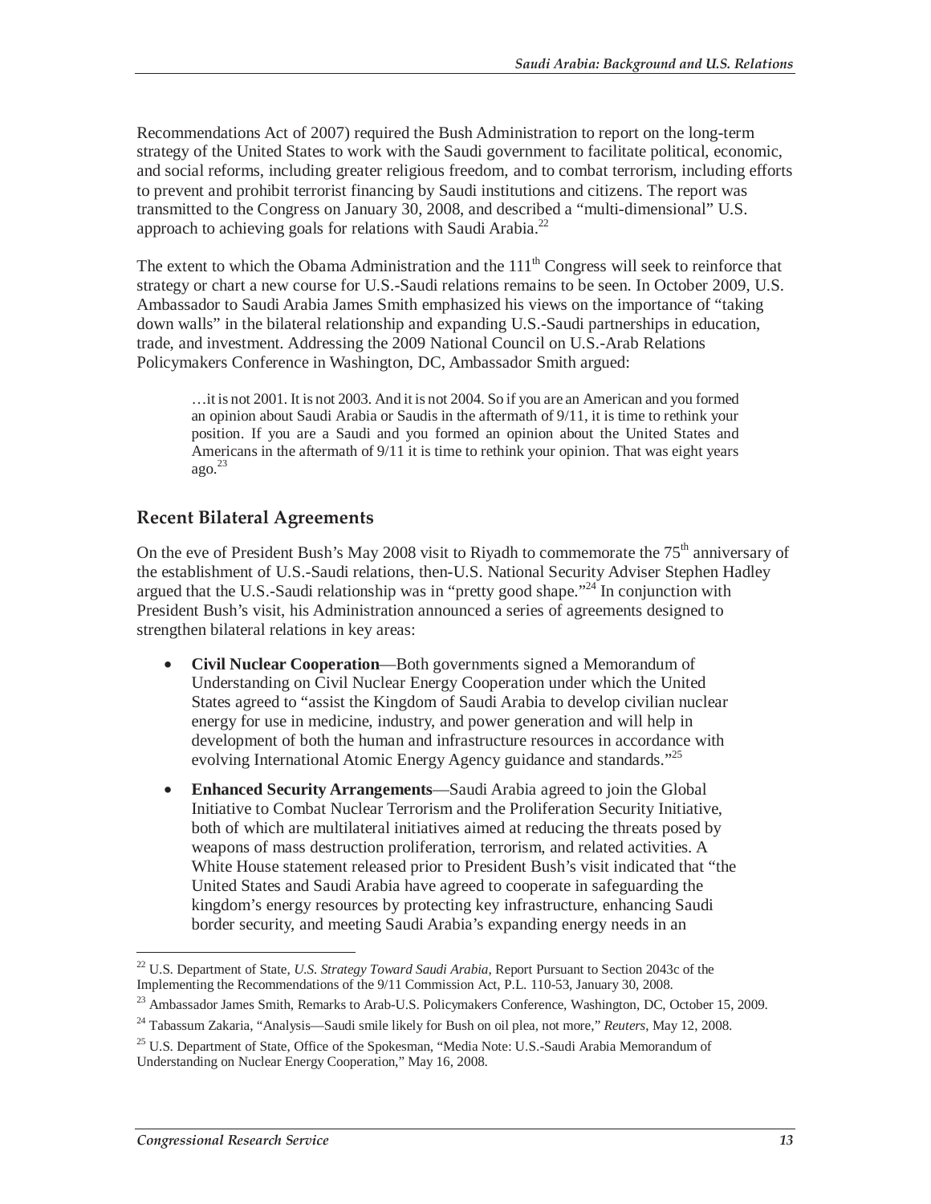Recommendations Act of 2007) required the Bush Administration to report on the long-term strategy of the United States to work with the Saudi government to facilitate political, economic, and social reforms, including greater religious freedom, and to combat terrorism, including efforts to prevent and prohibit terrorist financing by Saudi institutions and citizens. The report was transmitted to the Congress on January 30, 2008, and described a "multi-dimensional" U.S. approach to achieving goals for relations with Saudi Arabia.[22]

The extent to which the Obama Administration and the 111th Congress will seek to reinforce that strategy or chart a new course for U.S.-Saudi relations remains to be seen. In October 2009, U.S. Ambassador to Saudi Arabia James Smith emphasized his views on the importance of "taking down walls" in the bilateral relationship and expanding U.S.-Saudi partnerships in education, trade, and investment. Addressing the 2009 National Council on U.S.-Arab Relations Policymakers Conference in Washington, DC, Ambassador Smith argued:

> …it is not 2001. It is not 2003. And it is not 2004. So if you are an American and you formed an opinion about Saudi Arabia or Saudis in the aftermath of 9/11, it is time to rethink your position. If you are a Saudi and you formed an opinion about the United States and Americans in the aftermath of 9/11 it is time to rethink your opinion. That was eight years ago.[23]

## Recent Bilateral Agreements

On the eve of President Bush's May 2008 visit to Riyadh to commemorate the 75th anniversary of the establishment of U.S.-Saudi relations, then-U.S. National Security Adviser Stephen Hadley argued that the U.S.-Saudi relationship was in "pretty good shape."[24] In conjunction with President Bush's visit, his Administration announced a series of agreements designed to strengthen bilateral relations in key areas:

- **Civil Nuclear Cooperation**—Both governments signed a Memorandum of Understanding on Civil Nuclear Energy Cooperation under which the United States agreed to "assist the Kingdom of Saudi Arabia to develop civilian nuclear energy for use in medicine, industry, and power generation and will help in development of both the human and infrastructure resources in accordance with evolving International Atomic Energy Agency guidance and standards."[25]
- **Enhanced Security Arrangements**—Saudi Arabia agreed to join the Global Initiative to Combat Nuclear Terrorism and the Proliferation Security Initiative, both of which are multilateral initiatives aimed at reducing the threats posed by weapons of mass destruction proliferation, terrorism, and related activities. A White House statement released prior to President Bush's visit indicated that "the United States and Saudi Arabia have agreed to cooperate in safeguarding the kingdom's energy resources by protecting key infrastructure, enhancing Saudi border security, and meeting Saudi Arabia's expanding energy needs in an

---

[22] U.S. Department of State, *U.S. Strategy Toward Saudi Arabia*, Report Pursuant to Section 2043c of the Implementing the Recommendations of the 9/11 Commission Act, P.L. 110-53, January 30, 2008.

[23] Ambassador James Smith, Remarks to Arab-U.S. Policymakers Conference, Washington, DC, October 15, 2009.

[24] Tabassum Zakaria, "Analysis—Saudi smile likely for Bush on oil plea, not more," *Reuters*, May 12, 2008.

[25] U.S. Department of State, Office of the Spokesman, "Media Note: U.S.-Saudi Arabia Memorandum of Understanding on Nuclear Energy Cooperation," May 16, 2008.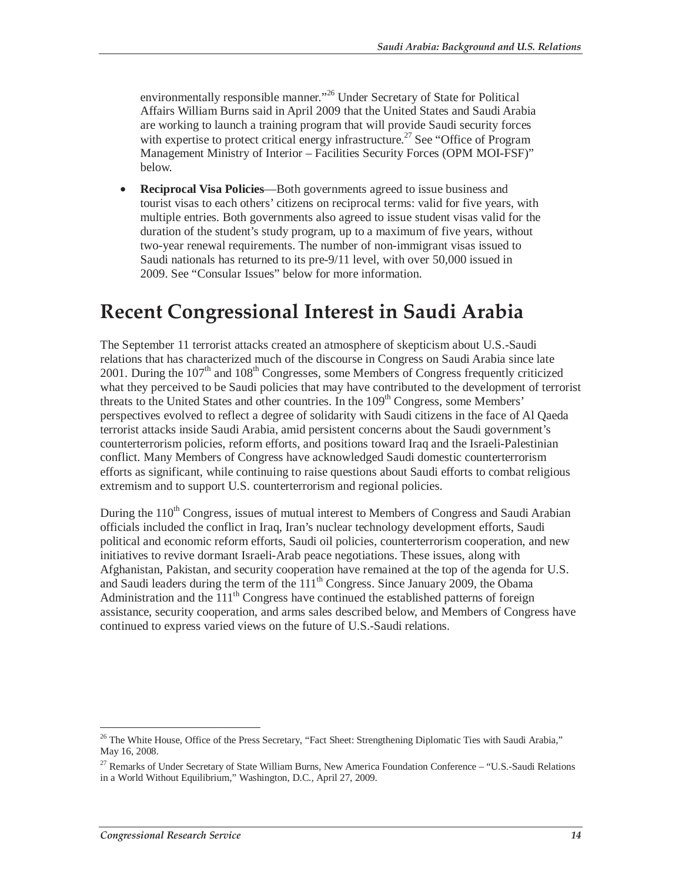environmentally responsible manner."[26] Under Secretary of State for Political Affairs William Burns said in April 2009 that the United States and Saudi Arabia are working to launch a training program that will provide Saudi security forces with expertise to protect critical energy infrastructure.[27] See "Office of Program Management Ministry of Interior – Facilities Security Forces (OPM MOI-FSF)" below.

- **Reciprocal Visa Policies**—Both governments agreed to issue business and tourist visas to each others' citizens on reciprocal terms: valid for five years, with multiple entries. Both governments also agreed to issue student visas valid for the duration of the student's study program, up to a maximum of five years, without two-year renewal requirements. The number of non-immigrant visas issued to Saudi nationals has returned to its pre-9/11 level, with over 50,000 issued in 2009. See "Consular Issues" below for more information.

# Recent Congressional Interest in Saudi Arabia

The September 11 terrorist attacks created an atmosphere of skepticism about U.S.-Saudi relations that has characterized much of the discourse in Congress on Saudi Arabia since late 2001. During the 107th and 108th Congresses, some Members of Congress frequently criticized what they perceived to be Saudi policies that may have contributed to the development of terrorist threats to the United States and other countries. In the 109th Congress, some Members' perspectives evolved to reflect a degree of solidarity with Saudi citizens in the face of Al Qaeda terrorist attacks inside Saudi Arabia, amid persistent concerns about the Saudi government's counterterrorism policies, reform efforts, and positions toward Iraq and the Israeli-Palestinian conflict. Many Members of Congress have acknowledged Saudi domestic counterterrorism efforts as significant, while continuing to raise questions about Saudi efforts to combat religious extremism and to support U.S. counterterrorism and regional policies.

During the 110th Congress, issues of mutual interest to Members of Congress and Saudi Arabian officials included the conflict in Iraq, Iran's nuclear technology development efforts, Saudi political and economic reform efforts, Saudi oil policies, counterterrorism cooperation, and new initiatives to revive dormant Israeli-Arab peace negotiations. These issues, along with Afghanistan, Pakistan, and security cooperation have remained at the top of the agenda for U.S. and Saudi leaders during the term of the 111th Congress. Since January 2009, the Obama Administration and the 111th Congress have continued the established patterns of foreign assistance, security cooperation, and arms sales described below, and Members of Congress have continued to express varied views on the future of U.S.-Saudi relations.

---

[26] The White House, Office of the Press Secretary, "Fact Sheet: Strengthening Diplomatic Ties with Saudi Arabia," May 16, 2008.

[27] Remarks of Under Secretary of State William Burns, New America Foundation Conference – "U.S.-Saudi Relations in a World Without Equilibrium," Washington, D.C., April 27, 2009.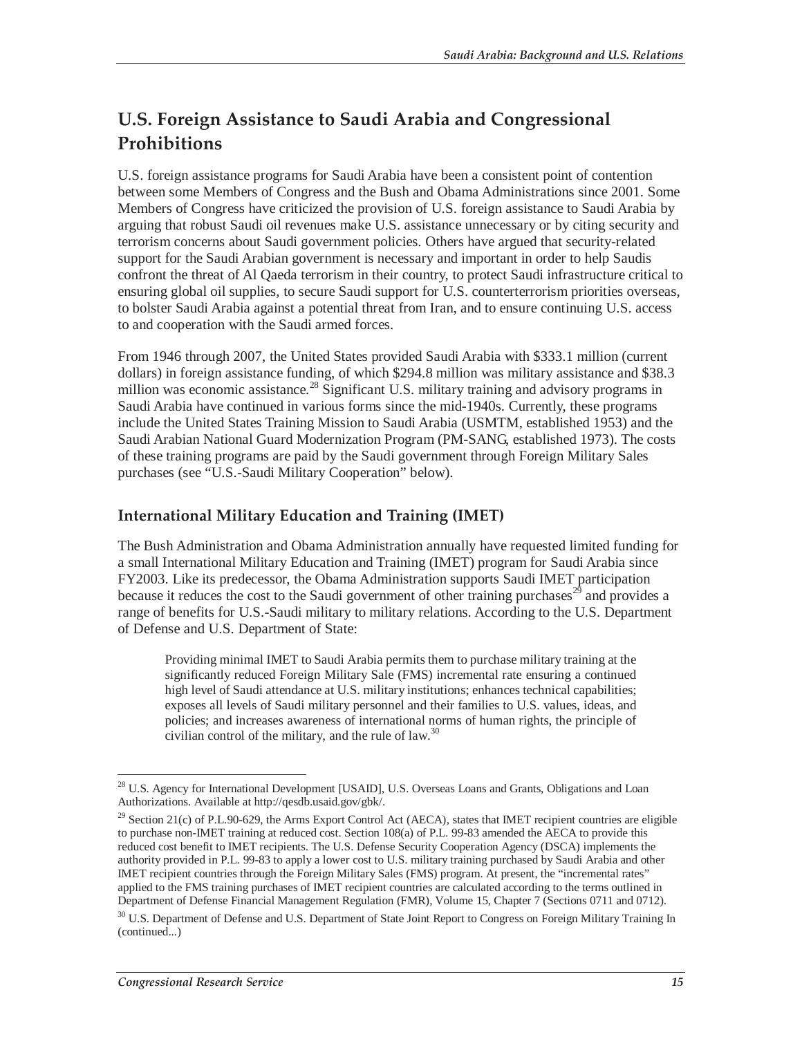## U.S. Foreign Assistance to Saudi Arabia and Congressional Prohibitions

U.S. foreign assistance programs for Saudi Arabia have been a consistent point of contention between some Members of Congress and the Bush and Obama Administrations since 2001. Some Members of Congress have criticized the provision of U.S. foreign assistance to Saudi Arabia by arguing that robust Saudi oil revenues make U.S. assistance unnecessary or by citing security and terrorism concerns about Saudi government policies. Others have argued that security-related support for the Saudi Arabian government is necessary and important in order to help Saudis confront the threat of Al Qaeda terrorism in their country, to protect Saudi infrastructure critical to ensuring global oil supplies, to secure Saudi support for U.S. counterterrorism priorities overseas, to bolster Saudi Arabia against a potential threat from Iran, and to ensure continuing U.S. access to and cooperation with the Saudi armed forces.

From 1946 through 2007, the United States provided Saudi Arabia with $333.1 million (current dollars) in foreign assistance funding, of which $294.8 million was military assistance and $38.3 million was economic assistance.[28] Significant U.S. military training and advisory programs in Saudi Arabia have continued in various forms since the mid-1940s. Currently, these programs include the United States Training Mission to Saudi Arabia (USMTM, established 1953) and the Saudi Arabian National Guard Modernization Program (PM-SANG, established 1973). The costs of these training programs are paid by the Saudi government through Foreign Military Sales purchases (see "U.S.-Saudi Military Cooperation" below).

### International Military Education and Training (IMET)

The Bush Administration and Obama Administration annually have requested limited funding for a small International Military Education and Training (IMET) program for Saudi Arabia since FY2003. Like its predecessor, the Obama Administration supports Saudi IMET participation because it reduces the cost to the Saudi government of other training purchases[29] and provides a range of benefits for U.S.-Saudi military to military relations. According to the U.S. Department of Defense and U.S. Department of State:

> Providing minimal IMET to Saudi Arabia permits them to purchase military training at the significantly reduced Foreign Military Sale (FMS) incremental rate ensuring a continued high level of Saudi attendance at U.S. military institutions; enhances technical capabilities; exposes all levels of Saudi military personnel and their families to U.S. values, ideas, and policies; and increases awareness of international norms of human rights, the principle of civilian control of the military, and the rule of law.[30]

---

[28] U.S. Agency for International Development [USAID], U.S. Overseas Loans and Grants, Obligations and Loan Authorizations. Available at http://qesdb.usaid.gov/gbk/.

[29] Section 21(c) of P.L.90-629, the Arms Export Control Act (AECA), states that IMET recipient countries are eligible to purchase non-IMET training at reduced cost. Section 108(a) of P.L. 99-83 amended the AECA to provide this reduced cost benefit to IMET recipients. The U.S. Defense Security Cooperation Agency (DSCA) implements the authority provided in P.L. 99-83 to apply a lower cost to U.S. military training purchased by Saudi Arabia and other IMET recipient countries through the Foreign Military Sales (FMS) program. At present, the "incremental rates" applied to the FMS training purchases of IMET recipient countries are calculated according to the terms outlined in Department of Defense Financial Management Regulation (FMR), Volume 15, Chapter 7 (Sections 0711 and 0712).

[30] U.S. Department of Defense and U.S. Department of State Joint Report to Congress on Foreign Military Training In (continued...)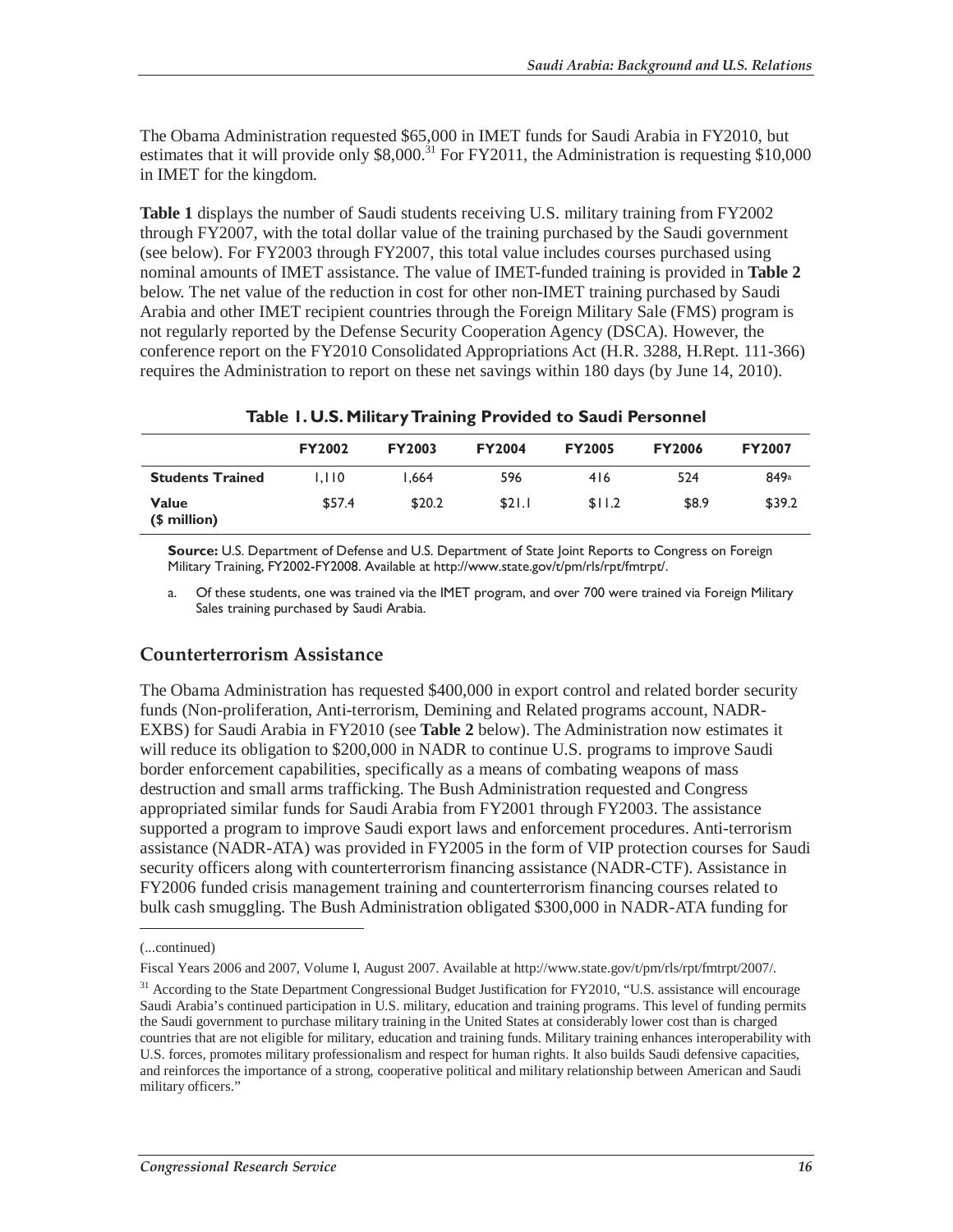The Obama Administration requested $65,000 in IMET funds for Saudi Arabia in FY2010, but estimates that it will provide only $8,000.[31] For FY2011, the Administration is requesting $10,000 in IMET for the kingdom.

**Table 1** displays the number of Saudi students receiving U.S. military training from FY2002 through FY2007, with the total dollar value of the training purchased by the Saudi government (see below). For FY2003 through FY2007, this total value includes courses purchased using nominal amounts of IMET assistance. The value of IMET-funded training is provided in **Table 2** below. The net value of the reduction in cost for other non-IMET training purchased by Saudi Arabia and other IMET recipient countries through the Foreign Military Sale (FMS) program is not regularly reported by the Defense Security Cooperation Agency (DSCA). However, the conference report on the FY2010 Consolidated Appropriations Act (H.R. 3288, H.Rept. 111-366) requires the Administration to report on these net savings within 180 days (by June 14, 2010).

**Table 1. U.S. Military Training Provided to Saudi Personnel**

| | FY2002 | FY2003 | FY2004 | FY2005 | FY2006 | FY2007 |
|---|---|---|---|---|---|---|
| **Students Trained** | 1,110 | 1,664 | 596 | 416 | 524 | 849[a] |
| **Value ($ million)** | $57.4 | $20.2 | $21.1 | $11.2 | $8.9 | $39.2 |

**Source:** U.S. Department of Defense and U.S. Department of State Joint Reports to Congress on Foreign Military Training, FY2002-FY2008. Available at http://www.state.gov/t/pm/rls/rpt/fmtrpt/.

a. Of these students, one was trained via the IMET program, and over 700 were trained via Foreign Military Sales training purchased by Saudi Arabia.

## Counterterrorism Assistance

The Obama Administration has requested $400,000 in export control and related border security funds (Non-proliferation, Anti-terrorism, Demining and Related programs account, NADR-EXBS) for Saudi Arabia in FY2010 (see **Table 2** below). The Administration now estimates it will reduce its obligation to $200,000 in NADR to continue U.S. programs to improve Saudi border enforcement capabilities, specifically as a means of combating weapons of mass destruction and small arms trafficking. The Bush Administration requested and Congress appropriated similar funds for Saudi Arabia from FY2001 through FY2003. The assistance supported a program to improve Saudi export laws and enforcement procedures. Anti-terrorism assistance (NADR-ATA) was provided in FY2005 in the form of VIP protection courses for Saudi security officers along with counterterrorism financing assistance (NADR-CTF). Assistance in FY2006 funded crisis management training and counterterrorism financing courses related to bulk cash smuggling. The Bush Administration obligated $300,000 in NADR-ATA funding for

(...continued)

Fiscal Years 2006 and 2007, Volume I, August 2007. Available at http://www.state.gov/t/pm/rls/rpt/fmtrpt/2007/.

[31] According to the State Department Congressional Budget Justification for FY2010, "U.S. assistance will encourage Saudi Arabia's continued participation in U.S. military, education and training programs. This level of funding permits the Saudi government to purchase military training in the United States at considerably lower cost than is charged countries that are not eligible for military, education and training funds. Military training enhances interoperability with U.S. forces, promotes military professionalism and respect for human rights. It also builds Saudi defensive capacities, and reinforces the importance of a strong, cooperative political and military relationship between American and Saudi military officers."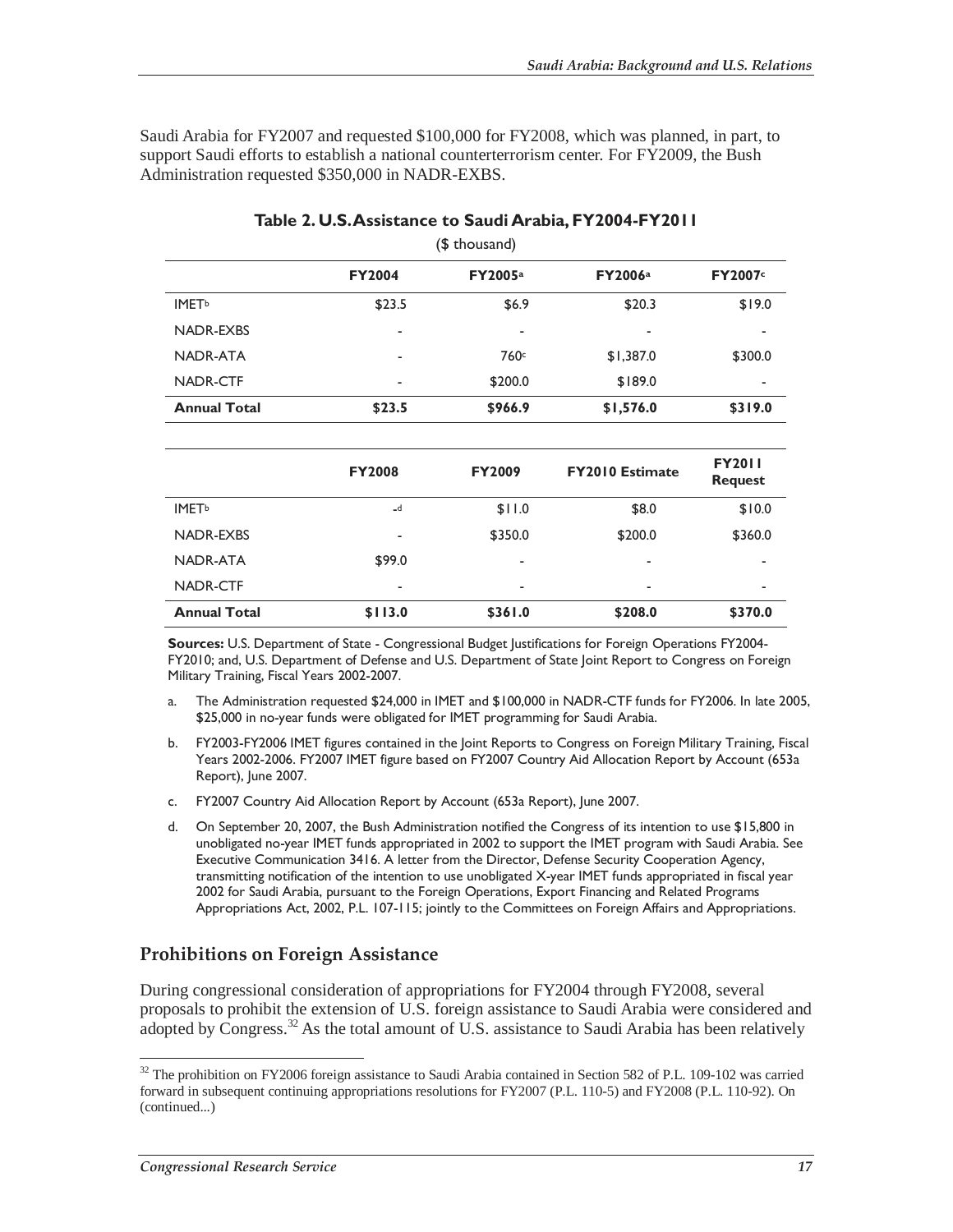Saudi Arabia for FY2007 and requested $100,000 for FY2008, which was planned, in part, to support Saudi efforts to establish a national counterterrorism center. For FY2009, the Bush Administration requested $350,000 in NADR-EXBS.

**Table 2. U.S. Assistance to Saudi Arabia, FY2004-FY2011**

($ thousand)

| | FY2004 | FY2005[a] | FY2006[a] | FY2007[c] |
|---|---|---|---|---|
| IMET[b] | $23.5 | $6.9 | $20.3 | $19.0 |
| NADR-EXBS | - | - | - | - |
| NADR-ATA | - | 760[c] | $1,387.0 | $300.0 |
| NADR-CTF | - | $200.0 | $189.0 | - |
| **Annual Total** | **$23.5** | **$966.9** | **$1,576.0** | **$319.0** |

| | FY2008 | FY2009 | FY2010 Estimate | FY2011 Request |
|---|---|---|---|---|
| IMET[b] | -[d] | $11.0 | $8.0 | $10.0 |
| NADR-EXBS | - | $350.0 | $200.0 | $360.0 |
| NADR-ATA | $99.0 | - | - | - |
| NADR-CTF | - | - | - | - |
| **Annual Total** | **$113.0** | **$361.0** | **$208.0** | **$370.0** |

**Sources:** U.S. Department of State - Congressional Budget Justifications for Foreign Operations FY2004-FY2010; and, U.S. Department of Defense and U.S. Department of State Joint Report to Congress on Foreign Military Training, Fiscal Years 2002-2007.

a. The Administration requested $24,000 in IMET and $100,000 in NADR-CTF funds for FY2006. In late 2005, $25,000 in no-year funds were obligated for IMET programming for Saudi Arabia.

b. FY2003-FY2006 IMET figures contained in the Joint Reports to Congress on Foreign Military Training, Fiscal Years 2002-2006. FY2007 IMET figure based on FY2007 Country Aid Allocation Report by Account (653a Report), June 2007.

c. FY2007 Country Aid Allocation Report by Account (653a Report), June 2007.

d. On September 20, 2007, the Bush Administration notified the Congress of its intention to use $15,800 in unobligated no-year IMET funds appropriated in 2002 to support the IMET program with Saudi Arabia. See Executive Communication 3416. A letter from the Director, Defense Security Cooperation Agency, transmitting notification of the intention to use unobligated X-year IMET funds appropriated in fiscal year 2002 for Saudi Arabia, pursuant to the Foreign Operations, Export Financing and Related Programs Appropriations Act, 2002, P.L. 107-115; jointly to the Committees on Foreign Affairs and Appropriations.

## Prohibitions on Foreign Assistance

During congressional consideration of appropriations for FY2004 through FY2008, several proposals to prohibit the extension of U.S. foreign assistance to Saudi Arabia were considered and adopted by Congress.[32] As the total amount of U.S. assistance to Saudi Arabia has been relatively

[32] The prohibition on FY2006 foreign assistance to Saudi Arabia contained in Section 582 of P.L. 109-102 was carried forward in subsequent continuing appropriations resolutions for FY2007 (P.L. 110-5) and FY2008 (P.L. 110-92). On (continued...)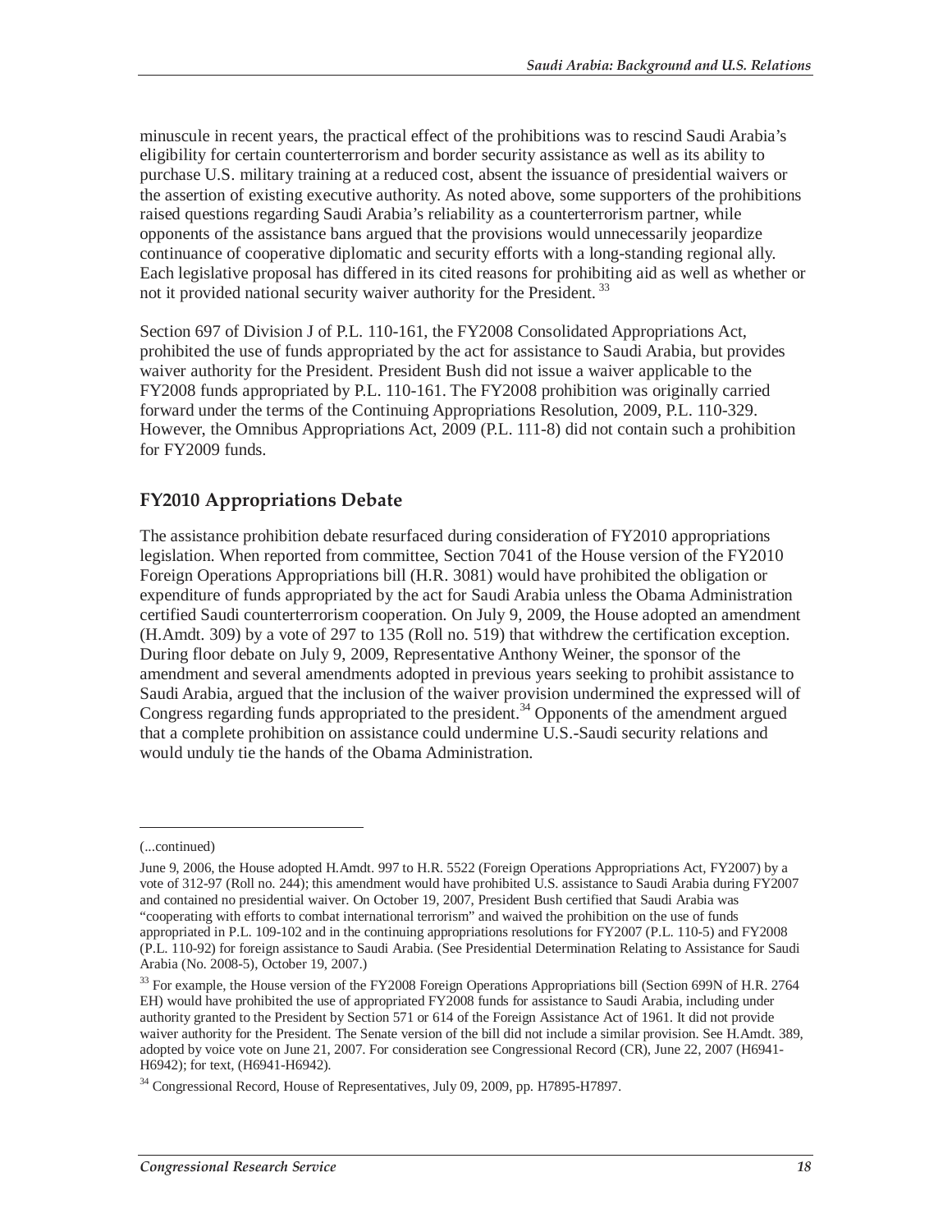minuscule in recent years, the practical effect of the prohibitions was to rescind Saudi Arabia's eligibility for certain counterterrorism and border security assistance as well as its ability to purchase U.S. military training at a reduced cost, absent the issuance of presidential waivers or the assertion of existing executive authority. As noted above, some supporters of the prohibitions raised questions regarding Saudi Arabia's reliability as a counterterrorism partner, while opponents of the assistance bans argued that the provisions would unnecessarily jeopardize continuance of cooperative diplomatic and security efforts with a long-standing regional ally. Each legislative proposal has differed in its cited reasons for prohibiting aid as well as whether or not it provided national security waiver authority for the President.[33]

Section 697 of Division J of P.L. 110-161, the FY2008 Consolidated Appropriations Act, prohibited the use of funds appropriated by the act for assistance to Saudi Arabia, but provides waiver authority for the President. President Bush did not issue a waiver applicable to the FY2008 funds appropriated by P.L. 110-161. The FY2008 prohibition was originally carried forward under the terms of the Continuing Appropriations Resolution, 2009, P.L. 110-329. However, the Omnibus Appropriations Act, 2009 (P.L. 111-8) did not contain such a prohibition for FY2009 funds.

## FY2010 Appropriations Debate

The assistance prohibition debate resurfaced during consideration of FY2010 appropriations legislation. When reported from committee, Section 7041 of the House version of the FY2010 Foreign Operations Appropriations bill (H.R. 3081) would have prohibited the obligation or expenditure of funds appropriated by the act for Saudi Arabia unless the Obama Administration certified Saudi counterterrorism cooperation. On July 9, 2009, the House adopted an amendment (H.Amdt. 309) by a vote of 297 to 135 (Roll no. 519) that withdrew the certification exception. During floor debate on July 9, 2009, Representative Anthony Weiner, the sponsor of the amendment and several amendments adopted in previous years seeking to prohibit assistance to Saudi Arabia, argued that the inclusion of the waiver provision undermined the expressed will of Congress regarding funds appropriated to the president.[34] Opponents of the amendment argued that a complete prohibition on assistance could undermine U.S.-Saudi security relations and would unduly tie the hands of the Obama Administration.

---

(...continued)

June 9, 2006, the House adopted H.Amdt. 997 to H.R. 5522 (Foreign Operations Appropriations Act, FY2007) by a vote of 312-97 (Roll no. 244); this amendment would have prohibited U.S. assistance to Saudi Arabia during FY2007 and contained no presidential waiver. On October 19, 2007, President Bush certified that Saudi Arabia was "cooperating with efforts to combat international terrorism" and waived the prohibition on the use of funds appropriated in P.L. 109-102 and in the continuing appropriations resolutions for FY2007 (P.L. 110-5) and FY2008 (P.L. 110-92) for foreign assistance to Saudi Arabia. (See Presidential Determination Relating to Assistance for Saudi Arabia (No. 2008-5), October 19, 2007.)

[33] For example, the House version of the FY2008 Foreign Operations Appropriations bill (Section 699N of H.R. 2764 EH) would have prohibited the use of appropriated FY2008 funds for assistance to Saudi Arabia, including under authority granted to the President by Section 571 or 614 of the Foreign Assistance Act of 1961. It did not provide waiver authority for the President. The Senate version of the bill did not include a similar provision. See H.Amdt. 389, adopted by voice vote on June 21, 2007. For consideration see Congressional Record (CR), June 22, 2007 (H6941-H6942); for text, (H6941-H6942).

[34] Congressional Record, House of Representatives, July 09, 2009, pp. H7895-H7897.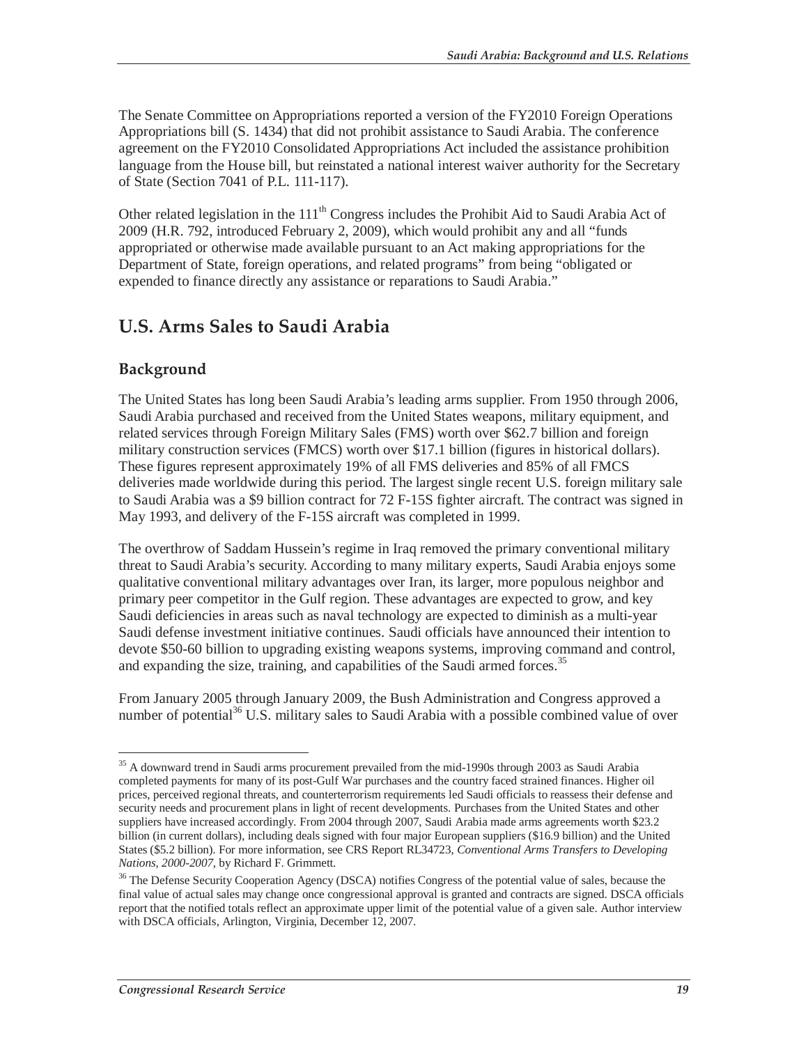The Senate Committee on Appropriations reported a version of the FY2010 Foreign Operations Appropriations bill (S. 1434) that did not prohibit assistance to Saudi Arabia. The conference agreement on the FY2010 Consolidated Appropriations Act included the assistance prohibition language from the House bill, but reinstated a national interest waiver authority for the Secretary of State (Section 7041 of P.L. 111-117).

Other related legislation in the 111th Congress includes the Prohibit Aid to Saudi Arabia Act of 2009 (H.R. 792, introduced February 2, 2009), which would prohibit any and all "funds appropriated or otherwise made available pursuant to an Act making appropriations for the Department of State, foreign operations, and related programs" from being "obligated or expended to finance directly any assistance or reparations to Saudi Arabia."

## U.S. Arms Sales to Saudi Arabia

### Background

The United States has long been Saudi Arabia's leading arms supplier. From 1950 through 2006, Saudi Arabia purchased and received from the United States weapons, military equipment, and related services through Foreign Military Sales (FMS) worth over $62.7 billion and foreign military construction services (FMCS) worth over $17.1 billion (figures in historical dollars). These figures represent approximately 19% of all FMS deliveries and 85% of all FMCS deliveries made worldwide during this period. The largest single recent U.S. foreign military sale to Saudi Arabia was a $9 billion contract for 72 F-15S fighter aircraft. The contract was signed in May 1993, and delivery of the F-15S aircraft was completed in 1999.

The overthrow of Saddam Hussein's regime in Iraq removed the primary conventional military threat to Saudi Arabia's security. According to many military experts, Saudi Arabia enjoys some qualitative conventional military advantages over Iran, its larger, more populous neighbor and primary peer competitor in the Gulf region. These advantages are expected to grow, and key Saudi deficiencies in areas such as naval technology are expected to diminish as a multi-year Saudi defense investment initiative continues. Saudi officials have announced their intention to devote $50-60 billion to upgrading existing weapons systems, improving command and control, and expanding the size, training, and capabilities of the Saudi armed forces.[35]

From January 2005 through January 2009, the Bush Administration and Congress approved a number of potential[36] U.S. military sales to Saudi Arabia with a possible combined value of over

---

[35] A downward trend in Saudi arms procurement prevailed from the mid-1990s through 2003 as Saudi Arabia completed payments for many of its post-Gulf War purchases and the country faced strained finances. Higher oil prices, perceived regional threats, and counterterrorism requirements led Saudi officials to reassess their defense and security needs and procurement plans in light of recent developments. Purchases from the United States and other suppliers have increased accordingly. From 2004 through 2007, Saudi Arabia made arms agreements worth $23.2 billion (in current dollars), including deals signed with four major European suppliers ($16.9 billion) and the United States ($5.2 billion). For more information, see CRS Report RL34723, *Conventional Arms Transfers to Developing Nations, 2000-2007*, by Richard F. Grimmett.

[36] The Defense Security Cooperation Agency (DSCA) notifies Congress of the potential value of sales, because the final value of actual sales may change once congressional approval is granted and contracts are signed. DSCA officials report that the notified totals reflect an approximate upper limit of the potential value of a given sale. Author interview with DSCA officials, Arlington, Virginia, December 12, 2007.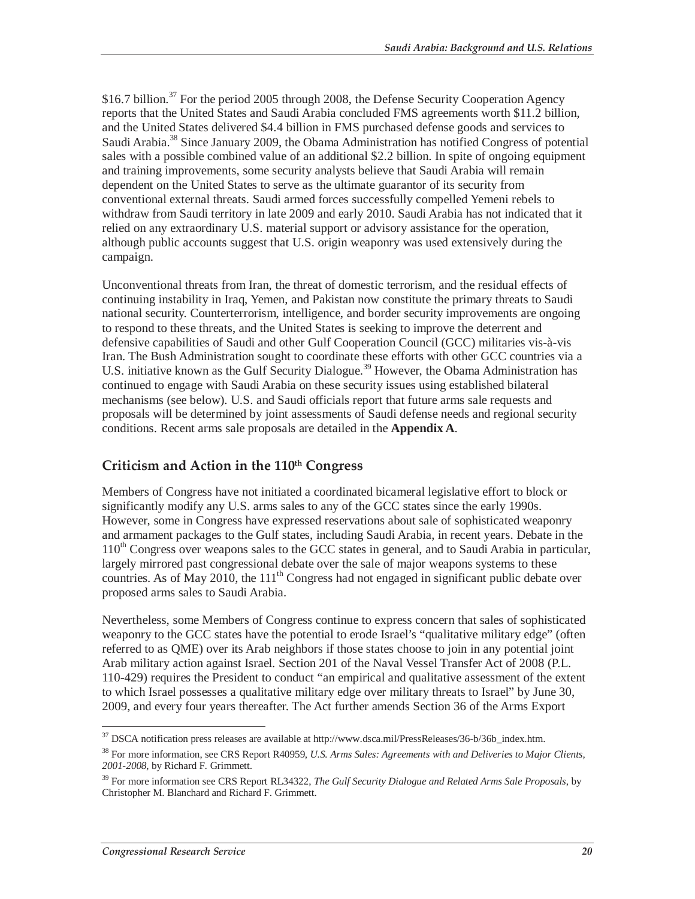$16.7 billion.[37] For the period 2005 through 2008, the Defense Security Cooperation Agency reports that the United States and Saudi Arabia concluded FMS agreements worth $11.2 billion, and the United States delivered $4.4 billion in FMS purchased defense goods and services to Saudi Arabia.[38] Since January 2009, the Obama Administration has notified Congress of potential sales with a possible combined value of an additional $2.2 billion. In spite of ongoing equipment and training improvements, some security analysts believe that Saudi Arabia will remain dependent on the United States to serve as the ultimate guarantor of its security from conventional external threats. Saudi armed forces successfully compelled Yemeni rebels to withdraw from Saudi territory in late 2009 and early 2010. Saudi Arabia has not indicated that it relied on any extraordinary U.S. material support or advisory assistance for the operation, although public accounts suggest that U.S. origin weaponry was used extensively during the campaign.

Unconventional threats from Iran, the threat of domestic terrorism, and the residual effects of continuing instability in Iraq, Yemen, and Pakistan now constitute the primary threats to Saudi national security. Counterterrorism, intelligence, and border security improvements are ongoing to respond to these threats, and the United States is seeking to improve the deterrent and defensive capabilities of Saudi and other Gulf Cooperation Council (GCC) militaries vis-à-vis Iran. The Bush Administration sought to coordinate these efforts with other GCC countries via a U.S. initiative known as the Gulf Security Dialogue.[39] However, the Obama Administration has continued to engage with Saudi Arabia on these security issues using established bilateral mechanisms (see below). U.S. and Saudi officials report that future arms sale requests and proposals will be determined by joint assessments of Saudi defense needs and regional security conditions. Recent arms sale proposals are detailed in the **Appendix A**.

## Criticism and Action in the 110th Congress

Members of Congress have not initiated a coordinated bicameral legislative effort to block or significantly modify any U.S. arms sales to any of the GCC states since the early 1990s. However, some in Congress have expressed reservations about sale of sophisticated weaponry and armament packages to the Gulf states, including Saudi Arabia, in recent years. Debate in the 110th Congress over weapons sales to the GCC states in general, and to Saudi Arabia in particular, largely mirrored past congressional debate over the sale of major weapons systems to these countries. As of May 2010, the 111th Congress had not engaged in significant public debate over proposed arms sales to Saudi Arabia.

Nevertheless, some Members of Congress continue to express concern that sales of sophisticated weaponry to the GCC states have the potential to erode Israel's "qualitative military edge" (often referred to as QME) over its Arab neighbors if those states choose to join in any potential joint Arab military action against Israel. Section 201 of the Naval Vessel Transfer Act of 2008 (P.L. 110-429) requires the President to conduct "an empirical and qualitative assessment of the extent to which Israel possesses a qualitative military edge over military threats to Israel" by June 30, 2009, and every four years thereafter. The Act further amends Section 36 of the Arms Export

---

[37] DSCA notification press releases are available at http://www.dsca.mil/PressReleases/36-b/36b_index.htm.

[38] For more information, see CRS Report R40959, *U.S. Arms Sales: Agreements with and Deliveries to Major Clients, 2001-2008*, by Richard F. Grimmett.

[39] For more information see CRS Report RL34322, *The Gulf Security Dialogue and Related Arms Sale Proposals*, by Christopher M. Blanchard and Richard F. Grimmett.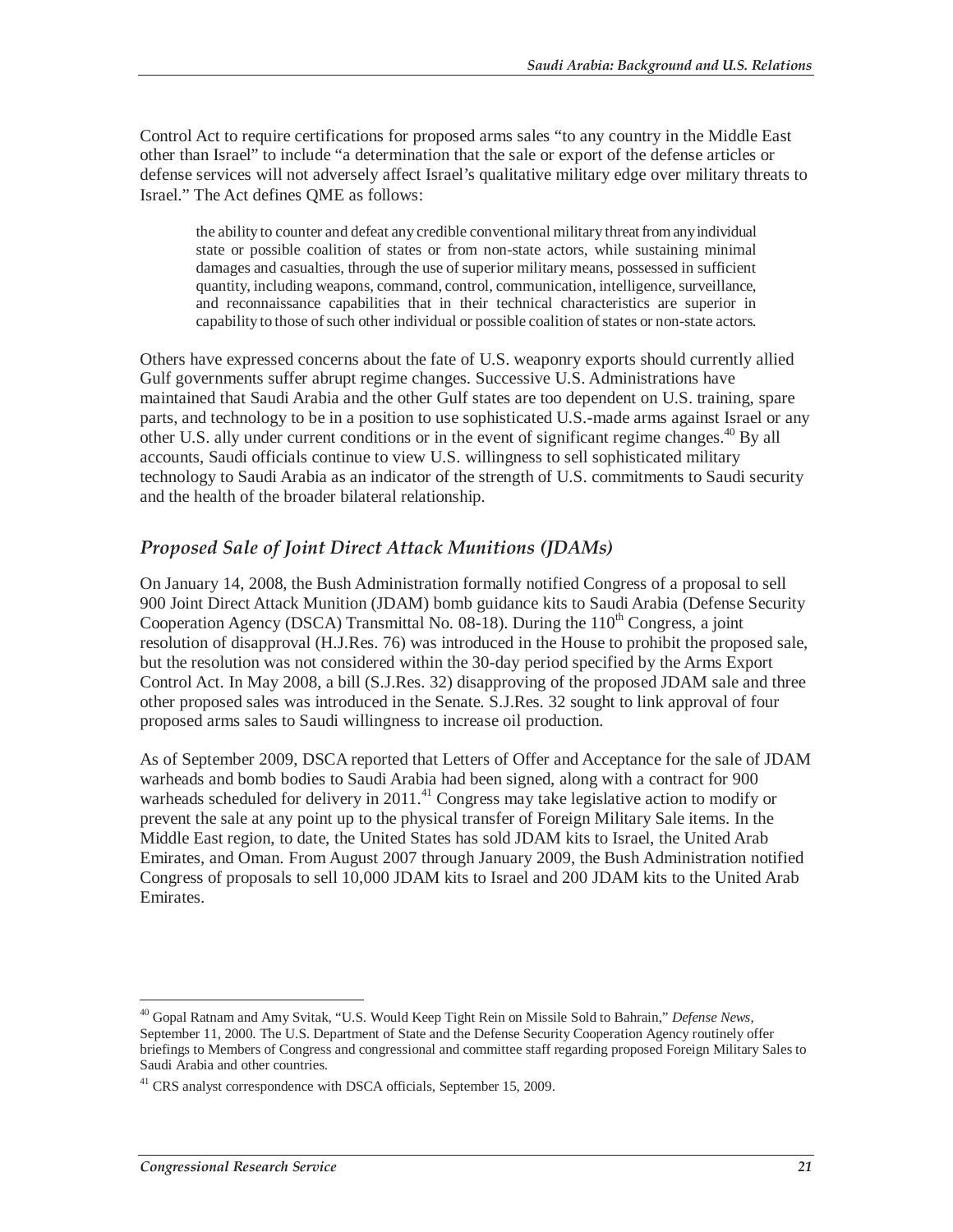Control Act to require certifications for proposed arms sales "to any country in the Middle East other than Israel" to include "a determination that the sale or export of the defense articles or defense services will not adversely affect Israel's qualitative military edge over military threats to Israel." The Act defines QME as follows:

> the ability to counter and defeat any credible conventional military threat from any individual state or possible coalition of states or from non-state actors, while sustaining minimal damages and casualties, through the use of superior military means, possessed in sufficient quantity, including weapons, command, control, communication, intelligence, surveillance, and reconnaissance capabilities that in their technical characteristics are superior in capability to those of such other individual or possible coalition of states or non-state actors.

Others have expressed concerns about the fate of U.S. weaponry exports should currently allied Gulf governments suffer abrupt regime changes. Successive U.S. Administrations have maintained that Saudi Arabia and the other Gulf states are too dependent on U.S. training, spare parts, and technology to be in a position to use sophisticated U.S.-made arms against Israel or any other U.S. ally under current conditions or in the event of significant regime changes.[40] By all accounts, Saudi officials continue to view U.S. willingness to sell sophisticated military technology to Saudi Arabia as an indicator of the strength of U.S. commitments to Saudi security and the health of the broader bilateral relationship.

### *Proposed Sale of Joint Direct Attack Munitions (JDAMs)*

On January 14, 2008, the Bush Administration formally notified Congress of a proposal to sell 900 Joint Direct Attack Munition (JDAM) bomb guidance kits to Saudi Arabia (Defense Security Cooperation Agency (DSCA) Transmittal No. 08-18). During the 110th Congress, a joint resolution of disapproval (H.J.Res. 76) was introduced in the House to prohibit the proposed sale, but the resolution was not considered within the 30-day period specified by the Arms Export Control Act. In May 2008, a bill (S.J.Res. 32) disapproving of the proposed JDAM sale and three other proposed sales was introduced in the Senate. S.J.Res. 32 sought to link approval of four proposed arms sales to Saudi willingness to increase oil production.

As of September 2009, DSCA reported that Letters of Offer and Acceptance for the sale of JDAM warheads and bomb bodies to Saudi Arabia had been signed, along with a contract for 900 warheads scheduled for delivery in 2011.[41] Congress may take legislative action to modify or prevent the sale at any point up to the physical transfer of Foreign Military Sale items. In the Middle East region, to date, the United States has sold JDAM kits to Israel, the United Arab Emirates, and Oman. From August 2007 through January 2009, the Bush Administration notified Congress of proposals to sell 10,000 JDAM kits to Israel and 200 JDAM kits to the United Arab Emirates.

---

[40] Gopal Ratnam and Amy Svitak, "U.S. Would Keep Tight Rein on Missile Sold to Bahrain," *Defense News*, September 11, 2000. The U.S. Department of State and the Defense Security Cooperation Agency routinely offer briefings to Members of Congress and congressional and committee staff regarding proposed Foreign Military Sales to Saudi Arabia and other countries.

[41] CRS analyst correspondence with DSCA officials, September 15, 2009.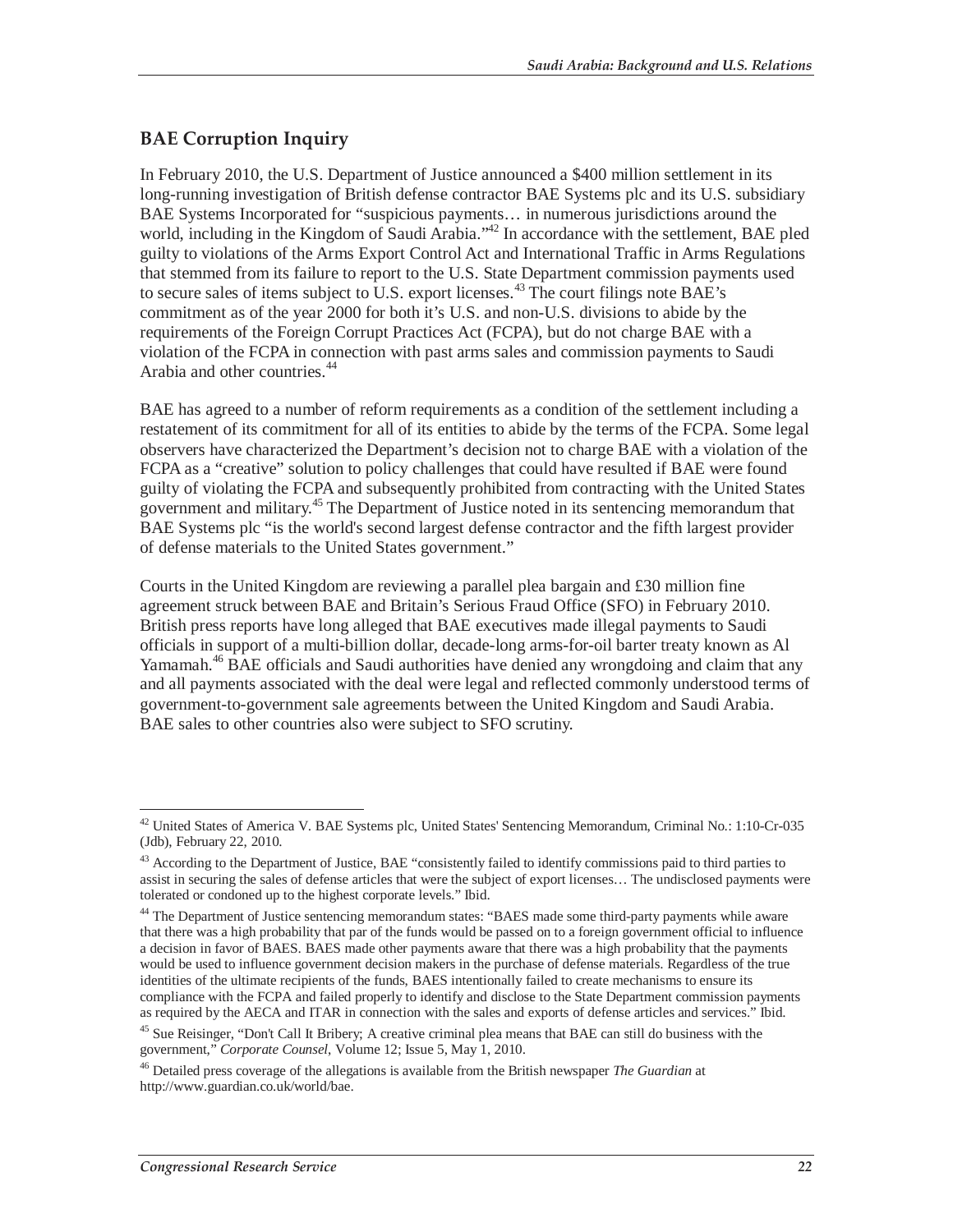### BAE Corruption Inquiry

In February 2010, the U.S. Department of Justice announced a $400 million settlement in its long-running investigation of British defense contractor BAE Systems plc and its U.S. subsidiary BAE Systems Incorporated for "suspicious payments… in numerous jurisdictions around the world, including in the Kingdom of Saudi Arabia."[42] In accordance with the settlement, BAE pled guilty to violations of the Arms Export Control Act and International Traffic in Arms Regulations that stemmed from its failure to report to the U.S. State Department commission payments used to secure sales of items subject to U.S. export licenses.[43] The court filings note BAE's commitment as of the year 2000 for both it's U.S. and non-U.S. divisions to abide by the requirements of the Foreign Corrupt Practices Act (FCPA), but do not charge BAE with a violation of the FCPA in connection with past arms sales and commission payments to Saudi Arabia and other countries.[44]

BAE has agreed to a number of reform requirements as a condition of the settlement including a restatement of its commitment for all of its entities to abide by the terms of the FCPA. Some legal observers have characterized the Department's decision not to charge BAE with a violation of the FCPA as a "creative" solution to policy challenges that could have resulted if BAE were found guilty of violating the FCPA and subsequently prohibited from contracting with the United States government and military.[45] The Department of Justice noted in its sentencing memorandum that BAE Systems plc "is the world's second largest defense contractor and the fifth largest provider of defense materials to the United States government."

Courts in the United Kingdom are reviewing a parallel plea bargain and £30 million fine agreement struck between BAE and Britain's Serious Fraud Office (SFO) in February 2010. British press reports have long alleged that BAE executives made illegal payments to Saudi officials in support of a multi-billion dollar, decade-long arms-for-oil barter treaty known as Al Yamamah.[46] BAE officials and Saudi authorities have denied any wrongdoing and claim that any and all payments associated with the deal were legal and reflected commonly understood terms of government-to-government sale agreements between the United Kingdom and Saudi Arabia. BAE sales to other countries also were subject to SFO scrutiny.

---

[42] United States of America V. BAE Systems plc, United States' Sentencing Memorandum, Criminal No.: 1:10-Cr-035 (Jdb), February 22, 2010.

[43] According to the Department of Justice, BAE "consistently failed to identify commissions paid to third parties to assist in securing the sales of defense articles that were the subject of export licenses… The undisclosed payments were tolerated or condoned up to the highest corporate levels." Ibid.

[44] The Department of Justice sentencing memorandum states: "BAES made some third-party payments while aware that there was a high probability that par of the funds would be passed on to a foreign government official to influence a decision in favor of BAES. BAES made other payments aware that there was a high probability that the payments would be used to influence government decision makers in the purchase of defense materials. Regardless of the true identities of the ultimate recipients of the funds, BAES intentionally failed to create mechanisms to ensure its compliance with the FCPA and failed properly to identify and disclose to the State Department commission payments as required by the AECA and ITAR in connection with the sales and exports of defense articles and services." Ibid.

[45] Sue Reisinger, "Don't Call It Bribery; A creative criminal plea means that BAE can still do business with the government," *Corporate Counsel*, Volume 12; Issue 5, May 1, 2010.

[46] Detailed press coverage of the allegations is available from the British newspaper *The Guardian* at http://www.guardian.co.uk/world/bae.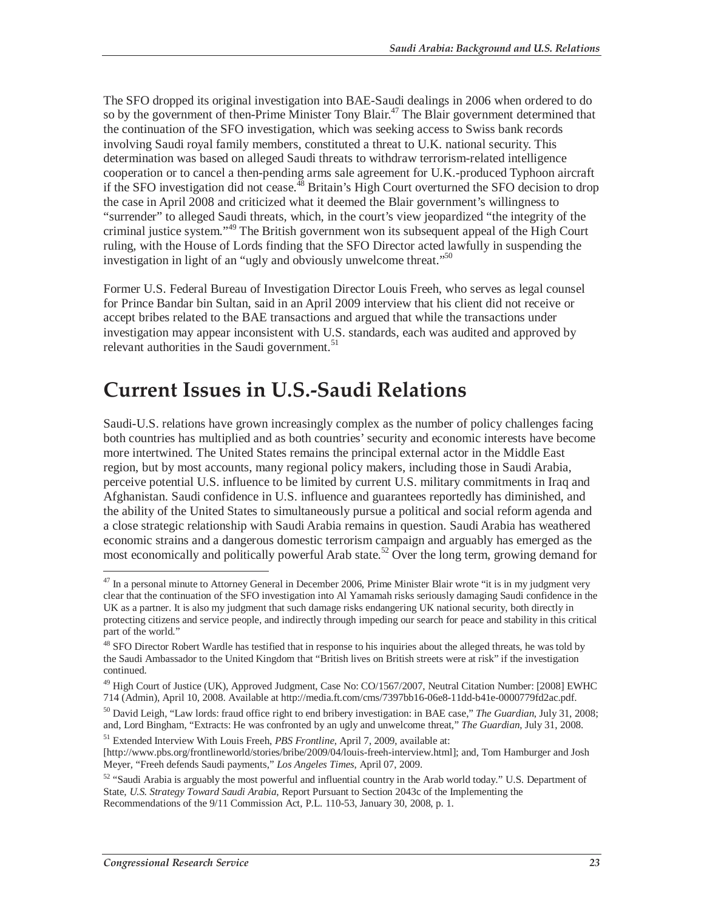The SFO dropped its original investigation into BAE-Saudi dealings in 2006 when ordered to do so by the government of then-Prime Minister Tony Blair.[47] The Blair government determined that the continuation of the SFO investigation, which was seeking access to Swiss bank records involving Saudi royal family members, constituted a threat to U.K. national security. This determination was based on alleged Saudi threats to withdraw terrorism-related intelligence cooperation or to cancel a then-pending arms sale agreement for U.K.-produced Typhoon aircraft if the SFO investigation did not cease.[48] Britain's High Court overturned the SFO decision to drop the case in April 2008 and criticized what it deemed the Blair government's willingness to "surrender" to alleged Saudi threats, which, in the court's view jeopardized "the integrity of the criminal justice system."[49] The British government won its subsequent appeal of the High Court ruling, with the House of Lords finding that the SFO Director acted lawfully in suspending the investigation in light of an "ugly and obviously unwelcome threat."[50]

Former U.S. Federal Bureau of Investigation Director Louis Freeh, who serves as legal counsel for Prince Bandar bin Sultan, said in an April 2009 interview that his client did not receive or accept bribes related to the BAE transactions and argued that while the transactions under investigation may appear inconsistent with U.S. standards, each was audited and approved by relevant authorities in the Saudi government.[51]

# Current Issues in U.S.-Saudi Relations

Saudi-U.S. relations have grown increasingly complex as the number of policy challenges facing both countries has multiplied and as both countries' security and economic interests have become more intertwined. The United States remains the principal external actor in the Middle East region, but by most accounts, many regional policy makers, including those in Saudi Arabia, perceive potential U.S. influence to be limited by current U.S. military commitments in Iraq and Afghanistan. Saudi confidence in U.S. influence and guarantees reportedly has diminished, and the ability of the United States to simultaneously pursue a political and social reform agenda and a close strategic relationship with Saudi Arabia remains in question. Saudi Arabia has weathered economic strains and a dangerous domestic terrorism campaign and arguably has emerged as the most economically and politically powerful Arab state.[52] Over the long term, growing demand for

---

[47] In a personal minute to Attorney General in December 2006, Prime Minister Blair wrote "it is in my judgment very clear that the continuation of the SFO investigation into Al Yamamah risks seriously damaging Saudi confidence in the UK as a partner. It is also my judgment that such damage risks endangering UK national security, both directly in protecting citizens and service people, and indirectly through impeding our search for peace and stability in this critical part of the world."

[48] SFO Director Robert Wardle has testified that in response to his inquiries about the alleged threats, he was told by the Saudi Ambassador to the United Kingdom that "British lives on British streets were at risk" if the investigation continued.

[49] High Court of Justice (UK), Approved Judgment, Case No: CO/1567/2007, Neutral Citation Number: [2008] EWHC 714 (Admin), April 10, 2008. Available at http://media.ft.com/cms/7397bb16-06e8-11dd-b41e-0000779fd2ac.pdf.

[50] David Leigh, "Law lords: fraud office right to end bribery investigation: in BAE case," *The Guardian*, July 31, 2008; and, Lord Bingham, "Extracts: He was confronted by an ugly and unwelcome threat," *The Guardian*, July 31, 2008.

[51] Extended Interview With Louis Freeh, *PBS Frontline*, April 7, 2009, available at: [http://www.pbs.org/frontlineworld/stories/bribe/2009/04/louis-freeh-interview.html]; and, Tom Hamburger and Josh Meyer, "Freeh defends Saudi payments," *Los Angeles Times*, April 07, 2009.

[52] "Saudi Arabia is arguably the most powerful and influential country in the Arab world today." U.S. Department of State, *U.S. Strategy Toward Saudi Arabia*, Report Pursuant to Section 2043c of the Implementing the Recommendations of the 9/11 Commission Act, P.L. 110-53, January 30, 2008, p. 1.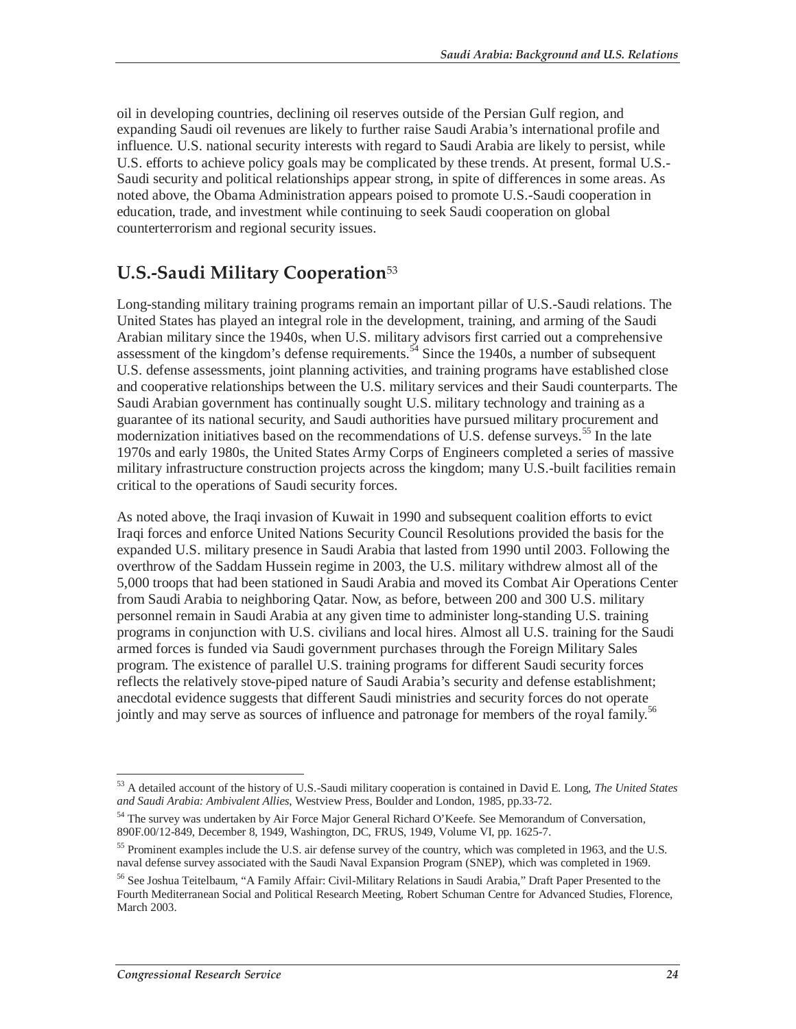oil in developing countries, declining oil reserves outside of the Persian Gulf region, and expanding Saudi oil revenues are likely to further raise Saudi Arabia's international profile and influence. U.S. national security interests with regard to Saudi Arabia are likely to persist, while U.S. efforts to achieve policy goals may be complicated by these trends. At present, formal U.S.-Saudi security and political relationships appear strong, in spite of differences in some areas. As noted above, the Obama Administration appears poised to promote U.S.-Saudi cooperation in education, trade, and investment while continuing to seek Saudi cooperation on global counterterrorism and regional security issues.

## U.S.-Saudi Military Cooperation[53]

Long-standing military training programs remain an important pillar of U.S.-Saudi relations. The United States has played an integral role in the development, training, and arming of the Saudi Arabian military since the 1940s, when U.S. military advisors first carried out a comprehensive assessment of the kingdom's defense requirements.[54] Since the 1940s, a number of subsequent U.S. defense assessments, joint planning activities, and training programs have established close and cooperative relationships between the U.S. military services and their Saudi counterparts. The Saudi Arabian government has continually sought U.S. military technology and training as a guarantee of its national security, and Saudi authorities have pursued military procurement and modernization initiatives based on the recommendations of U.S. defense surveys.[55] In the late 1970s and early 1980s, the United States Army Corps of Engineers completed a series of massive military infrastructure construction projects across the kingdom; many U.S.-built facilities remain critical to the operations of Saudi security forces.

As noted above, the Iraqi invasion of Kuwait in 1990 and subsequent coalition efforts to evict Iraqi forces and enforce United Nations Security Council Resolutions provided the basis for the expanded U.S. military presence in Saudi Arabia that lasted from 1990 until 2003. Following the overthrow of the Saddam Hussein regime in 2003, the U.S. military withdrew almost all of the 5,000 troops that had been stationed in Saudi Arabia and moved its Combat Air Operations Center from Saudi Arabia to neighboring Qatar. Now, as before, between 200 and 300 U.S. military personnel remain in Saudi Arabia at any given time to administer long-standing U.S. training programs in conjunction with U.S. civilians and local hires. Almost all U.S. training for the Saudi armed forces is funded via Saudi government purchases through the Foreign Military Sales program. The existence of parallel U.S. training programs for different Saudi security forces reflects the relatively stove-piped nature of Saudi Arabia's security and defense establishment; anecdotal evidence suggests that different Saudi ministries and security forces do not operate jointly and may serve as sources of influence and patronage for members of the royal family.[56]

---

[53] A detailed account of the history of U.S.-Saudi military cooperation is contained in David E. Long, *The United States and Saudi Arabia: Ambivalent Allies*, Westview Press, Boulder and London, 1985, pp.33-72.

[54] The survey was undertaken by Air Force Major General Richard O'Keefe. See Memorandum of Conversation, 890F.00/12-849, December 8, 1949, Washington, DC, FRUS, 1949, Volume VI, pp. 1625-7.

[55] Prominent examples include the U.S. air defense survey of the country, which was completed in 1963, and the U.S. naval defense survey associated with the Saudi Naval Expansion Program (SNEP), which was completed in 1969.

[56] See Joshua Teitelbaum, "A Family Affair: Civil-Military Relations in Saudi Arabia," Draft Paper Presented to the Fourth Mediterranean Social and Political Research Meeting, Robert Schuman Centre for Advanced Studies, Florence, March 2003.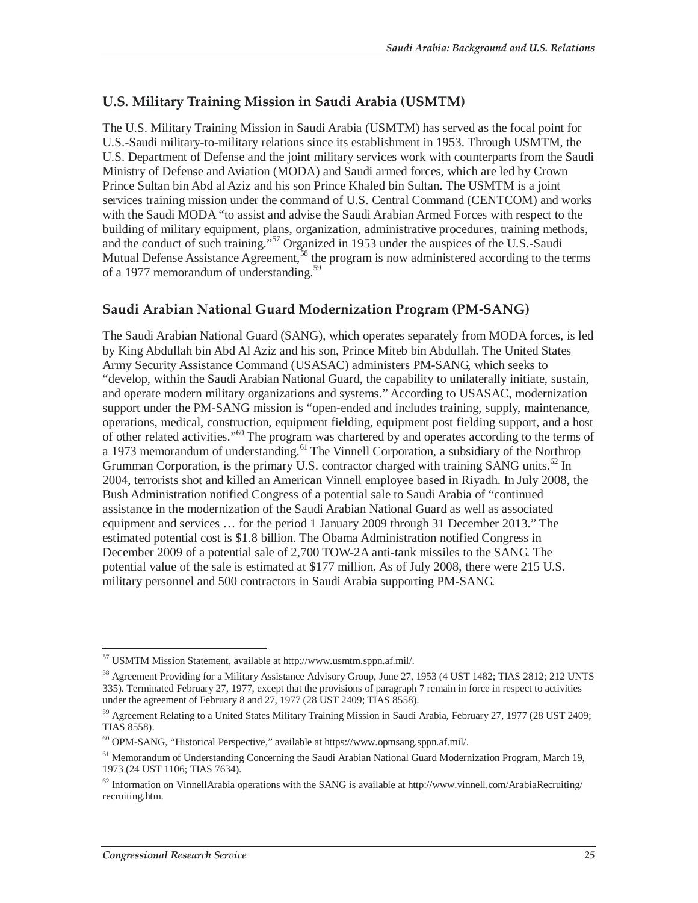## U.S. Military Training Mission in Saudi Arabia (USMTM)

The U.S. Military Training Mission in Saudi Arabia (USMTM) has served as the focal point for U.S.-Saudi military-to-military relations since its establishment in 1953. Through USMTM, the U.S. Department of Defense and the joint military services work with counterparts from the Saudi Ministry of Defense and Aviation (MODA) and Saudi armed forces, which are led by Crown Prince Sultan bin Abd al Aziz and his son Prince Khaled bin Sultan. The USMTM is a joint services training mission under the command of U.S. Central Command (CENTCOM) and works with the Saudi MODA "to assist and advise the Saudi Arabian Armed Forces with respect to the building of military equipment, plans, organization, administrative procedures, training methods, and the conduct of such training."[57] Organized in 1953 under the auspices of the U.S.-Saudi Mutual Defense Assistance Agreement,[58] the program is now administered according to the terms of a 1977 memorandum of understanding.[59]

## Saudi Arabian National Guard Modernization Program (PM-SANG)

The Saudi Arabian National Guard (SANG), which operates separately from MODA forces, is led by King Abdullah bin Abd Al Aziz and his son, Prince Miteb bin Abdullah. The United States Army Security Assistance Command (USASAC) administers PM-SANG, which seeks to "develop, within the Saudi Arabian National Guard, the capability to unilaterally initiate, sustain, and operate modern military organizations and systems." According to USASAC, modernization support under the PM-SANG mission is "open-ended and includes training, supply, maintenance, operations, medical, construction, equipment fielding, equipment post fielding support, and a host of other related activities."[60] The program was chartered by and operates according to the terms of a 1973 memorandum of understanding.[61] The Vinnell Corporation, a subsidiary of the Northrop Grumman Corporation, is the primary U.S. contractor charged with training SANG units.[62] In 2004, terrorists shot and killed an American Vinnell employee based in Riyadh. In July 2008, the Bush Administration notified Congress of a potential sale to Saudi Arabia of "continued assistance in the modernization of the Saudi Arabian National Guard as well as associated equipment and services … for the period 1 January 2009 through 31 December 2013." The estimated potential cost is $1.8 billion. The Obama Administration notified Congress in December 2009 of a potential sale of 2,700 TOW-2A anti-tank missiles to the SANG. The potential value of the sale is estimated at $177 million. As of July 2008, there were 215 U.S. military personnel and 500 contractors in Saudi Arabia supporting PM-SANG.

---

[57] USMTM Mission Statement, available at http://www.usmtm.sppn.af.mil/.

[58] Agreement Providing for a Military Assistance Advisory Group, June 27, 1953 (4 UST 1482; TIAS 2812; 212 UNTS 335). Terminated February 27, 1977, except that the provisions of paragraph 7 remain in force in respect to activities under the agreement of February 8 and 27, 1977 (28 UST 2409; TIAS 8558).

[59] Agreement Relating to a United States Military Training Mission in Saudi Arabia, February 27, 1977 (28 UST 2409; TIAS 8558).

[60] OPM-SANG, "Historical Perspective," available at https://www.opmsang.sppn.af.mil/.

[61] Memorandum of Understanding Concerning the Saudi Arabian National Guard Modernization Program, March 19, 1973 (24 UST 1106; TIAS 7634).

[62] Information on VinnellArabia operations with the SANG is available at http://www.vinnell.com/ArabiaRecruiting/recruiting.htm.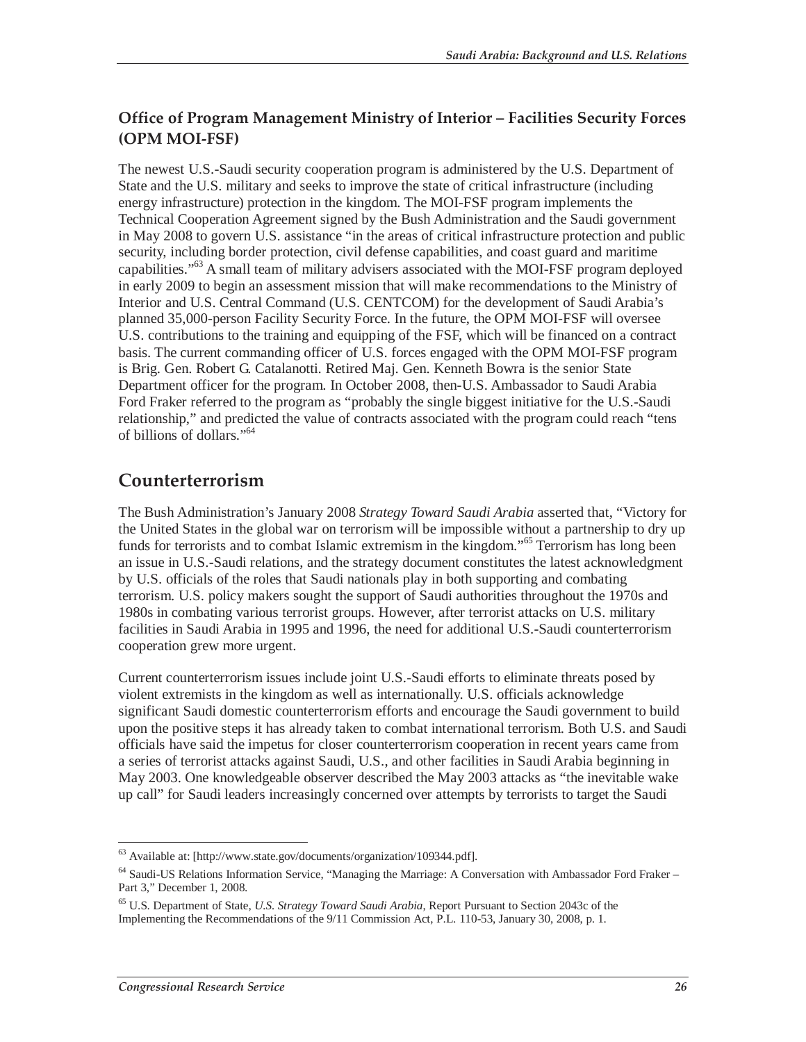### Office of Program Management Ministry of Interior – Facilities Security Forces (OPM MOI-FSF)

The newest U.S.-Saudi security cooperation program is administered by the U.S. Department of State and the U.S. military and seeks to improve the state of critical infrastructure (including energy infrastructure) protection in the kingdom. The MOI-FSF program implements the Technical Cooperation Agreement signed by the Bush Administration and the Saudi government in May 2008 to govern U.S. assistance "in the areas of critical infrastructure protection and public security, including border protection, civil defense capabilities, and coast guard and maritime capabilities."[63] A small team of military advisers associated with the MOI-FSF program deployed in early 2009 to begin an assessment mission that will make recommendations to the Ministry of Interior and U.S. Central Command (U.S. CENTCOM) for the development of Saudi Arabia's planned 35,000-person Facility Security Force. In the future, the OPM MOI-FSF will oversee U.S. contributions to the training and equipping of the FSF, which will be financed on a contract basis. The current commanding officer of U.S. forces engaged with the OPM MOI-FSF program is Brig. Gen. Robert G. Catalanotti. Retired Maj. Gen. Kenneth Bowra is the senior State Department officer for the program. In October 2008, then-U.S. Ambassador to Saudi Arabia Ford Fraker referred to the program as "probably the single biggest initiative for the U.S.-Saudi relationship," and predicted the value of contracts associated with the program could reach "tens of billions of dollars."[64]

## Counterterrorism

The Bush Administration's January 2008 *Strategy Toward Saudi Arabia* asserted that, "Victory for the United States in the global war on terrorism will be impossible without a partnership to dry up funds for terrorists and to combat Islamic extremism in the kingdom."[65] Terrorism has long been an issue in U.S.-Saudi relations, and the strategy document constitutes the latest acknowledgment by U.S. officials of the roles that Saudi nationals play in both supporting and combating terrorism. U.S. policy makers sought the support of Saudi authorities throughout the 1970s and 1980s in combating various terrorist groups. However, after terrorist attacks on U.S. military facilities in Saudi Arabia in 1995 and 1996, the need for additional U.S.-Saudi counterterrorism cooperation grew more urgent.

Current counterterrorism issues include joint U.S.-Saudi efforts to eliminate threats posed by violent extremists in the kingdom as well as internationally. U.S. officials acknowledge significant Saudi domestic counterterrorism efforts and encourage the Saudi government to build upon the positive steps it has already taken to combat international terrorism. Both U.S. and Saudi officials have said the impetus for closer counterterrorism cooperation in recent years came from a series of terrorist attacks against Saudi, U.S., and other facilities in Saudi Arabia beginning in May 2003. One knowledgeable observer described the May 2003 attacks as "the inevitable wake up call" for Saudi leaders increasingly concerned over attempts by terrorists to target the Saudi

---

[63] Available at: [http://www.state.gov/documents/organization/109344.pdf].

[64] Saudi-US Relations Information Service, "Managing the Marriage: A Conversation with Ambassador Ford Fraker – Part 3," December 1, 2008.

[65] U.S. Department of State, *U.S. Strategy Toward Saudi Arabia*, Report Pursuant to Section 2043c of the Implementing the Recommendations of the 9/11 Commission Act, P.L. 110-53, January 30, 2008, p. 1.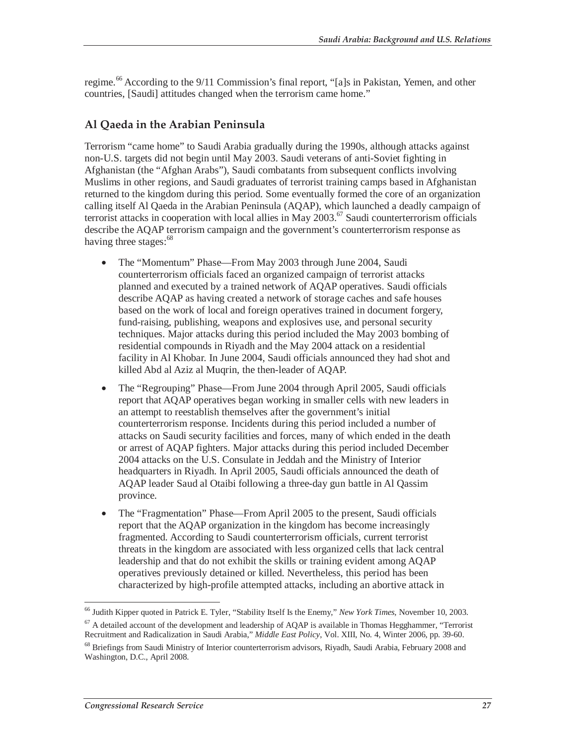regime.[66] According to the 9/11 Commission's final report, "[a]s in Pakistan, Yemen, and other countries, [Saudi] attitudes changed when the terrorism came home."

## Al Qaeda in the Arabian Peninsula

Terrorism "came home" to Saudi Arabia gradually during the 1990s, although attacks against non-U.S. targets did not begin until May 2003. Saudi veterans of anti-Soviet fighting in Afghanistan (the "Afghan Arabs"), Saudi combatants from subsequent conflicts involving Muslims in other regions, and Saudi graduates of terrorist training camps based in Afghanistan returned to the kingdom during this period. Some eventually formed the core of an organization calling itself Al Qaeda in the Arabian Peninsula (AQAP), which launched a deadly campaign of terrorist attacks in cooperation with local allies in May 2003.[67] Saudi counterterrorism officials describe the AQAP terrorism campaign and the government's counterterrorism response as having three stages:[68]

- The "Momentum" Phase—From May 2003 through June 2004, Saudi counterterrorism officials faced an organized campaign of terrorist attacks planned and executed by a trained network of AQAP operatives. Saudi officials describe AQAP as having created a network of storage caches and safe houses based on the work of local and foreign operatives trained in document forgery, fund-raising, publishing, weapons and explosives use, and personal security techniques. Major attacks during this period included the May 2003 bombing of residential compounds in Riyadh and the May 2004 attack on a residential facility in Al Khobar. In June 2004, Saudi officials announced they had shot and killed Abd al Aziz al Muqrin, the then-leader of AQAP.
- The "Regrouping" Phase—From June 2004 through April 2005, Saudi officials report that AQAP operatives began working in smaller cells with new leaders in an attempt to reestablish themselves after the government's initial counterterrorism response. Incidents during this period included a number of attacks on Saudi security facilities and forces, many of which ended in the death or arrest of AQAP fighters. Major attacks during this period included December 2004 attacks on the U.S. Consulate in Jeddah and the Ministry of Interior headquarters in Riyadh. In April 2005, Saudi officials announced the death of AQAP leader Saud al Otaibi following a three-day gun battle in Al Qassim province.
- The "Fragmentation" Phase—From April 2005 to the present, Saudi officials report that the AQAP organization in the kingdom has become increasingly fragmented. According to Saudi counterterrorism officials, current terrorist threats in the kingdom are associated with less organized cells that lack central leadership and that do not exhibit the skills or training evident among AQAP operatives previously detained or killed. Nevertheless, this period has been characterized by high-profile attempted attacks, including an abortive attack in

---

[66] Judith Kipper quoted in Patrick E. Tyler, "Stability Itself Is the Enemy," *New York Times*, November 10, 2003.

[67] A detailed account of the development and leadership of AQAP is available in Thomas Hegghammer, "Terrorist Recruitment and Radicalization in Saudi Arabia," *Middle East Policy*, Vol. XIII, No. 4, Winter 2006, pp. 39-60.

[68] Briefings from Saudi Ministry of Interior counterterrorism advisors, Riyadh, Saudi Arabia, February 2008 and Washington, D.C., April 2008.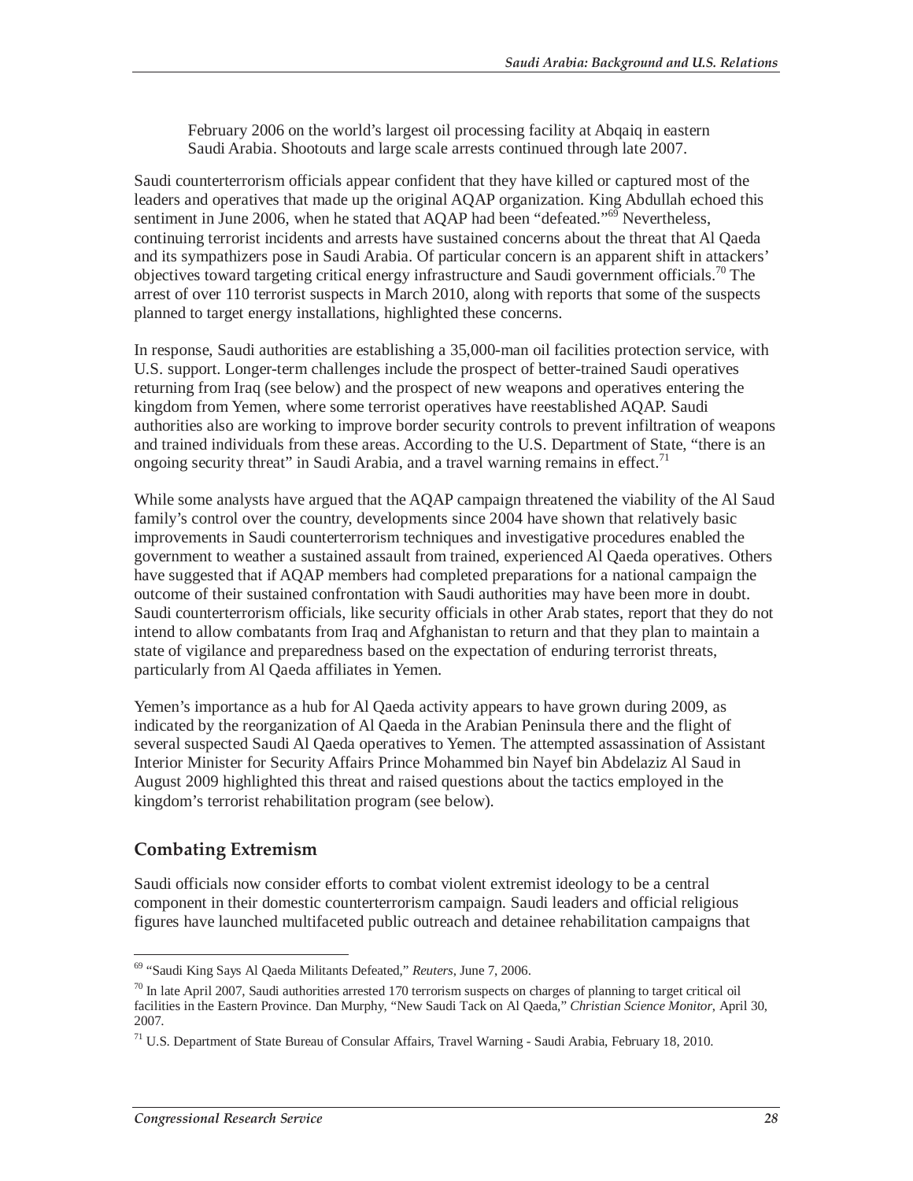> February 2006 on the world's largest oil processing facility at Abqaiq in eastern Saudi Arabia. Shootouts and large scale arrests continued through late 2007.

Saudi counterterrorism officials appear confident that they have killed or captured most of the leaders and operatives that made up the original AQAP organization. King Abdullah echoed this sentiment in June 2006, when he stated that AQAP had been "defeated."[69] Nevertheless, continuing terrorist incidents and arrests have sustained concerns about the threat that Al Qaeda and its sympathizers pose in Saudi Arabia. Of particular concern is an apparent shift in attackers' objectives toward targeting critical energy infrastructure and Saudi government officials.[70] The arrest of over 110 terrorist suspects in March 2010, along with reports that some of the suspects planned to target energy installations, highlighted these concerns.

In response, Saudi authorities are establishing a 35,000-man oil facilities protection service, with U.S. support. Longer-term challenges include the prospect of better-trained Saudi operatives returning from Iraq (see below) and the prospect of new weapons and operatives entering the kingdom from Yemen, where some terrorist operatives have reestablished AQAP. Saudi authorities also are working to improve border security controls to prevent infiltration of weapons and trained individuals from these areas. According to the U.S. Department of State, "there is an ongoing security threat" in Saudi Arabia, and a travel warning remains in effect.[71]

While some analysts have argued that the AQAP campaign threatened the viability of the Al Saud family's control over the country, developments since 2004 have shown that relatively basic improvements in Saudi counterterrorism techniques and investigative procedures enabled the government to weather a sustained assault from trained, experienced Al Qaeda operatives. Others have suggested that if AQAP members had completed preparations for a national campaign the outcome of their sustained confrontation with Saudi authorities may have been more in doubt. Saudi counterterrorism officials, like security officials in other Arab states, report that they do not intend to allow combatants from Iraq and Afghanistan to return and that they plan to maintain a state of vigilance and preparedness based on the expectation of enduring terrorist threats, particularly from Al Qaeda affiliates in Yemen.

Yemen's importance as a hub for Al Qaeda activity appears to have grown during 2009, as indicated by the reorganization of Al Qaeda in the Arabian Peninsula there and the flight of several suspected Saudi Al Qaeda operatives to Yemen. The attempted assassination of Assistant Interior Minister for Security Affairs Prince Mohammed bin Nayef bin Abdelaziz Al Saud in August 2009 highlighted this threat and raised questions about the tactics employed in the kingdom's terrorist rehabilitation program (see below).

## Combating Extremism

Saudi officials now consider efforts to combat violent extremist ideology to be a central component in their domestic counterterrorism campaign. Saudi leaders and official religious figures have launched multifaceted public outreach and detainee rehabilitation campaigns that

---

[69] "Saudi King Says Al Qaeda Militants Defeated," *Reuters*, June 7, 2006.

[70] In late April 2007, Saudi authorities arrested 170 terrorism suspects on charges of planning to target critical oil facilities in the Eastern Province. Dan Murphy, "New Saudi Tack on Al Qaeda," *Christian Science Monitor*, April 30, 2007.

[71] U.S. Department of State Bureau of Consular Affairs, Travel Warning - Saudi Arabia, February 18, 2010.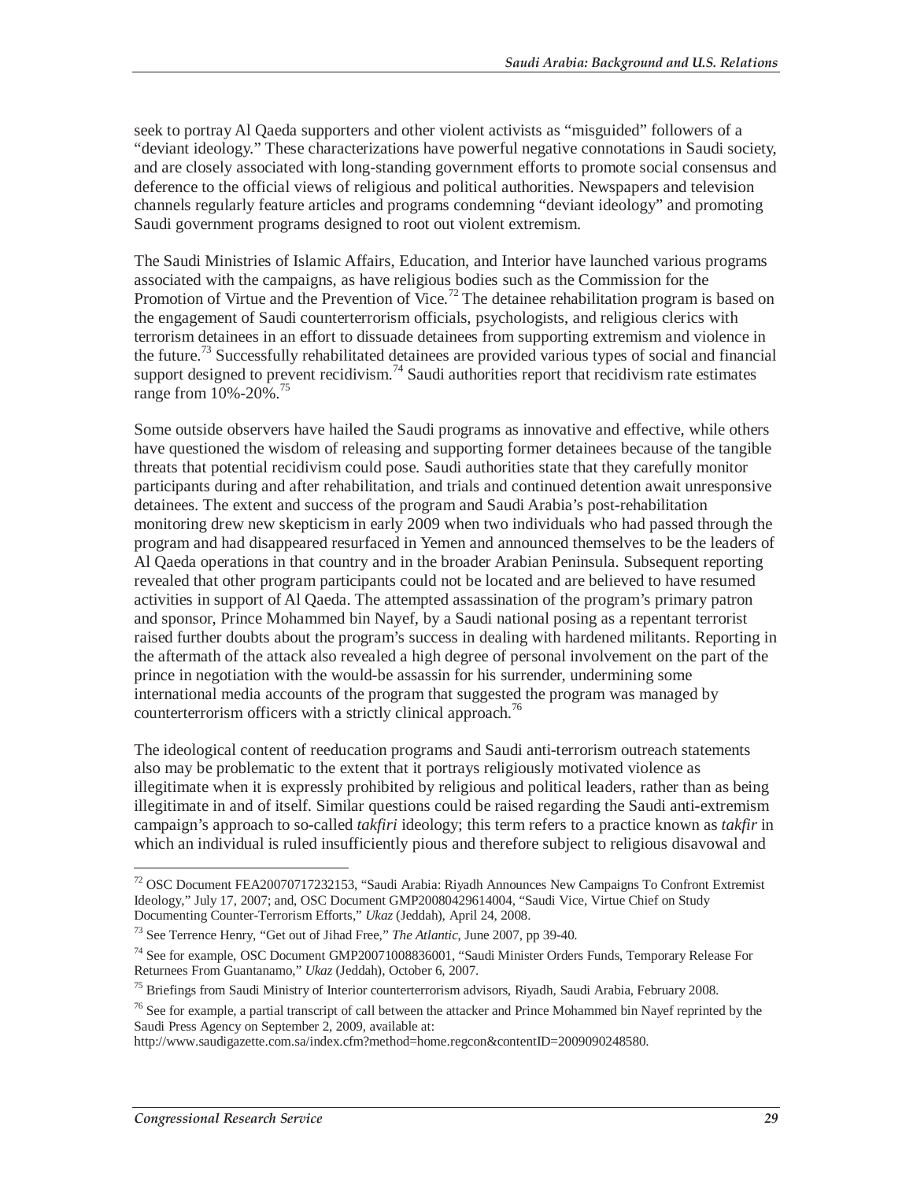seek to portray Al Qaeda supporters and other violent activists as "misguided" followers of a "deviant ideology." These characterizations have powerful negative connotations in Saudi society, and are closely associated with long-standing government efforts to promote social consensus and deference to the official views of religious and political authorities. Newspapers and television channels regularly feature articles and programs condemning "deviant ideology" and promoting Saudi government programs designed to root out violent extremism.

The Saudi Ministries of Islamic Affairs, Education, and Interior have launched various programs associated with the campaigns, as have religious bodies such as the Commission for the Promotion of Virtue and the Prevention of Vice.[72] The detainee rehabilitation program is based on the engagement of Saudi counterterrorism officials, psychologists, and religious clerics with terrorism detainees in an effort to dissuade detainees from supporting extremism and violence in the future.[73] Successfully rehabilitated detainees are provided various types of social and financial support designed to prevent recidivism.[74] Saudi authorities report that recidivism rate estimates range from 10%-20%.[75]

Some outside observers have hailed the Saudi programs as innovative and effective, while others have questioned the wisdom of releasing and supporting former detainees because of the tangible threats that potential recidivism could pose. Saudi authorities state that they carefully monitor participants during and after rehabilitation, and trials and continued detention await unresponsive detainees. The extent and success of the program and Saudi Arabia's post-rehabilitation monitoring drew new skepticism in early 2009 when two individuals who had passed through the program and had disappeared resurfaced in Yemen and announced themselves to be the leaders of Al Qaeda operations in that country and in the broader Arabian Peninsula. Subsequent reporting revealed that other program participants could not be located and are believed to have resumed activities in support of Al Qaeda. The attempted assassination of the program's primary patron and sponsor, Prince Mohammed bin Nayef, by a Saudi national posing as a repentant terrorist raised further doubts about the program's success in dealing with hardened militants. Reporting in the aftermath of the attack also revealed a high degree of personal involvement on the part of the prince in negotiation with the would-be assassin for his surrender, undermining some international media accounts of the program that suggested the program was managed by counterterrorism officers with a strictly clinical approach.[76]

The ideological content of reeducation programs and Saudi anti-terrorism outreach statements also may be problematic to the extent that it portrays religiously motivated violence as illegitimate when it is expressly prohibited by religious and political leaders, rather than as being illegitimate in and of itself. Similar questions could be raised regarding the Saudi anti-extremism campaign's approach to so-called *takfiri* ideology; this term refers to a practice known as *takfir* in which an individual is ruled insufficiently pious and therefore subject to religious disavowal and

---

[72] OSC Document FEA20070717232153, "Saudi Arabia: Riyadh Announces New Campaigns To Confront Extremist Ideology," July 17, 2007; and, OSC Document GMP20080429614004, "Saudi Vice, Virtue Chief on Study Documenting Counter-Terrorism Efforts," *Ukaz* (Jeddah), April 24, 2008.

[73] See Terrence Henry, "Get out of Jihad Free," *The Atlantic*, June 2007, pp 39-40.

[74] See for example, OSC Document GMP20071008836001, "Saudi Minister Orders Funds, Temporary Release For Returnees From Guantanamo," *Ukaz* (Jeddah), October 6, 2007.

[75] Briefings from Saudi Ministry of Interior counterterrorism advisors, Riyadh, Saudi Arabia, February 2008.

[76] See for example, a partial transcript of call between the attacker and Prince Mohammed bin Nayef reprinted by the Saudi Press Agency on September 2, 2009, available at: http://www.saudigazette.com.sa/index.cfm?method=home.regcon&contentID=2009090248580.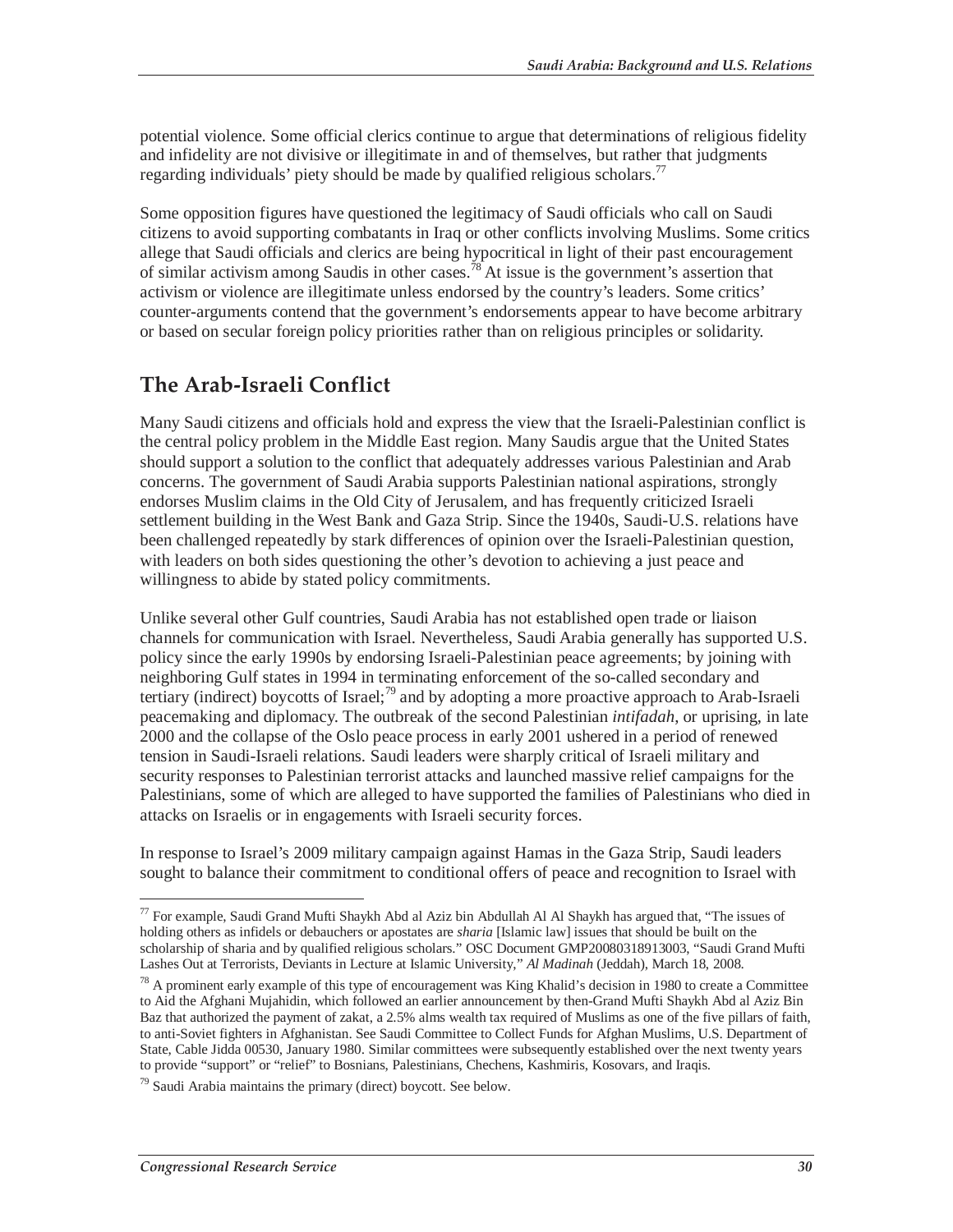potential violence. Some official clerics continue to argue that determinations of religious fidelity and infidelity are not divisive or illegitimate in and of themselves, but rather that judgments regarding individuals' piety should be made by qualified religious scholars.[77]

Some opposition figures have questioned the legitimacy of Saudi officials who call on Saudi citizens to avoid supporting combatants in Iraq or other conflicts involving Muslims. Some critics allege that Saudi officials and clerics are being hypocritical in light of their past encouragement of similar activism among Saudis in other cases.[78] At issue is the government's assertion that activism or violence are illegitimate unless endorsed by the country's leaders. Some critics' counter-arguments contend that the government's endorsements appear to have become arbitrary or based on secular foreign policy priorities rather than on religious principles or solidarity.

## The Arab-Israeli Conflict

Many Saudi citizens and officials hold and express the view that the Israeli-Palestinian conflict is the central policy problem in the Middle East region. Many Saudis argue that the United States should support a solution to the conflict that adequately addresses various Palestinian and Arab concerns. The government of Saudi Arabia supports Palestinian national aspirations, strongly endorses Muslim claims in the Old City of Jerusalem, and has frequently criticized Israeli settlement building in the West Bank and Gaza Strip. Since the 1940s, Saudi-U.S. relations have been challenged repeatedly by stark differences of opinion over the Israeli-Palestinian question, with leaders on both sides questioning the other's devotion to achieving a just peace and willingness to abide by stated policy commitments.

Unlike several other Gulf countries, Saudi Arabia has not established open trade or liaison channels for communication with Israel. Nevertheless, Saudi Arabia generally has supported U.S. policy since the early 1990s by endorsing Israeli-Palestinian peace agreements; by joining with neighboring Gulf states in 1994 in terminating enforcement of the so-called secondary and tertiary (indirect) boycotts of Israel;[79] and by adopting a more proactive approach to Arab-Israeli peacemaking and diplomacy. The outbreak of the second Palestinian *intifadah*, or uprising, in late 2000 and the collapse of the Oslo peace process in early 2001 ushered in a period of renewed tension in Saudi-Israeli relations. Saudi leaders were sharply critical of Israeli military and security responses to Palestinian terrorist attacks and launched massive relief campaigns for the Palestinians, some of which are alleged to have supported the families of Palestinians who died in attacks on Israelis or in engagements with Israeli security forces.

In response to Israel's 2009 military campaign against Hamas in the Gaza Strip, Saudi leaders sought to balance their commitment to conditional offers of peace and recognition to Israel with

---

[77] For example, Saudi Grand Mufti Shaykh Abd al Aziz bin Abdullah Al Al Shaykh has argued that, "The issues of holding others as infidels or debauchers or apostates are *sharia* [Islamic law] issues that should be built on the scholarship of sharia and by qualified religious scholars." OSC Document GMP20080318913003, "Saudi Grand Mufti Lashes Out at Terrorists, Deviants in Lecture at Islamic University," *Al Madinah* (Jeddah), March 18, 2008.

[78] A prominent early example of this type of encouragement was King Khalid's decision in 1980 to create a Committee to Aid the Afghani Mujahidin, which followed an earlier announcement by then-Grand Mufti Shaykh Abd al Aziz Bin Baz that authorized the payment of zakat, a 2.5% alms wealth tax required of Muslims as one of the five pillars of faith, to anti-Soviet fighters in Afghanistan. See Saudi Committee to Collect Funds for Afghan Muslims, U.S. Department of State, Cable Jidda 00530, January 1980. Similar committees were subsequently established over the next twenty years to provide "support" or "relief" to Bosnians, Palestinians, Chechens, Kashmiris, Kosovars, and Iraqis.

[79] Saudi Arabia maintains the primary (direct) boycott. See below.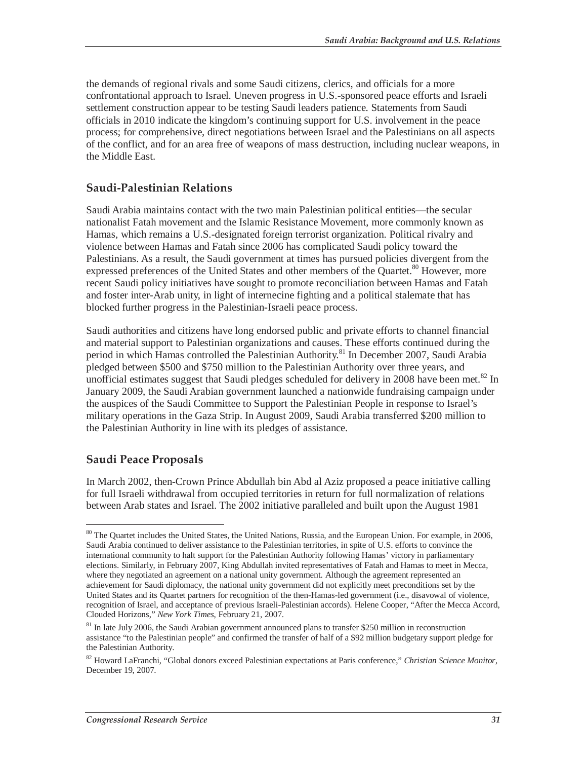the demands of regional rivals and some Saudi citizens, clerics, and officials for a more confrontational approach to Israel. Uneven progress in U.S.-sponsored peace efforts and Israeli settlement construction appear to be testing Saudi leaders patience. Statements from Saudi officials in 2010 indicate the kingdom's continuing support for U.S. involvement in the peace process; for comprehensive, direct negotiations between Israel and the Palestinians on all aspects of the conflict, and for an area free of weapons of mass destruction, including nuclear weapons, in the Middle East.

## Saudi-Palestinian Relations

Saudi Arabia maintains contact with the two main Palestinian political entities—the secular nationalist Fatah movement and the Islamic Resistance Movement, more commonly known as Hamas, which remains a U.S.-designated foreign terrorist organization. Political rivalry and violence between Hamas and Fatah since 2006 has complicated Saudi policy toward the Palestinians. As a result, the Saudi government at times has pursued policies divergent from the expressed preferences of the United States and other members of the Quartet.[80] However, more recent Saudi policy initiatives have sought to promote reconciliation between Hamas and Fatah and foster inter-Arab unity, in light of internecine fighting and a political stalemate that has blocked further progress in the Palestinian-Israeli peace process.

Saudi authorities and citizens have long endorsed public and private efforts to channel financial and material support to Palestinian organizations and causes. These efforts continued during the period in which Hamas controlled the Palestinian Authority.[81] In December 2007, Saudi Arabia pledged between $500 and $750 million to the Palestinian Authority over three years, and unofficial estimates suggest that Saudi pledges scheduled for delivery in 2008 have been met.[82] In January 2009, the Saudi Arabian government launched a nationwide fundraising campaign under the auspices of the Saudi Committee to Support the Palestinian People in response to Israel's military operations in the Gaza Strip. In August 2009, Saudi Arabia transferred $200 million to the Palestinian Authority in line with its pledges of assistance.

## Saudi Peace Proposals

In March 2002, then-Crown Prince Abdullah bin Abd al Aziz proposed a peace initiative calling for full Israeli withdrawal from occupied territories in return for full normalization of relations between Arab states and Israel. The 2002 initiative paralleled and built upon the August 1981

---

[80] The Quartet includes the United States, the United Nations, Russia, and the European Union. For example, in 2006, Saudi Arabia continued to deliver assistance to the Palestinian territories, in spite of U.S. efforts to convince the international community to halt support for the Palestinian Authority following Hamas' victory in parliamentary elections. Similarly, in February 2007, King Abdullah invited representatives of Fatah and Hamas to meet in Mecca, where they negotiated an agreement on a national unity government. Although the agreement represented an achievement for Saudi diplomacy, the national unity government did not explicitly meet preconditions set by the United States and its Quartet partners for recognition of the then-Hamas-led government (i.e., disavowal of violence, recognition of Israel, and acceptance of previous Israeli-Palestinian accords). Helene Cooper, "After the Mecca Accord, Clouded Horizons," *New York Times*, February 21, 2007.

[81] In late July 2006, the Saudi Arabian government announced plans to transfer $250 million in reconstruction assistance "to the Palestinian people" and confirmed the transfer of half of a $92 million budgetary support pledge for the Palestinian Authority.

[82] Howard LaFranchi, "Global donors exceed Palestinian expectations at Paris conference," *Christian Science Monitor*, December 19, 2007.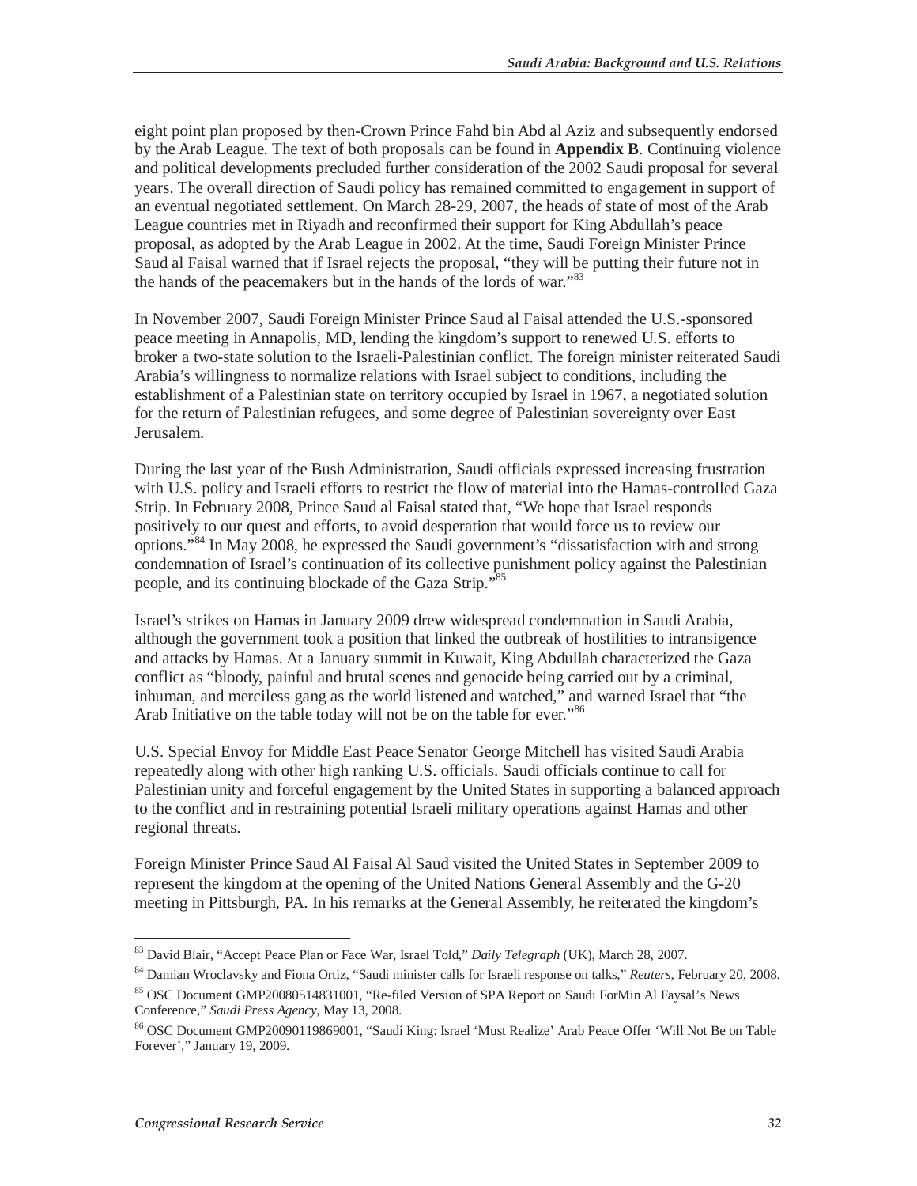eight point plan proposed by then-Crown Prince Fahd bin Abd al Aziz and subsequently endorsed by the Arab League. The text of both proposals can be found in **Appendix B**. Continuing violence and political developments precluded further consideration of the 2002 Saudi proposal for several years. The overall direction of Saudi policy has remained committed to engagement in support of an eventual negotiated settlement. On March 28-29, 2007, the heads of state of most of the Arab League countries met in Riyadh and reconfirmed their support for King Abdullah's peace proposal, as adopted by the Arab League in 2002. At the time, Saudi Foreign Minister Prince Saud al Faisal warned that if Israel rejects the proposal, "they will be putting their future not in the hands of the peacemakers but in the hands of the lords of war."[83]

In November 2007, Saudi Foreign Minister Prince Saud al Faisal attended the U.S.-sponsored peace meeting in Annapolis, MD, lending the kingdom's support to renewed U.S. efforts to broker a two-state solution to the Israeli-Palestinian conflict. The foreign minister reiterated Saudi Arabia's willingness to normalize relations with Israel subject to conditions, including the establishment of a Palestinian state on territory occupied by Israel in 1967, a negotiated solution for the return of Palestinian refugees, and some degree of Palestinian sovereignty over East Jerusalem.

During the last year of the Bush Administration, Saudi officials expressed increasing frustration with U.S. policy and Israeli efforts to restrict the flow of material into the Hamas-controlled Gaza Strip. In February 2008, Prince Saud al Faisal stated that, "We hope that Israel responds positively to our quest and efforts, to avoid desperation that would force us to review our options."[84] In May 2008, he expressed the Saudi government's "dissatisfaction with and strong condemnation of Israel's continuation of its collective punishment policy against the Palestinian people, and its continuing blockade of the Gaza Strip."[85]

Israel's strikes on Hamas in January 2009 drew widespread condemnation in Saudi Arabia, although the government took a position that linked the outbreak of hostilities to intransigence and attacks by Hamas. At a January summit in Kuwait, King Abdullah characterized the Gaza conflict as "bloody, painful and brutal scenes and genocide being carried out by a criminal, inhuman, and merciless gang as the world listened and watched," and warned Israel that "the Arab Initiative on the table today will not be on the table for ever."[86]

U.S. Special Envoy for Middle East Peace Senator George Mitchell has visited Saudi Arabia repeatedly along with other high ranking U.S. officials. Saudi officials continue to call for Palestinian unity and forceful engagement by the United States in supporting a balanced approach to the conflict and in restraining potential Israeli military operations against Hamas and other regional threats.

Foreign Minister Prince Saud Al Faisal Al Saud visited the United States in September 2009 to represent the kingdom at the opening of the United Nations General Assembly and the G-20 meeting in Pittsburgh, PA. In his remarks at the General Assembly, he reiterated the kingdom's

---

[83] David Blair, "Accept Peace Plan or Face War, Israel Told," *Daily Telegraph* (UK), March 28, 2007.

[84] Damian Wroclavsky and Fiona Ortiz, "Saudi minister calls for Israeli response on talks," *Reuters*, February 20, 2008.

[85] OSC Document GMP20080514831001, "Re-filed Version of SPA Report on Saudi ForMin Al Faysal's News Conference," *Saudi Press Agency*, May 13, 2008.

[86] OSC Document GMP20090119869001, "Saudi King: Israel 'Must Realize' Arab Peace Offer 'Will Not Be on Table Forever'," January 19, 2009.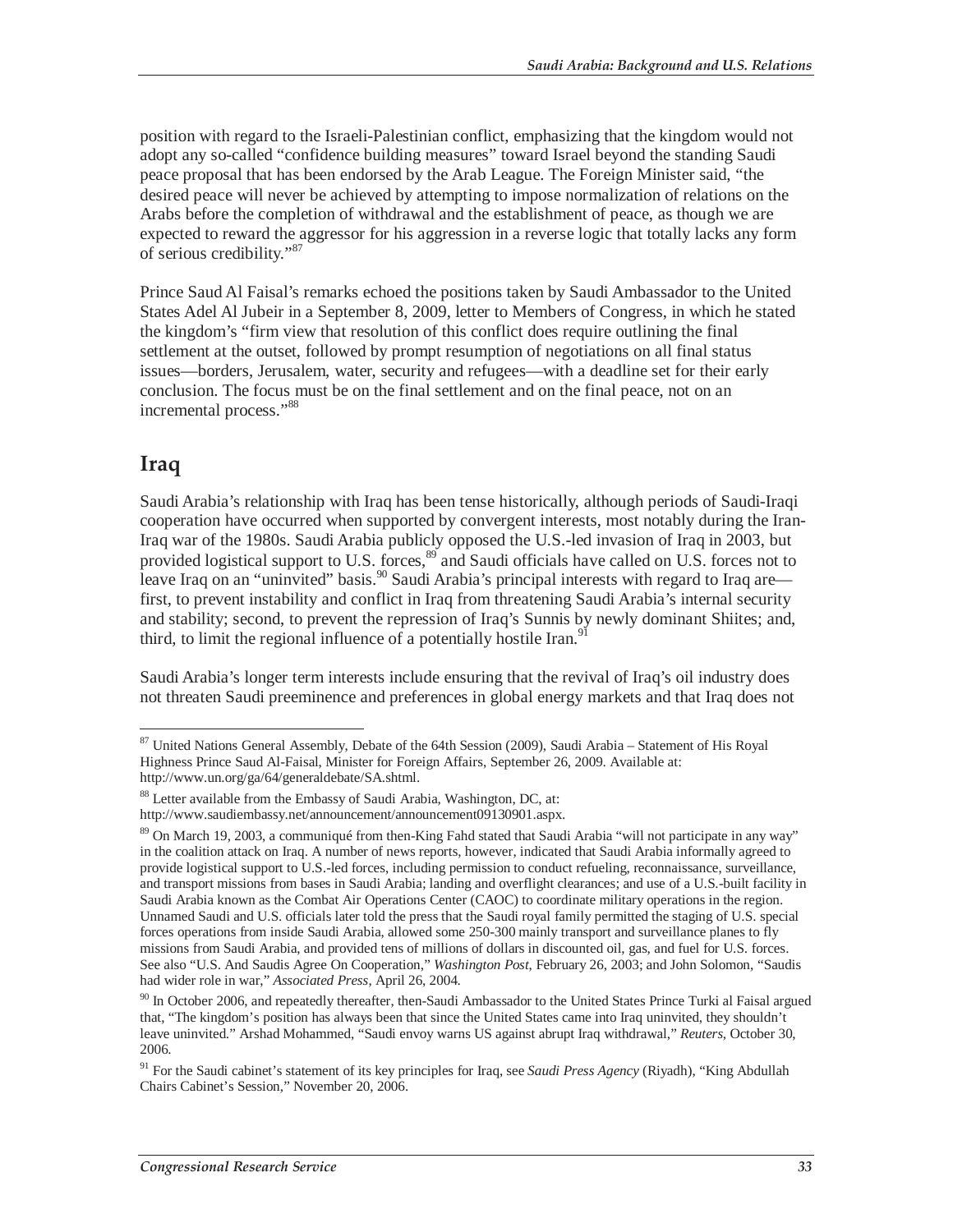position with regard to the Israeli-Palestinian conflict, emphasizing that the kingdom would not adopt any so-called "confidence building measures" toward Israel beyond the standing Saudi peace proposal that has been endorsed by the Arab League. The Foreign Minister said, "the desired peace will never be achieved by attempting to impose normalization of relations on the Arabs before the completion of withdrawal and the establishment of peace, as though we are expected to reward the aggressor for his aggression in a reverse logic that totally lacks any form of serious credibility."[87]

Prince Saud Al Faisal's remarks echoed the positions taken by Saudi Ambassador to the United States Adel Al Jubeir in a September 8, 2009, letter to Members of Congress, in which he stated the kingdom's "firm view that resolution of this conflict does require outlining the final settlement at the outset, followed by prompt resumption of negotiations on all final status issues—borders, Jerusalem, water, security and refugees—with a deadline set for their early conclusion. The focus must be on the final settlement and on the final peace, not on an incremental process."[88]

## Iraq

Saudi Arabia's relationship with Iraq has been tense historically, although periods of Saudi-Iraqi cooperation have occurred when supported by convergent interests, most notably during the Iran-Iraq war of the 1980s. Saudi Arabia publicly opposed the U.S.-led invasion of Iraq in 2003, but provided logistical support to U.S. forces,[89] and Saudi officials have called on U.S. forces not to leave Iraq on an "uninvited" basis.[90] Saudi Arabia's principal interests with regard to Iraq are—first, to prevent instability and conflict in Iraq from threatening Saudi Arabia's internal security and stability; second, to prevent the repression of Iraq's Sunnis by newly dominant Shiites; and, third, to limit the regional influence of a potentially hostile Iran.[91]

Saudi Arabia's longer term interests include ensuring that the revival of Iraq's oil industry does not threaten Saudi preeminence and preferences in global energy markets and that Iraq does not

---

[87] United Nations General Assembly, Debate of the 64th Session (2009), Saudi Arabia – Statement of His Royal Highness Prince Saud Al-Faisal, Minister for Foreign Affairs, September 26, 2009. Available at: http://www.un.org/ga/64/generaldebate/SA.shtml.

[88] Letter available from the Embassy of Saudi Arabia, Washington, DC, at: http://www.saudiembassy.net/announcement/announcement09130901.aspx.

[89] On March 19, 2003, a communiqué from then-King Fahd stated that Saudi Arabia "will not participate in any way" in the coalition attack on Iraq. A number of news reports, however, indicated that Saudi Arabia informally agreed to provide logistical support to U.S.-led forces, including permission to conduct refueling, reconnaissance, surveillance, and transport missions from bases in Saudi Arabia; landing and overflight clearances; and use of a U.S.-built facility in Saudi Arabia known as the Combat Air Operations Center (CAOC) to coordinate military operations in the region. Unnamed Saudi and U.S. officials later told the press that the Saudi royal family permitted the staging of U.S. special forces operations from inside Saudi Arabia, allowed some 250-300 mainly transport and surveillance planes to fly missions from Saudi Arabia, and provided tens of millions of dollars in discounted oil, gas, and fuel for U.S. forces. See also "U.S. And Saudis Agree On Cooperation," *Washington Post*, February 26, 2003; and John Solomon, "Saudis had wider role in war," *Associated Press*, April 26, 2004.

[90] In October 2006, and repeatedly thereafter, then-Saudi Ambassador to the United States Prince Turki al Faisal argued that, "The kingdom's position has always been that since the United States came into Iraq uninvited, they shouldn't leave uninvited." Arshad Mohammed, "Saudi envoy warns US against abrupt Iraq withdrawal," *Reuters*, October 30, 2006.

[91] For the Saudi cabinet's statement of its key principles for Iraq, see *Saudi Press Agency* (Riyadh), "King Abdullah Chairs Cabinet's Session," November 20, 2006.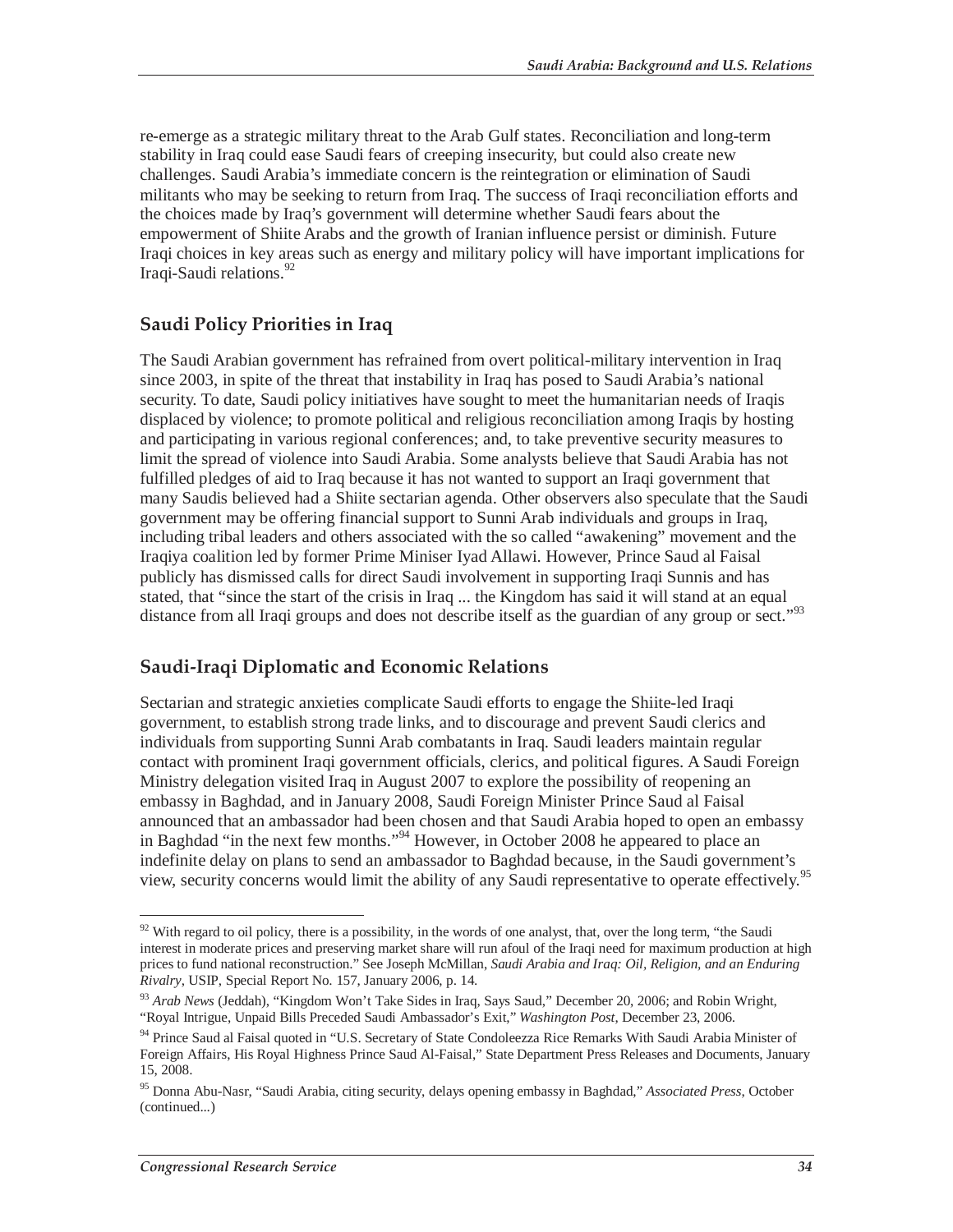re-emerge as a strategic military threat to the Arab Gulf states. Reconciliation and long-term stability in Iraq could ease Saudi fears of creeping insecurity, but could also create new challenges. Saudi Arabia's immediate concern is the reintegration or elimination of Saudi militants who may be seeking to return from Iraq. The success of Iraqi reconciliation efforts and the choices made by Iraq's government will determine whether Saudi fears about the empowerment of Shiite Arabs and the growth of Iranian influence persist or diminish. Future Iraqi choices in key areas such as energy and military policy will have important implications for Iraqi-Saudi relations.[92]

## Saudi Policy Priorities in Iraq

The Saudi Arabian government has refrained from overt political-military intervention in Iraq since 2003, in spite of the threat that instability in Iraq has posed to Saudi Arabia's national security. To date, Saudi policy initiatives have sought to meet the humanitarian needs of Iraqis displaced by violence; to promote political and religious reconciliation among Iraqis by hosting and participating in various regional conferences; and, to take preventive security measures to limit the spread of violence into Saudi Arabia. Some analysts believe that Saudi Arabia has not fulfilled pledges of aid to Iraq because it has not wanted to support an Iraqi government that many Saudis believed had a Shiite sectarian agenda. Other observers also speculate that the Saudi government may be offering financial support to Sunni Arab individuals and groups in Iraq, including tribal leaders and others associated with the so called "awakening" movement and the Iraqiya coalition led by former Prime Miniser Iyad Allawi. However, Prince Saud al Faisal publicly has dismissed calls for direct Saudi involvement in supporting Iraqi Sunnis and has stated, that "since the start of the crisis in Iraq ... the Kingdom has said it will stand at an equal distance from all Iraqi groups and does not describe itself as the guardian of any group or sect."[93]

## Saudi-Iraqi Diplomatic and Economic Relations

Sectarian and strategic anxieties complicate Saudi efforts to engage the Shiite-led Iraqi government, to establish strong trade links, and to discourage and prevent Saudi clerics and individuals from supporting Sunni Arab combatants in Iraq. Saudi leaders maintain regular contact with prominent Iraqi government officials, clerics, and political figures. A Saudi Foreign Ministry delegation visited Iraq in August 2007 to explore the possibility of reopening an embassy in Baghdad, and in January 2008, Saudi Foreign Minister Prince Saud al Faisal announced that an ambassador had been chosen and that Saudi Arabia hoped to open an embassy in Baghdad "in the next few months."[94] However, in October 2008 he appeared to place an indefinite delay on plans to send an ambassador to Baghdad because, in the Saudi government's view, security concerns would limit the ability of any Saudi representative to operate effectively.[95]

---

[92] With regard to oil policy, there is a possibility, in the words of one analyst, that, over the long term, "the Saudi interest in moderate prices and preserving market share will run afoul of the Iraqi need for maximum production at high prices to fund national reconstruction." See Joseph McMillan, *Saudi Arabia and Iraq: Oil, Religion, and an Enduring Rivalry*, USIP, Special Report No. 157, January 2006, p. 14.

[93] *Arab News* (Jeddah), "Kingdom Won't Take Sides in Iraq, Says Saud," December 20, 2006; and Robin Wright, "Royal Intrigue, Unpaid Bills Preceded Saudi Ambassador's Exit," *Washington Post*, December 23, 2006.

[94] Prince Saud al Faisal quoted in "U.S. Secretary of State Condoleezza Rice Remarks With Saudi Arabia Minister of Foreign Affairs, His Royal Highness Prince Saud Al-Faisal," State Department Press Releases and Documents, January 15, 2008.

[95] Donna Abu-Nasr, "Saudi Arabia, citing security, delays opening embassy in Baghdad," *Associated Press*, October (continued...)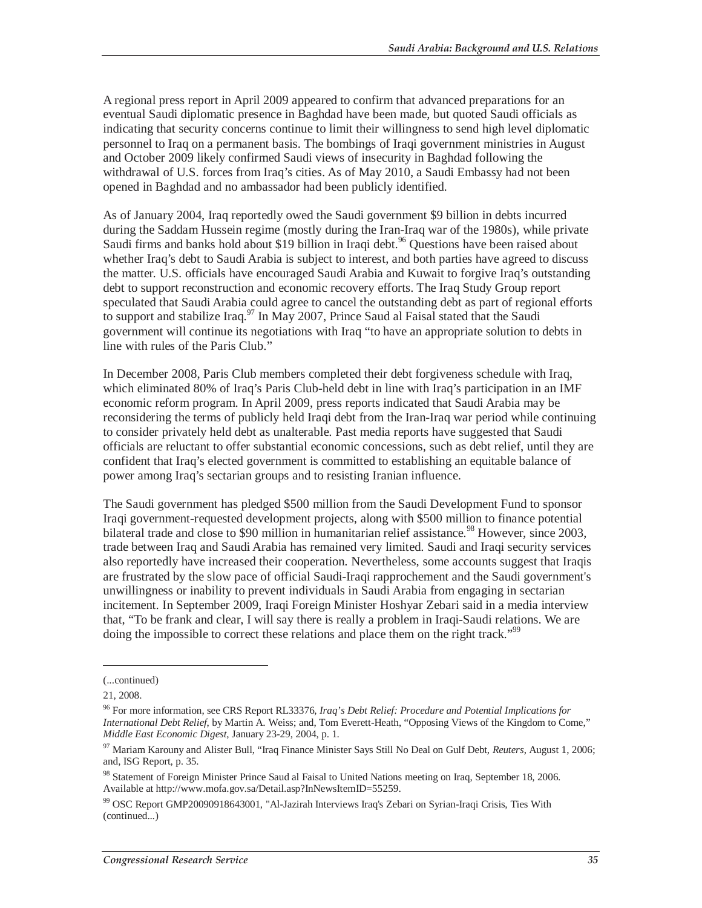A regional press report in April 2009 appeared to confirm that advanced preparations for an eventual Saudi diplomatic presence in Baghdad have been made, but quoted Saudi officials as indicating that security concerns continue to limit their willingness to send high level diplomatic personnel to Iraq on a permanent basis. The bombings of Iraqi government ministries in August and October 2009 likely confirmed Saudi views of insecurity in Baghdad following the withdrawal of U.S. forces from Iraq's cities. As of May 2010, a Saudi Embassy had not been opened in Baghdad and no ambassador had been publicly identified.

As of January 2004, Iraq reportedly owed the Saudi government $9 billion in debts incurred during the Saddam Hussein regime (mostly during the Iran-Iraq war of the 1980s), while private Saudi firms and banks hold about $19 billion in Iraqi debt.[96] Questions have been raised about whether Iraq's debt to Saudi Arabia is subject to interest, and both parties have agreed to discuss the matter. U.S. officials have encouraged Saudi Arabia and Kuwait to forgive Iraq's outstanding debt to support reconstruction and economic recovery efforts. The Iraq Study Group report speculated that Saudi Arabia could agree to cancel the outstanding debt as part of regional efforts to support and stabilize Iraq.[97] In May 2007, Prince Saud al Faisal stated that the Saudi government will continue its negotiations with Iraq "to have an appropriate solution to debts in line with rules of the Paris Club."

In December 2008, Paris Club members completed their debt forgiveness schedule with Iraq, which eliminated 80% of Iraq's Paris Club-held debt in line with Iraq's participation in an IMF economic reform program. In April 2009, press reports indicated that Saudi Arabia may be reconsidering the terms of publicly held Iraqi debt from the Iran-Iraq war period while continuing to consider privately held debt as unalterable. Past media reports have suggested that Saudi officials are reluctant to offer substantial economic concessions, such as debt relief, until they are confident that Iraq's elected government is committed to establishing an equitable balance of power among Iraq's sectarian groups and to resisting Iranian influence.

The Saudi government has pledged $500 million from the Saudi Development Fund to sponsor Iraqi government-requested development projects, along with $500 million to finance potential bilateral trade and close to $90 million in humanitarian relief assistance.[98] However, since 2003, trade between Iraq and Saudi Arabia has remained very limited. Saudi and Iraqi security services also reportedly have increased their cooperation. Nevertheless, some accounts suggest that Iraqis are frustrated by the slow pace of official Saudi-Iraqi rapprochement and the Saudi government's unwillingness or inability to prevent individuals in Saudi Arabia from engaging in sectarian incitement. In September 2009, Iraqi Foreign Minister Hoshyar Zebari said in a media interview that, "To be frank and clear, I will say there is really a problem in Iraqi-Saudi relations. We are doing the impossible to correct these relations and place them on the right track."[99]

---

(...continued)

21, 2008.

[96] For more information, see CRS Report RL33376, *Iraq's Debt Relief: Procedure and Potential Implications for International Debt Relief*, by Martin A. Weiss; and, Tom Everett-Heath, "Opposing Views of the Kingdom to Come," *Middle East Economic Digest*, January 23-29, 2004, p. 1.

[97] Mariam Karouny and Alister Bull, "Iraq Finance Minister Says Still No Deal on Gulf Debt, *Reuters*, August 1, 2006; and, ISG Report, p. 35.

[98] Statement of Foreign Minister Prince Saud al Faisal to United Nations meeting on Iraq, September 18, 2006. Available at http://www.mofa.gov.sa/Detail.asp?InNewsItemID=55259.

[99] OSC Report GMP20090918643001, "Al-Jazirah Interviews Iraq's Zebari on Syrian-Iraqi Crisis, Ties With (continued...)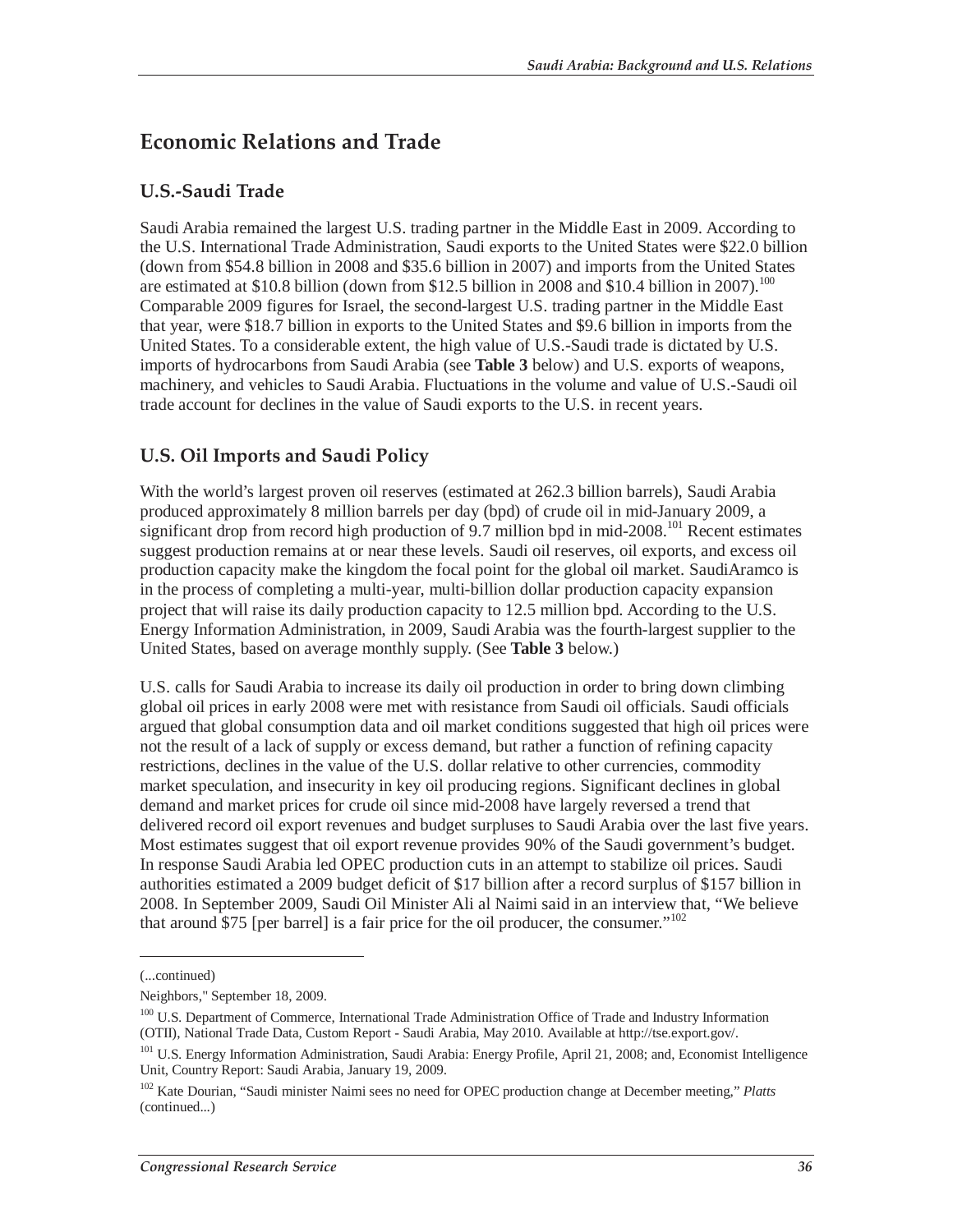## Economic Relations and Trade

### U.S.-Saudi Trade

Saudi Arabia remained the largest U.S. trading partner in the Middle East in 2009. According to the U.S. International Trade Administration, Saudi exports to the United States were $22.0 billion (down from $54.8 billion in 2008 and $35.6 billion in 2007) and imports from the United States are estimated at $10.8 billion (down from $12.5 billion in 2008 and $10.4 billion in 2007).[100] Comparable 2009 figures for Israel, the second-largest U.S. trading partner in the Middle East that year, were $18.7 billion in exports to the United States and $9.6 billion in imports from the United States. To a considerable extent, the high value of U.S.-Saudi trade is dictated by U.S. imports of hydrocarbons from Saudi Arabia (see **Table 3** below) and U.S. exports of weapons, machinery, and vehicles to Saudi Arabia. Fluctuations in the volume and value of U.S.-Saudi oil trade account for declines in the value of Saudi exports to the U.S. in recent years.

### U.S. Oil Imports and Saudi Policy

With the world's largest proven oil reserves (estimated at 262.3 billion barrels), Saudi Arabia produced approximately 8 million barrels per day (bpd) of crude oil in mid-January 2009, a significant drop from record high production of 9.7 million bpd in mid-2008.[101] Recent estimates suggest production remains at or near these levels. Saudi oil reserves, oil exports, and excess oil production capacity make the kingdom the focal point for the global oil market. SaudiAramco is in the process of completing a multi-year, multi-billion dollar production capacity expansion project that will raise its daily production capacity to 12.5 million bpd. According to the U.S. Energy Information Administration, in 2009, Saudi Arabia was the fourth-largest supplier to the United States, based on average monthly supply. (See **Table 3** below.)

U.S. calls for Saudi Arabia to increase its daily oil production in order to bring down climbing global oil prices in early 2008 were met with resistance from Saudi oil officials. Saudi officials argued that global consumption data and oil market conditions suggested that high oil prices were not the result of a lack of supply or excess demand, but rather a function of refining capacity restrictions, declines in the value of the U.S. dollar relative to other currencies, commodity market speculation, and insecurity in key oil producing regions. Significant declines in global demand and market prices for crude oil since mid-2008 have largely reversed a trend that delivered record oil export revenues and budget surpluses to Saudi Arabia over the last five years. Most estimates suggest that oil export revenue provides 90% of the Saudi government's budget. In response Saudi Arabia led OPEC production cuts in an attempt to stabilize oil prices. Saudi authorities estimated a 2009 budget deficit of $17 billion after a record surplus of $157 billion in 2008. In September 2009, Saudi Oil Minister Ali al Naimi said in an interview that, "We believe that around $75 [per barrel] is a fair price for the oil producer, the consumer."[102]

---

(...continued)

Neighbors," September 18, 2009.

[100] U.S. Department of Commerce, International Trade Administration Office of Trade and Industry Information (OTII), National Trade Data, Custom Report - Saudi Arabia, May 2010. Available at http://tse.export.gov/.

[101] U.S. Energy Information Administration, Saudi Arabia: Energy Profile, April 21, 2008; and, Economist Intelligence Unit, Country Report: Saudi Arabia, January 19, 2009.

[102] Kate Dourian, "Saudi minister Naimi sees no need for OPEC production change at December meeting," *Platts* (continued...)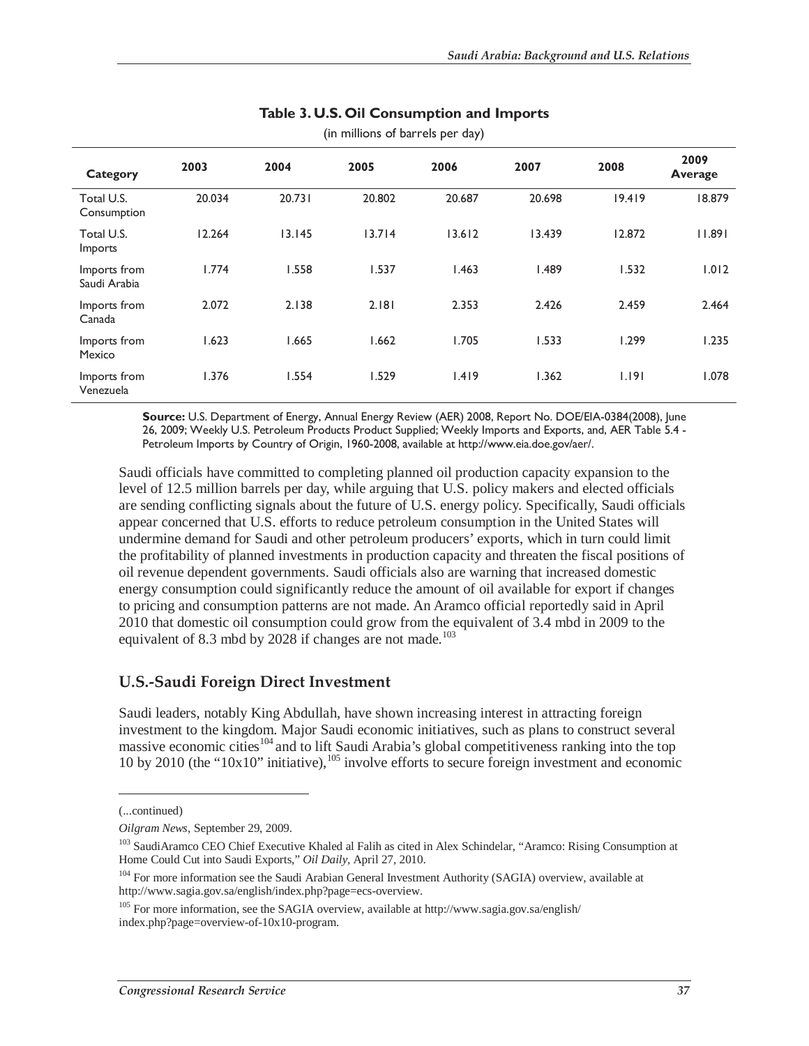**Table 3. U.S. Oil Consumption and Imports**

(in millions of barrels per day)

| Category | 2003 | 2004 | 2005 | 2006 | 2007 | 2008 | 2009 Average |
|---|---|---|---|---|---|---|---|
| Total U.S. Consumption | 20.034 | 20.731 | 20.802 | 20.687 | 20.698 | 19.419 | 18.879 |
| Total U.S. Imports | 12.264 | 13.145 | 13.714 | 13.612 | 13.439 | 12.872 | 11.891 |
| Imports from Saudi Arabia | 1.774 | 1.558 | 1.537 | 1.463 | 1.489 | 1.532 | 1.012 |
| Imports from Canada | 2.072 | 2.138 | 2.181 | 2.353 | 2.426 | 2.459 | 2.464 |
| Imports from Mexico | 1.623 | 1.665 | 1.662 | 1.705 | 1.533 | 1.299 | 1.235 |
| Imports from Venezuela | 1.376 | 1.554 | 1.529 | 1.419 | 1.362 | 1.191 | 1.078 |

**Source:** U.S. Department of Energy, Annual Energy Review (AER) 2008, Report No. DOE/EIA-0384(2008), June 26, 2009; Weekly U.S. Petroleum Products Product Supplied; Weekly Imports and Exports, and, AER Table 5.4 - Petroleum Imports by Country of Origin, 1960-2008, available at http://www.eia.doe.gov/aer/.

Saudi officials have committed to completing planned oil production capacity expansion to the level of 12.5 million barrels per day, while arguing that U.S. policy makers and elected officials are sending conflicting signals about the future of U.S. energy policy. Specifically, Saudi officials appear concerned that U.S. efforts to reduce petroleum consumption in the United States will undermine demand for Saudi and other petroleum producers' exports, which in turn could limit the profitability of planned investments in production capacity and threaten the fiscal positions of oil revenue dependent governments. Saudi officials also are warning that increased domestic energy consumption could significantly reduce the amount of oil available for export if changes to pricing and consumption patterns are not made. An Aramco official reportedly said in April 2010 that domestic oil consumption could grow from the equivalent of 3.4 mbd in 2009 to the equivalent of 8.3 mbd by 2028 if changes are not made.[103]

## U.S.-Saudi Foreign Direct Investment

Saudi leaders, notably King Abdullah, have shown increasing interest in attracting foreign investment to the kingdom. Major Saudi economic initiatives, such as plans to construct several massive economic cities[104] and to lift Saudi Arabia's global competitiveness ranking into the top 10 by 2010 (the "10x10" initiative),[105] involve efforts to secure foreign investment and economic

---

(...continued)

*Oilgram News*, September 29, 2009.

[103] SaudiAramco CEO Chief Executive Khaled al Falih as cited in Alex Schindelar, "Aramco: Rising Consumption at Home Could Cut into Saudi Exports," *Oil Daily*, April 27, 2010.

[104] For more information see the Saudi Arabian General Investment Authority (SAGIA) overview, available at http://www.sagia.gov.sa/english/index.php?page=ecs-overview.

[105] For more information, see the SAGIA overview, available at http://www.sagia.gov.sa/english/index.php?page=overview-of-10x10-program.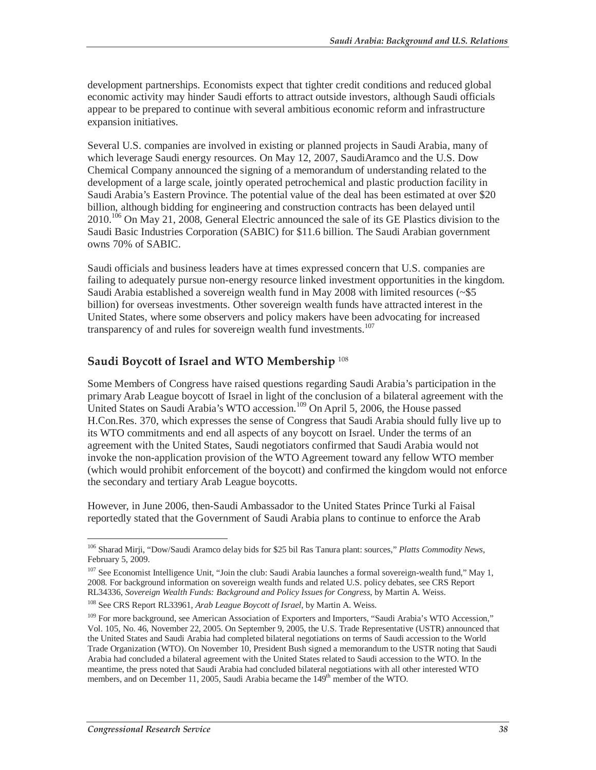development partnerships. Economists expect that tighter credit conditions and reduced global economic activity may hinder Saudi efforts to attract outside investors, although Saudi officials appear to be prepared to continue with several ambitious economic reform and infrastructure expansion initiatives.

Several U.S. companies are involved in existing or planned projects in Saudi Arabia, many of which leverage Saudi energy resources. On May 12, 2007, SaudiAramco and the U.S. Dow Chemical Company announced the signing of a memorandum of understanding related to the development of a large scale, jointly operated petrochemical and plastic production facility in Saudi Arabia's Eastern Province. The potential value of the deal has been estimated at over $20 billion, although bidding for engineering and construction contracts has been delayed until 2010.[106] On May 21, 2008, General Electric announced the sale of its GE Plastics division to the Saudi Basic Industries Corporation (SABIC) for $11.6 billion. The Saudi Arabian government owns 70% of SABIC.

Saudi officials and business leaders have at times expressed concern that U.S. companies are failing to adequately pursue non-energy resource linked investment opportunities in the kingdom. Saudi Arabia established a sovereign wealth fund in May 2008 with limited resources (~$5 billion) for overseas investments. Other sovereign wealth funds have attracted interest in the United States, where some observers and policy makers have been advocating for increased transparency of and rules for sovereign wealth fund investments.[107]

## Saudi Boycott of Israel and WTO Membership [108]

Some Members of Congress have raised questions regarding Saudi Arabia's participation in the primary Arab League boycott of Israel in light of the conclusion of a bilateral agreement with the United States on Saudi Arabia's WTO accession.[109] On April 5, 2006, the House passed H.Con.Res. 370, which expresses the sense of Congress that Saudi Arabia should fully live up to its WTO commitments and end all aspects of any boycott on Israel. Under the terms of an agreement with the United States, Saudi negotiators confirmed that Saudi Arabia would not invoke the non-application provision of the WTO Agreement toward any fellow WTO member (which would prohibit enforcement of the boycott) and confirmed the kingdom would not enforce the secondary and tertiary Arab League boycotts.

However, in June 2006, then-Saudi Ambassador to the United States Prince Turki al Faisal reportedly stated that the Government of Saudi Arabia plans to continue to enforce the Arab

---

[106] Sharad Mirji, "Dow/Saudi Aramco delay bids for $25 bil Ras Tanura plant: sources," *Platts Commodity News*, February 5, 2009.

[107] See Economist Intelligence Unit, "Join the club: Saudi Arabia launches a formal sovereign-wealth fund," May 1, 2008. For background information on sovereign wealth funds and related U.S. policy debates, see CRS Report RL34336, *Sovereign Wealth Funds: Background and Policy Issues for Congress*, by Martin A. Weiss.

[108] See CRS Report RL33961, *Arab League Boycott of Israel*, by Martin A. Weiss.

[109] For more background, see American Association of Exporters and Importers, "Saudi Arabia's WTO Accession," Vol. 105, No. 46, November 22, 2005. On September 9, 2005, the U.S. Trade Representative (USTR) announced that the United States and Saudi Arabia had completed bilateral negotiations on terms of Saudi accession to the World Trade Organization (WTO). On November 10, President Bush signed a memorandum to the USTR noting that Saudi Arabia had concluded a bilateral agreement with the United States related to Saudi accession to the WTO. In the meantime, the press noted that Saudi Arabia had concluded bilateral negotiations with all other interested WTO members, and on December 11, 2005, Saudi Arabia became the 149th member of the WTO.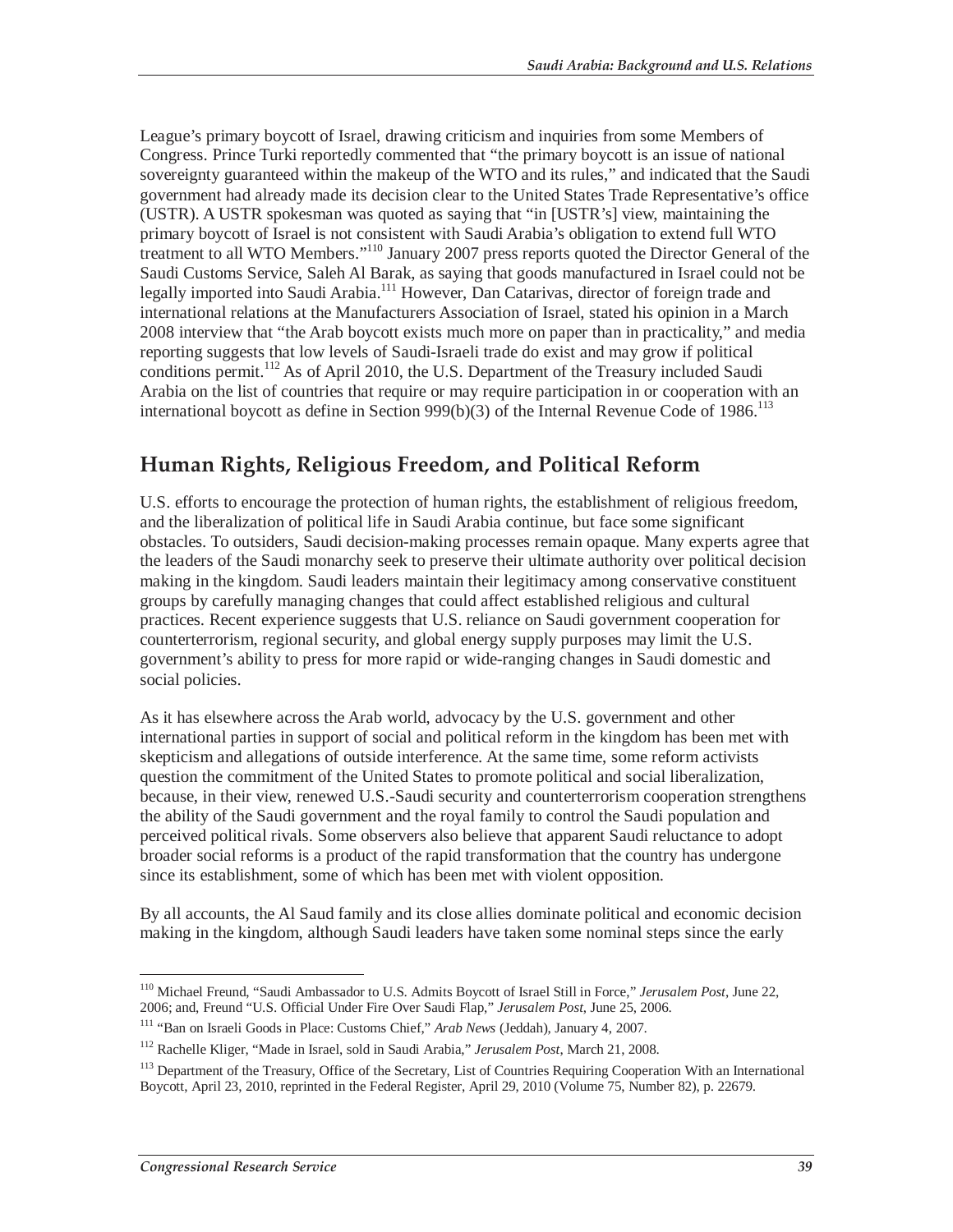League's primary boycott of Israel, drawing criticism and inquiries from some Members of Congress. Prince Turki reportedly commented that "the primary boycott is an issue of national sovereignty guaranteed within the makeup of the WTO and its rules," and indicated that the Saudi government had already made its decision clear to the United States Trade Representative's office (USTR). A USTR spokesman was quoted as saying that "in [USTR's] view, maintaining the primary boycott of Israel is not consistent with Saudi Arabia's obligation to extend full WTO treatment to all WTO Members."[110] January 2007 press reports quoted the Director General of the Saudi Customs Service, Saleh Al Barak, as saying that goods manufactured in Israel could not be legally imported into Saudi Arabia.[111] However, Dan Catarivas, director of foreign trade and international relations at the Manufacturers Association of Israel, stated his opinion in a March 2008 interview that "the Arab boycott exists much more on paper than in practicality," and media reporting suggests that low levels of Saudi-Israeli trade do exist and may grow if political conditions permit.[112] As of April 2010, the U.S. Department of the Treasury included Saudi Arabia on the list of countries that require or may require participation in or cooperation with an international boycott as define in Section 999(b)(3) of the Internal Revenue Code of 1986.[113]

## Human Rights, Religious Freedom, and Political Reform

U.S. efforts to encourage the protection of human rights, the establishment of religious freedom, and the liberalization of political life in Saudi Arabia continue, but face some significant obstacles. To outsiders, Saudi decision-making processes remain opaque. Many experts agree that the leaders of the Saudi monarchy seek to preserve their ultimate authority over political decision making in the kingdom. Saudi leaders maintain their legitimacy among conservative constituent groups by carefully managing changes that could affect established religious and cultural practices. Recent experience suggests that U.S. reliance on Saudi government cooperation for counterterrorism, regional security, and global energy supply purposes may limit the U.S. government's ability to press for more rapid or wide-ranging changes in Saudi domestic and social policies.

As it has elsewhere across the Arab world, advocacy by the U.S. government and other international parties in support of social and political reform in the kingdom has been met with skepticism and allegations of outside interference. At the same time, some reform activists question the commitment of the United States to promote political and social liberalization, because, in their view, renewed U.S.-Saudi security and counterterrorism cooperation strengthens the ability of the Saudi government and the royal family to control the Saudi population and perceived political rivals. Some observers also believe that apparent Saudi reluctance to adopt broader social reforms is a product of the rapid transformation that the country has undergone since its establishment, some of which has been met with violent opposition.

By all accounts, the Al Saud family and its close allies dominate political and economic decision making in the kingdom, although Saudi leaders have taken some nominal steps since the early

---

[110] Michael Freund, "Saudi Ambassador to U.S. Admits Boycott of Israel Still in Force," *Jerusalem Post*, June 22, 2006; and, Freund "U.S. Official Under Fire Over Saudi Flap," *Jerusalem Post*, June 25, 2006.

[111] "Ban on Israeli Goods in Place: Customs Chief," *Arab News* (Jeddah), January 4, 2007.

[112] Rachelle Kliger, "Made in Israel, sold in Saudi Arabia," *Jerusalem Post*, March 21, 2008.

[113] Department of the Treasury, Office of the Secretary, List of Countries Requiring Cooperation With an International Boycott, April 23, 2010, reprinted in the Federal Register, April 29, 2010 (Volume 75, Number 82), p. 22679.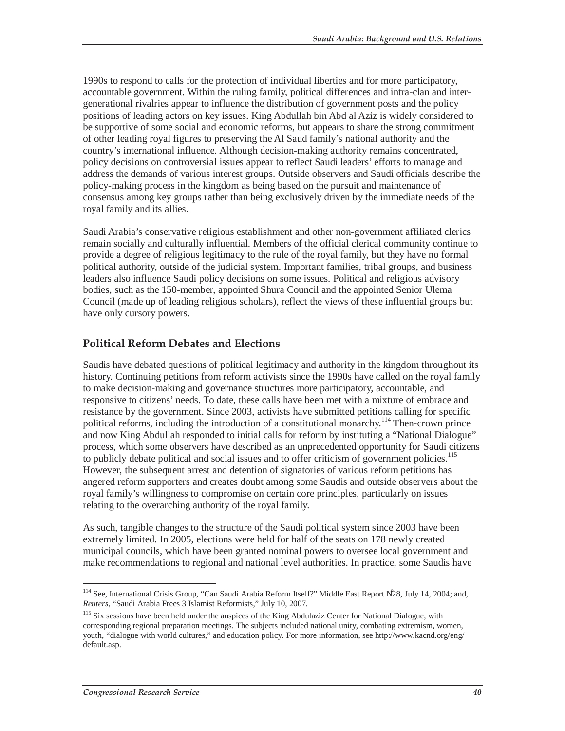1990s to respond to calls for the protection of individual liberties and for more participatory, accountable government. Within the ruling family, political differences and intra-clan and inter-generational rivalries appear to influence the distribution of government posts and the policy positions of leading actors on key issues. King Abdullah bin Abd al Aziz is widely considered to be supportive of some social and economic reforms, but appears to share the strong commitment of other leading royal figures to preserving the Al Saud family's national authority and the country's international influence. Although decision-making authority remains concentrated, policy decisions on controversial issues appear to reflect Saudi leaders' efforts to manage and address the demands of various interest groups. Outside observers and Saudi officials describe the policy-making process in the kingdom as being based on the pursuit and maintenance of consensus among key groups rather than being exclusively driven by the immediate needs of the royal family and its allies.

Saudi Arabia's conservative religious establishment and other non-government affiliated clerics remain socially and culturally influential. Members of the official clerical community continue to provide a degree of religious legitimacy to the rule of the royal family, but they have no formal political authority, outside of the judicial system. Important families, tribal groups, and business leaders also influence Saudi policy decisions on some issues. Political and religious advisory bodies, such as the 150-member, appointed Shura Council and the appointed Senior Ulema Council (made up of leading religious scholars), reflect the views of these influential groups but have only cursory powers.

## Political Reform Debates and Elections

Saudis have debated questions of political legitimacy and authority in the kingdom throughout its history. Continuing petitions from reform activists since the 1990s have called on the royal family to make decision-making and governance structures more participatory, accountable, and responsive to citizens' needs. To date, these calls have been met with a mixture of embrace and resistance by the government. Since 2003, activists have submitted petitions calling for specific political reforms, including the introduction of a constitutional monarchy.[114] Then-crown prince and now King Abdullah responded to initial calls for reform by instituting a "National Dialogue" process, which some observers have described as an unprecedented opportunity for Saudi citizens to publicly debate political and social issues and to offer criticism of government policies.[115] However, the subsequent arrest and detention of signatories of various reform petitions has angered reform supporters and creates doubt among some Saudis and outside observers about the royal family's willingness to compromise on certain core principles, particularly on issues relating to the overarching authority of the royal family.

As such, tangible changes to the structure of the Saudi political system since 2003 have been extremely limited. In 2005, elections were held for half of the seats on 178 newly created municipal councils, which have been granted nominal powers to oversee local government and make recommendations to regional and national level authorities. In practice, some Saudis have

---

[114] See, International Crisis Group, "Can Saudi Arabia Reform Itself?" Middle East Report N°28, July 14, 2004; and, *Reuters*, "Saudi Arabia Frees 3 Islamist Reformists," July 10, 2007.

[115] Six sessions have been held under the auspices of the King Abdulaziz Center for National Dialogue, with corresponding regional preparation meetings. The subjects included national unity, combating extremism, women, youth, "dialogue with world cultures," and education policy. For more information, see http://www.kacnd.org/eng/default.asp.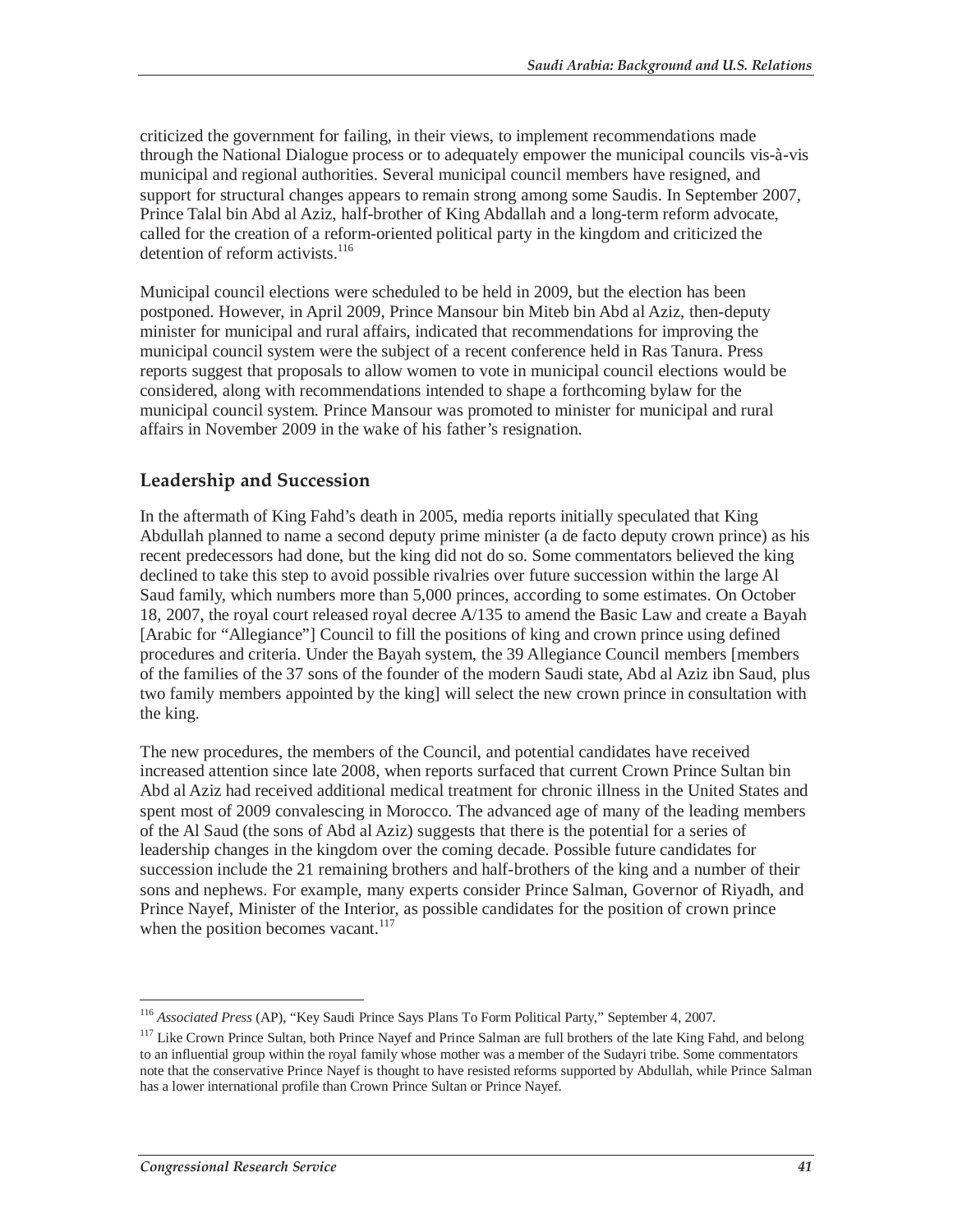criticized the government for failing, in their views, to implement recommendations made through the National Dialogue process or to adequately empower the municipal councils vis-à-vis municipal and regional authorities. Several municipal council members have resigned, and support for structural changes appears to remain strong among some Saudis. In September 2007, Prince Talal bin Abd al Aziz, half-brother of King Abdallah and a long-term reform advocate, called for the creation of a reform-oriented political party in the kingdom and criticized the detention of reform activists.[116]

Municipal council elections were scheduled to be held in 2009, but the election has been postponed. However, in April 2009, Prince Mansour bin Miteb bin Abd al Aziz, then-deputy minister for municipal and rural affairs, indicated that recommendations for improving the municipal council system were the subject of a recent conference held in Ras Tanura. Press reports suggest that proposals to allow women to vote in municipal council elections would be considered, along with recommendations intended to shape a forthcoming bylaw for the municipal council system. Prince Mansour was promoted to minister for municipal and rural affairs in November 2009 in the wake of his father's resignation.

## Leadership and Succession

In the aftermath of King Fahd's death in 2005, media reports initially speculated that King Abdullah planned to name a second deputy prime minister (a de facto deputy crown prince) as his recent predecessors had done, but the king did not do so. Some commentators believed the king declined to take this step to avoid possible rivalries over future succession within the large Al Saud family, which numbers more than 5,000 princes, according to some estimates. On October 18, 2007, the royal court released royal decree A/135 to amend the Basic Law and create a Bayah [Arabic for "Allegiance"] Council to fill the positions of king and crown prince using defined procedures and criteria. Under the Bayah system, the 39 Allegiance Council members [members of the families of the 37 sons of the founder of the modern Saudi state, Abd al Aziz ibn Saud, plus two family members appointed by the king] will select the new crown prince in consultation with the king.

The new procedures, the members of the Council, and potential candidates have received increased attention since late 2008, when reports surfaced that current Crown Prince Sultan bin Abd al Aziz had received additional medical treatment for chronic illness in the United States and spent most of 2009 convalescing in Morocco. The advanced age of many of the leading members of the Al Saud (the sons of Abd al Aziz) suggests that there is the potential for a series of leadership changes in the kingdom over the coming decade. Possible future candidates for succession include the 21 remaining brothers and half-brothers of the king and a number of their sons and nephews. For example, many experts consider Prince Salman, Governor of Riyadh, and Prince Nayef, Minister of the Interior, as possible candidates for the position of crown prince when the position becomes vacant.[117]

---

[116] *Associated Press* (AP), "Key Saudi Prince Says Plans To Form Political Party," September 4, 2007.

[117] Like Crown Prince Sultan, both Prince Nayef and Prince Salman are full brothers of the late King Fahd, and belong to an influential group within the royal family whose mother was a member of the Sudayri tribe. Some commentators note that the conservative Prince Nayef is thought to have resisted reforms supported by Abdullah, while Prince Salman has a lower international profile than Crown Prince Sultan or Prince Nayef.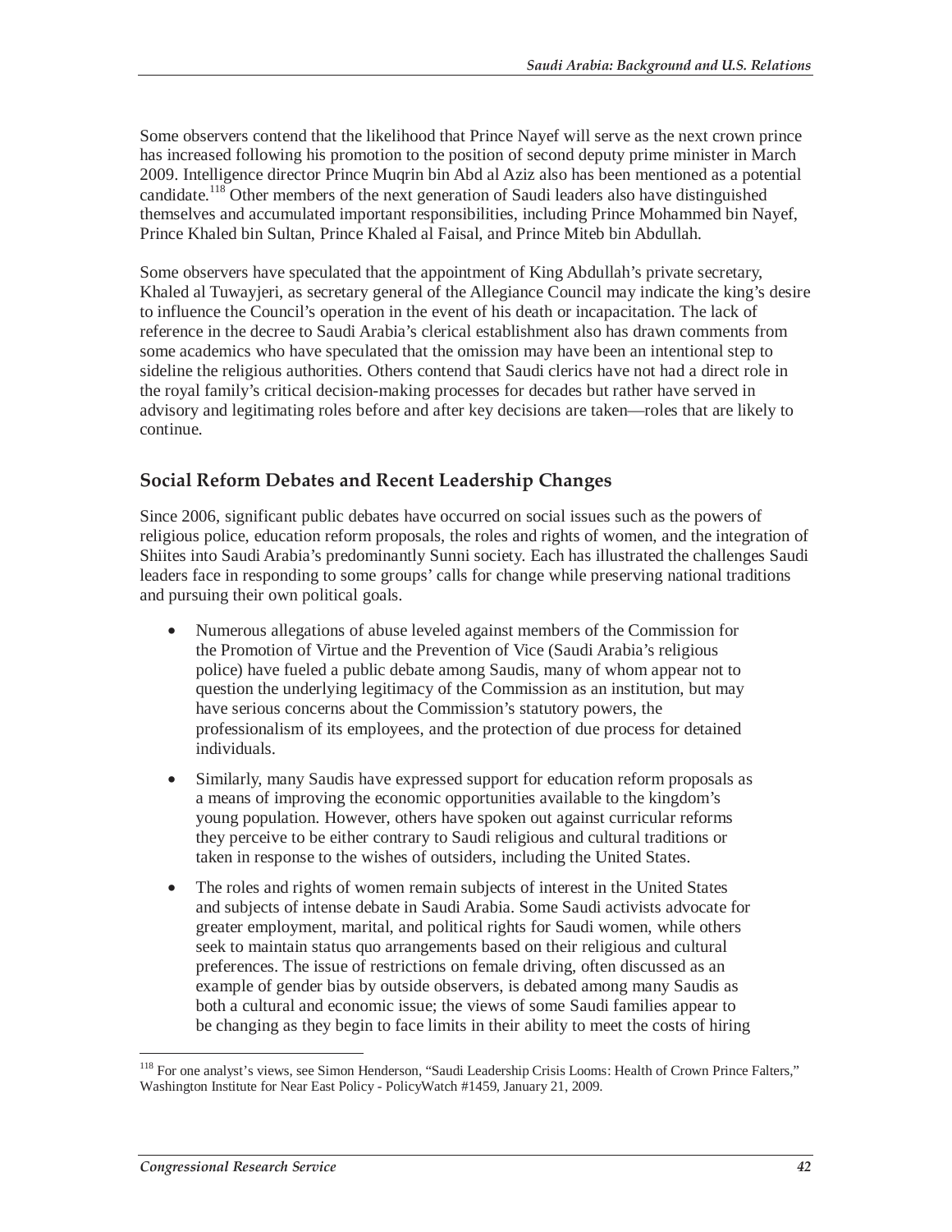Some observers contend that the likelihood that Prince Nayef will serve as the next crown prince has increased following his promotion to the position of second deputy prime minister in March 2009. Intelligence director Prince Muqrin bin Abd al Aziz also has been mentioned as a potential candidate.[118] Other members of the next generation of Saudi leaders also have distinguished themselves and accumulated important responsibilities, including Prince Mohammed bin Nayef, Prince Khaled bin Sultan, Prince Khaled al Faisal, and Prince Miteb bin Abdullah.

Some observers have speculated that the appointment of King Abdullah's private secretary, Khaled al Tuwayjeri, as secretary general of the Allegiance Council may indicate the king's desire to influence the Council's operation in the event of his death or incapacitation. The lack of reference in the decree to Saudi Arabia's clerical establishment also has drawn comments from some academics who have speculated that the omission may have been an intentional step to sideline the religious authorities. Others contend that Saudi clerics have not had a direct role in the royal family's critical decision-making processes for decades but rather have served in advisory and legitimating roles before and after key decisions are taken—roles that are likely to continue.

## Social Reform Debates and Recent Leadership Changes

Since 2006, significant public debates have occurred on social issues such as the powers of religious police, education reform proposals, the roles and rights of women, and the integration of Shiites into Saudi Arabia's predominantly Sunni society. Each has illustrated the challenges Saudi leaders face in responding to some groups' calls for change while preserving national traditions and pursuing their own political goals.

- Numerous allegations of abuse leveled against members of the Commission for the Promotion of Virtue and the Prevention of Vice (Saudi Arabia's religious police) have fueled a public debate among Saudis, many of whom appear not to question the underlying legitimacy of the Commission as an institution, but may have serious concerns about the Commission's statutory powers, the professionalism of its employees, and the protection of due process for detained individuals.
- Similarly, many Saudis have expressed support for education reform proposals as a means of improving the economic opportunities available to the kingdom's young population. However, others have spoken out against curricular reforms they perceive to be either contrary to Saudi religious and cultural traditions or taken in response to the wishes of outsiders, including the United States.
- The roles and rights of women remain subjects of interest in the United States and subjects of intense debate in Saudi Arabia. Some Saudi activists advocate for greater employment, marital, and political rights for Saudi women, while others seek to maintain status quo arrangements based on their religious and cultural preferences. The issue of restrictions on female driving, often discussed as an example of gender bias by outside observers, is debated among many Saudis as both a cultural and economic issue; the views of some Saudi families appear to be changing as they begin to face limits in their ability to meet the costs of hiring

---

[118] For one analyst's views, see Simon Henderson, "Saudi Leadership Crisis Looms: Health of Crown Prince Falters," Washington Institute for Near East Policy - PolicyWatch #1459, January 21, 2009.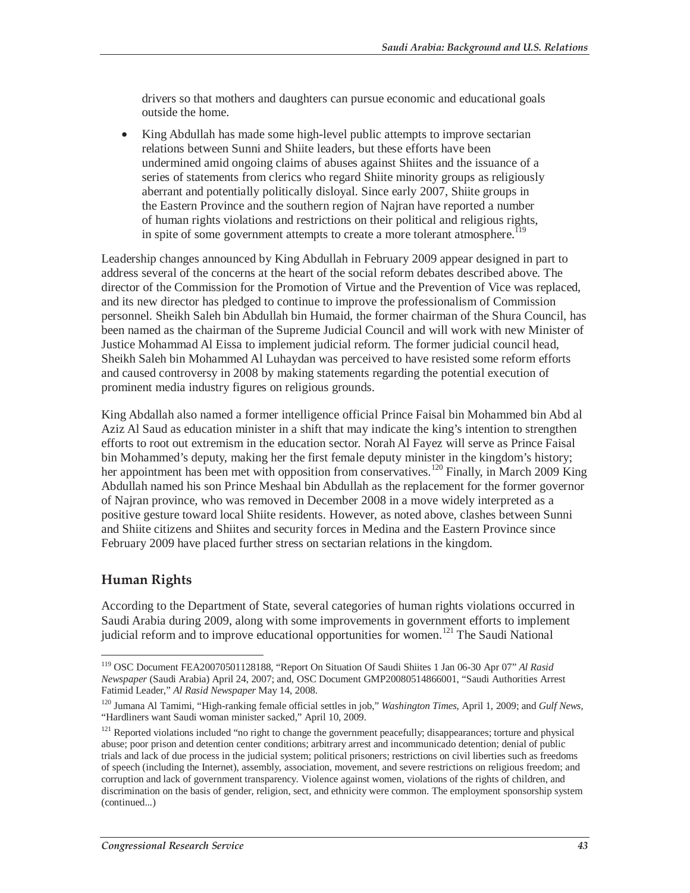drivers so that mothers and daughters can pursue economic and educational goals outside the home.

- King Abdullah has made some high-level public attempts to improve sectarian relations between Sunni and Shiite leaders, but these efforts have been undermined amid ongoing claims of abuses against Shiites and the issuance of a series of statements from clerics who regard Shiite minority groups as religiously aberrant and potentially politically disloyal. Since early 2007, Shiite groups in the Eastern Province and the southern region of Najran have reported a number of human rights violations and restrictions on their political and religious rights, in spite of some government attempts to create a more tolerant atmosphere.[119]

Leadership changes announced by King Abdullah in February 2009 appear designed in part to address several of the concerns at the heart of the social reform debates described above. The director of the Commission for the Promotion of Virtue and the Prevention of Vice was replaced, and its new director has pledged to continue to improve the professionalism of Commission personnel. Sheikh Saleh bin Abdullah bin Humaid, the former chairman of the Shura Council, has been named as the chairman of the Supreme Judicial Council and will work with new Minister of Justice Mohammad Al Eissa to implement judicial reform. The former judicial council head, Sheikh Saleh bin Mohammed Al Luhaydan was perceived to have resisted some reform efforts and caused controversy in 2008 by making statements regarding the potential execution of prominent media industry figures on religious grounds.

King Abdallah also named a former intelligence official Prince Faisal bin Mohammed bin Abd al Aziz Al Saud as education minister in a shift that may indicate the king's intention to strengthen efforts to root out extremism in the education sector. Norah Al Fayez will serve as Prince Faisal bin Mohammed's deputy, making her the first female deputy minister in the kingdom's history; her appointment has been met with opposition from conservatives.[120] Finally, in March 2009 King Abdullah named his son Prince Meshaal bin Abdullah as the replacement for the former governor of Najran province, who was removed in December 2008 in a move widely interpreted as a positive gesture toward local Shiite residents. However, as noted above, clashes between Sunni and Shiite citizens and Shiites and security forces in Medina and the Eastern Province since February 2009 have placed further stress on sectarian relations in the kingdom.

## Human Rights

According to the Department of State, several categories of human rights violations occurred in Saudi Arabia during 2009, along with some improvements in government efforts to implement judicial reform and to improve educational opportunities for women.[121] The Saudi National

---

[119] OSC Document FEA20070501128188, "Report On Situation Of Saudi Shiites 1 Jan 06-30 Apr 07" *Al Rasid Newspaper* (Saudi Arabia) April 24, 2007; and, OSC Document GMP20080514866001, "Saudi Authorities Arrest Fatimid Leader," *Al Rasid Newspaper* May 14, 2008.

[120] Jumana Al Tamimi, "High-ranking female official settles in job," *Washington Times*, April 1, 2009; and *Gulf News*, "Hardliners want Saudi woman minister sacked," April 10, 2009.

[121] Reported violations included "no right to change the government peacefully; disappearances; torture and physical abuse; poor prison and detention center conditions; arbitrary arrest and incommunicado detention; denial of public trials and lack of due process in the judicial system; political prisoners; restrictions on civil liberties such as freedoms of speech (including the Internet), assembly, association, movement, and severe restrictions on religious freedom; and corruption and lack of government transparency. Violence against women, violations of the rights of children, and discrimination on the basis of gender, religion, sect, and ethnicity were common. The employment sponsorship system (continued...)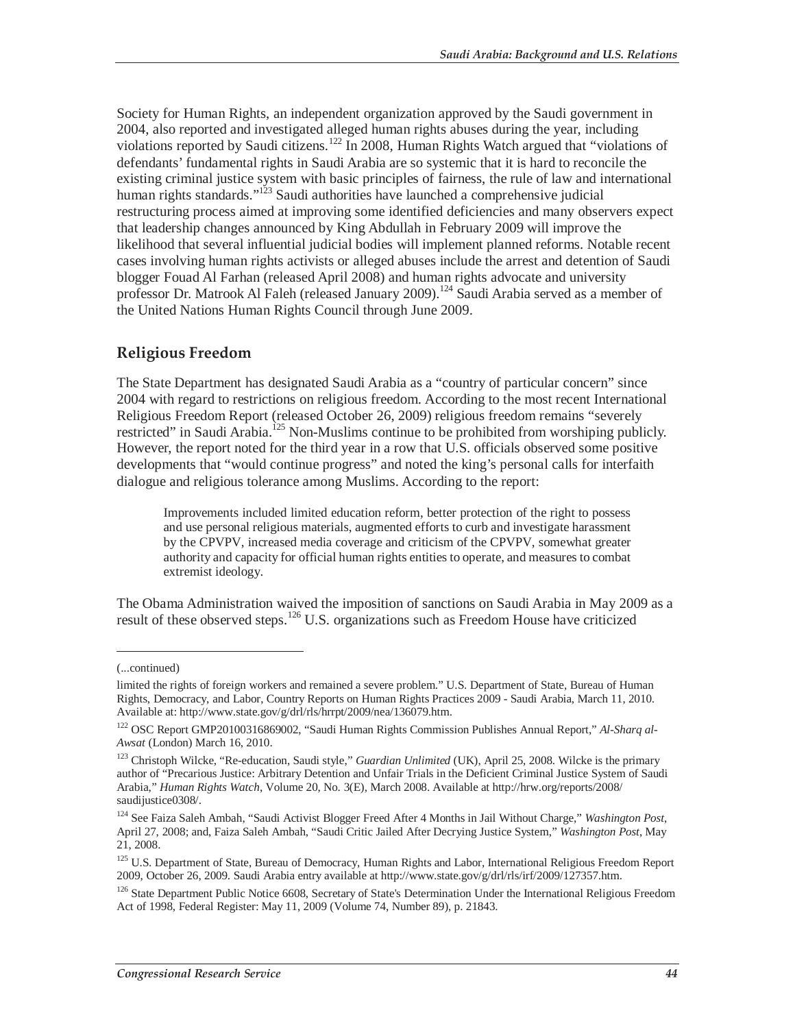Society for Human Rights, an independent organization approved by the Saudi government in 2004, also reported and investigated alleged human rights abuses during the year, including violations reported by Saudi citizens.[122] In 2008, Human Rights Watch argued that "violations of defendants' fundamental rights in Saudi Arabia are so systemic that it is hard to reconcile the existing criminal justice system with basic principles of fairness, the rule of law and international human rights standards."[123] Saudi authorities have launched a comprehensive judicial restructuring process aimed at improving some identified deficiencies and many observers expect that leadership changes announced by King Abdullah in February 2009 will improve the likelihood that several influential judicial bodies will implement planned reforms. Notable recent cases involving human rights activists or alleged abuses include the arrest and detention of Saudi blogger Fouad Al Farhan (released April 2008) and human rights advocate and university professor Dr. Matrook Al Faleh (released January 2009).[124] Saudi Arabia served as a member of the United Nations Human Rights Council through June 2009.

## Religious Freedom

The State Department has designated Saudi Arabia as a "country of particular concern" since 2004 with regard to restrictions on religious freedom. According to the most recent International Religious Freedom Report (released October 26, 2009) religious freedom remains "severely restricted" in Saudi Arabia.[125] Non-Muslims continue to be prohibited from worshiping publicly. However, the report noted for the third year in a row that U.S. officials observed some positive developments that "would continue progress" and noted the king's personal calls for interfaith dialogue and religious tolerance among Muslims. According to the report:

> Improvements included limited education reform, better protection of the right to possess and use personal religious materials, augmented efforts to curb and investigate harassment by the CPVPV, increased media coverage and criticism of the CPVPV, somewhat greater authority and capacity for official human rights entities to operate, and measures to combat extremist ideology.

The Obama Administration waived the imposition of sanctions on Saudi Arabia in May 2009 as a result of these observed steps.[126] U.S. organizations such as Freedom House have criticized

---

(...continued)

limited the rights of foreign workers and remained a severe problem." U.S. Department of State, Bureau of Human Rights, Democracy, and Labor, Country Reports on Human Rights Practices 2009 - Saudi Arabia, March 11, 2010. Available at: http://www.state.gov/g/drl/rls/hrrpt/2009/nea/136079.htm.

[122] OSC Report GMP20100316869002, "Saudi Human Rights Commission Publishes Annual Report," *Al-Sharq al-Awsat* (London) March 16, 2010.

[123] Christoph Wilcke, "Re-education, Saudi style," *Guardian Unlimited* (UK), April 25, 2008. Wilcke is the primary author of "Precarious Justice: Arbitrary Detention and Unfair Trials in the Deficient Criminal Justice System of Saudi Arabia," *Human Rights Watch*, Volume 20, No. 3(E), March 2008. Available at http://hrw.org/reports/2008/saudijustice0308/.

[124] See Faiza Saleh Ambah, "Saudi Activist Blogger Freed After 4 Months in Jail Without Charge," *Washington Post*, April 27, 2008; and, Faiza Saleh Ambah, "Saudi Critic Jailed After Decrying Justice System," *Washington Post*, May 21, 2008.

[125] U.S. Department of State, Bureau of Democracy, Human Rights and Labor, International Religious Freedom Report 2009, October 26, 2009. Saudi Arabia entry available at http://www.state.gov/g/drl/rls/irf/2009/127357.htm.

[126] State Department Public Notice 6608, Secretary of State's Determination Under the International Religious Freedom Act of 1998, Federal Register: May 11, 2009 (Volume 74, Number 89), p. 21843.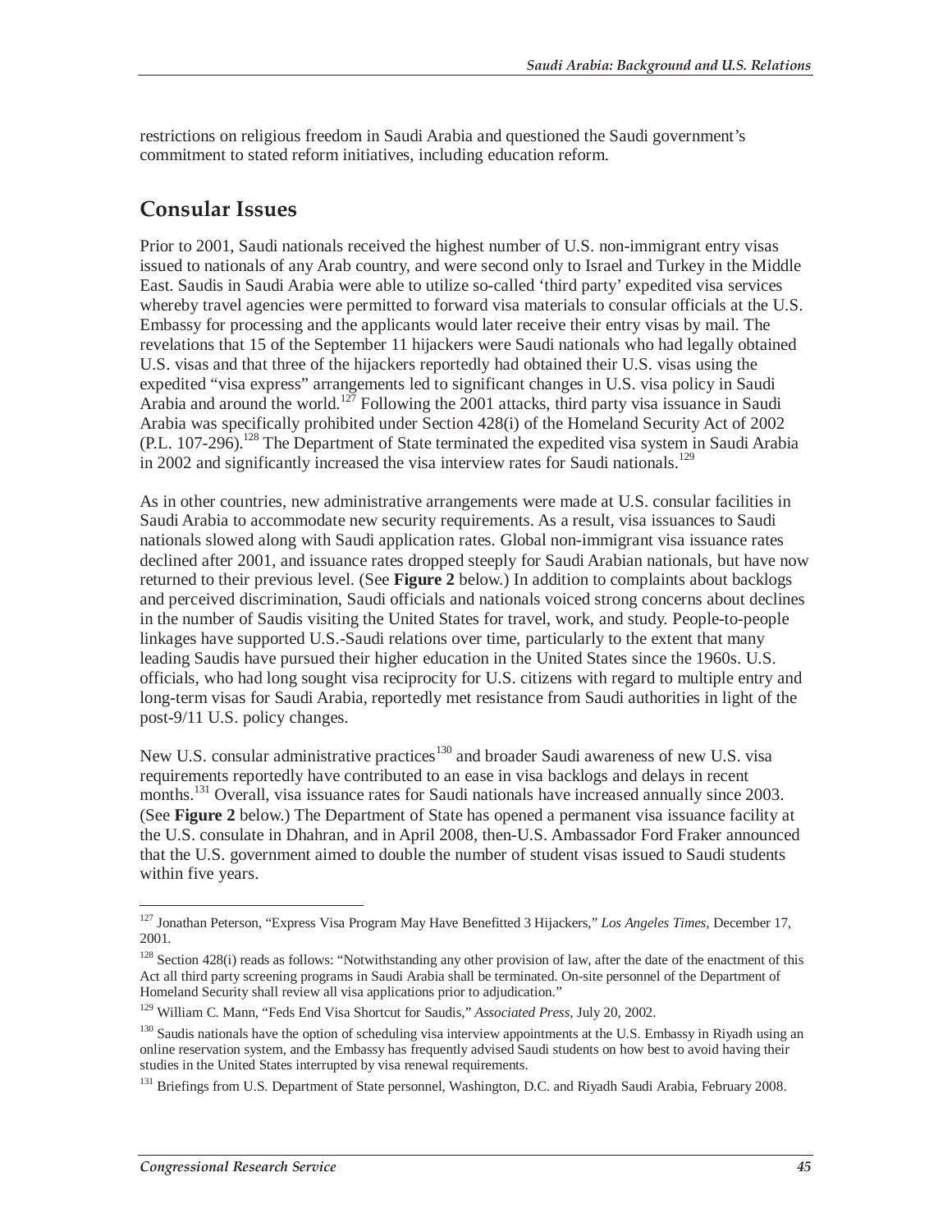restrictions on religious freedom in Saudi Arabia and questioned the Saudi government's commitment to stated reform initiatives, including education reform.

## Consular Issues

Prior to 2001, Saudi nationals received the highest number of U.S. non-immigrant entry visas issued to nationals of any Arab country, and were second only to Israel and Turkey in the Middle East. Saudis in Saudi Arabia were able to utilize so-called 'third party' expedited visa services whereby travel agencies were permitted to forward visa materials to consular officials at the U.S. Embassy for processing and the applicants would later receive their entry visas by mail. The revelations that 15 of the September 11 hijackers were Saudi nationals who had legally obtained U.S. visas and that three of the hijackers reportedly had obtained their U.S. visas using the expedited "visa express" arrangements led to significant changes in U.S. visa policy in Saudi Arabia and around the world.[127] Following the 2001 attacks, third party visa issuance in Saudi Arabia was specifically prohibited under Section 428(i) of the Homeland Security Act of 2002 (P.L. 107-296).[128] The Department of State terminated the expedited visa system in Saudi Arabia in 2002 and significantly increased the visa interview rates for Saudi nationals.[129]

As in other countries, new administrative arrangements were made at U.S. consular facilities in Saudi Arabia to accommodate new security requirements. As a result, visa issuances to Saudi nationals slowed along with Saudi application rates. Global non-immigrant visa issuance rates declined after 2001, and issuance rates dropped steeply for Saudi Arabian nationals, but have now returned to their previous level. (See **Figure 2** below.) In addition to complaints about backlogs and perceived discrimination, Saudi officials and nationals voiced strong concerns about declines in the number of Saudis visiting the United States for travel, work, and study. People-to-people linkages have supported U.S.-Saudi relations over time, particularly to the extent that many leading Saudis have pursued their higher education in the United States since the 1960s. U.S. officials, who had long sought visa reciprocity for U.S. citizens with regard to multiple entry and long-term visas for Saudi Arabia, reportedly met resistance from Saudi authorities in light of the post-9/11 U.S. policy changes.

New U.S. consular administrative practices[130] and broader Saudi awareness of new U.S. visa requirements reportedly have contributed to an ease in visa backlogs and delays in recent months.[131] Overall, visa issuance rates for Saudi nationals have increased annually since 2003. (See **Figure 2** below.) The Department of State has opened a permanent visa issuance facility at the U.S. consulate in Dhahran, and in April 2008, then-U.S. Ambassador Ford Fraker announced that the U.S. government aimed to double the number of student visas issued to Saudi students within five years.

---

[127] Jonathan Peterson, "Express Visa Program May Have Benefitted 3 Hijackers," *Los Angeles Times*, December 17, 2001.

[128] Section 428(i) reads as follows: "Notwithstanding any other provision of law, after the date of the enactment of this Act all third party screening programs in Saudi Arabia shall be terminated. On-site personnel of the Department of Homeland Security shall review all visa applications prior to adjudication."

[129] William C. Mann, "Feds End Visa Shortcut for Saudis," *Associated Press*, July 20, 2002.

[130] Saudis nationals have the option of scheduling visa interview appointments at the U.S. Embassy in Riyadh using an online reservation system, and the Embassy has frequently advised Saudi students on how best to avoid having their studies in the United States interrupted by visa renewal requirements.

[131] Briefings from U.S. Department of State personnel, Washington, D.C. and Riyadh Saudi Arabia, February 2008.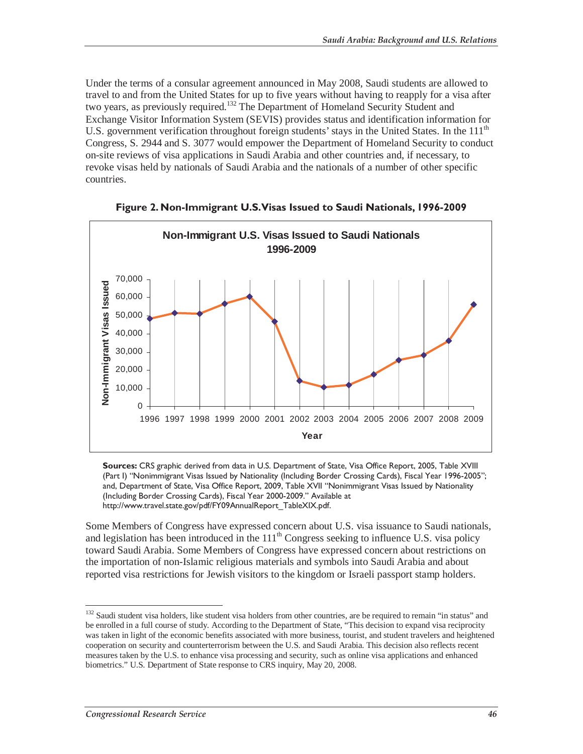Under the terms of a consular agreement announced in May 2008, Saudi students are allowed to travel to and from the United States for up to five years without having to reapply for a visa after two years, as previously required.[132] The Department of Homeland Security Student and Exchange Visitor Information System (SEVIS) provides status and identification information for U.S. government verification throughout foreign students' stays in the United States. In the 111th Congress, S. 2944 and S. 3077 would empower the Department of Homeland Security to conduct on-site reviews of visa applications in Saudi Arabia and other countries and, if necessary, to revoke visas held by nationals of Saudi Arabia and the nationals of a number of other specific countries.

**Figure 2. Non-Immigrant U.S. Visas Issued to Saudi Nationals, 1996-2009**

**Sources:** CRS graphic derived from data in U.S. Department of State, Visa Office Report, 2005, Table XVIII (Part I) "Nonimmigrant Visas Issued by Nationality (Including Border Crossing Cards), Fiscal Year 1996-2005"; and, Department of State, Visa Office Report, 2009, Table XVII "Nonimmigrant Visas Issued by Nationality (Including Border Crossing Cards), Fiscal Year 2000-2009." Available at http://www.travel.state.gov/pdf/FY09AnnualReport_TableXIX.pdf.

Some Members of Congress have expressed concern about U.S. visa issuance to Saudi nationals, and legislation has been introduced in the 111th Congress seeking to influence U.S. visa policy toward Saudi Arabia. Some Members of Congress have expressed concern about restrictions on the importation of non-Islamic religious materials and symbols into Saudi Arabia and about reported visa restrictions for Jewish visitors to the kingdom or Israeli passport stamp holders.

---

[132] Saudi student visa holders, like student visa holders from other countries, are be required to remain "in status" and be enrolled in a full course of study. According to the Department of State, "This decision to expand visa reciprocity was taken in light of the economic benefits associated with more business, tourist, and student travelers and heightened cooperation on security and counterterrorism between the U.S. and Saudi Arabia. This decision also reflects recent measures taken by the U.S. to enhance visa processing and security, such as online visa applications and enhanced biometrics." U.S. Department of State response to CRS inquiry, May 20, 2008.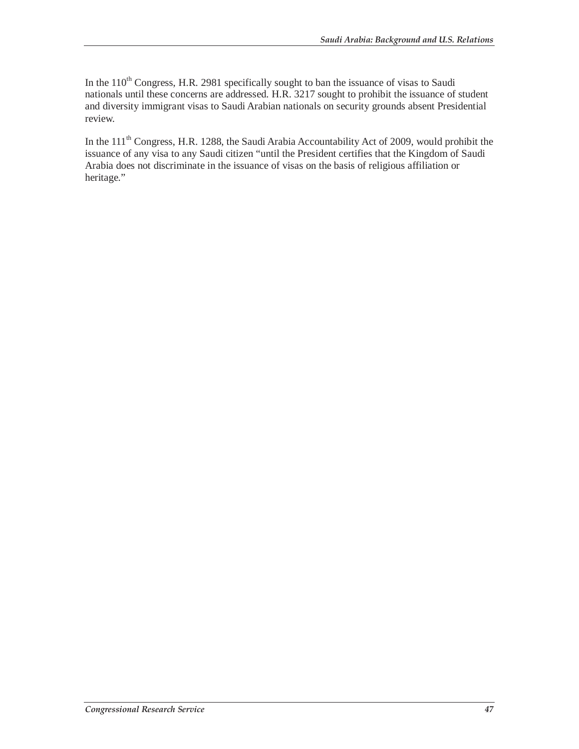In the 110th Congress, H.R. 2981 specifically sought to ban the issuance of visas to Saudi nationals until these concerns are addressed. H.R. 3217 sought to prohibit the issuance of student and diversity immigrant visas to Saudi Arabian nationals on security grounds absent Presidential review.

In the 111th Congress, H.R. 1288, the Saudi Arabia Accountability Act of 2009, would prohibit the issuance of any visa to any Saudi citizen "until the President certifies that the Kingdom of Saudi Arabia does not discriminate in the issuance of visas on the basis of religious affiliation or heritage."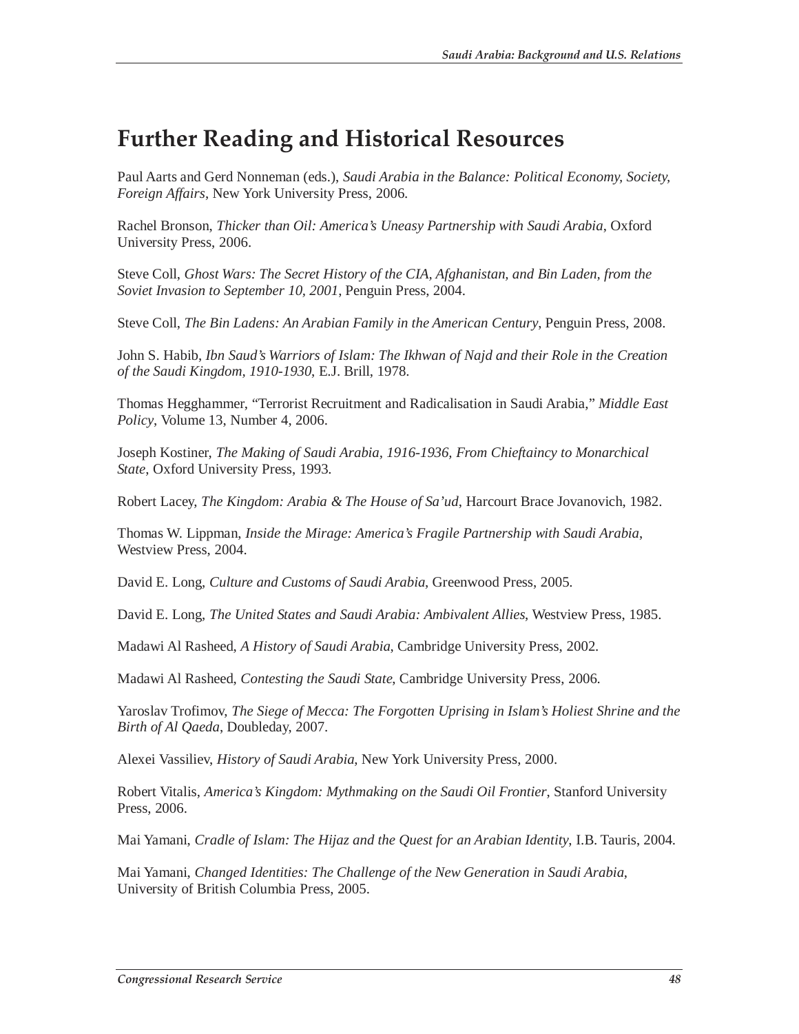# Further Reading and Historical Resources

Paul Aarts and Gerd Nonneman (eds.), *Saudi Arabia in the Balance: Political Economy, Society, Foreign Affairs*, New York University Press, 2006.

Rachel Bronson, *Thicker than Oil: America's Uneasy Partnership with Saudi Arabia*, Oxford University Press, 2006.

Steve Coll, *Ghost Wars: The Secret History of the CIA, Afghanistan, and Bin Laden, from the Soviet Invasion to September 10, 2001*, Penguin Press, 2004.

Steve Coll, *The Bin Ladens: An Arabian Family in the American Century*, Penguin Press, 2008.

John S. Habib, *Ibn Saud's Warriors of Islam: The Ikhwan of Najd and their Role in the Creation of the Saudi Kingdom, 1910-1930*, E.J. Brill, 1978.

Thomas Hegghammer, "Terrorist Recruitment and Radicalisation in Saudi Arabia," *Middle East Policy*, Volume 13, Number 4, 2006.

Joseph Kostiner, *The Making of Saudi Arabia, 1916-1936, From Chieftaincy to Monarchical State*, Oxford University Press, 1993.

Robert Lacey, *The Kingdom: Arabia & The House of Sa'ud*, Harcourt Brace Jovanovich, 1982.

Thomas W. Lippman, *Inside the Mirage: America's Fragile Partnership with Saudi Arabia*, Westview Press, 2004.

David E. Long, *Culture and Customs of Saudi Arabia*, Greenwood Press, 2005.

David E. Long, *The United States and Saudi Arabia: Ambivalent Allies*, Westview Press, 1985.

Madawi Al Rasheed, *A History of Saudi Arabia*, Cambridge University Press, 2002.

Madawi Al Rasheed, *Contesting the Saudi State*, Cambridge University Press, 2006.

Yaroslav Trofimov, *The Siege of Mecca: The Forgotten Uprising in Islam's Holiest Shrine and the Birth of Al Qaeda*, Doubleday, 2007.

Alexei Vassiliev, *History of Saudi Arabia*, New York University Press, 2000.

Robert Vitalis, *America's Kingdom: Mythmaking on the Saudi Oil Frontier*, Stanford University Press, 2006.

Mai Yamani, *Cradle of Islam: The Hijaz and the Quest for an Arabian Identity*, I.B. Tauris, 2004.

Mai Yamani, *Changed Identities: The Challenge of the New Generation in Saudi Arabia*, University of British Columbia Press, 2005.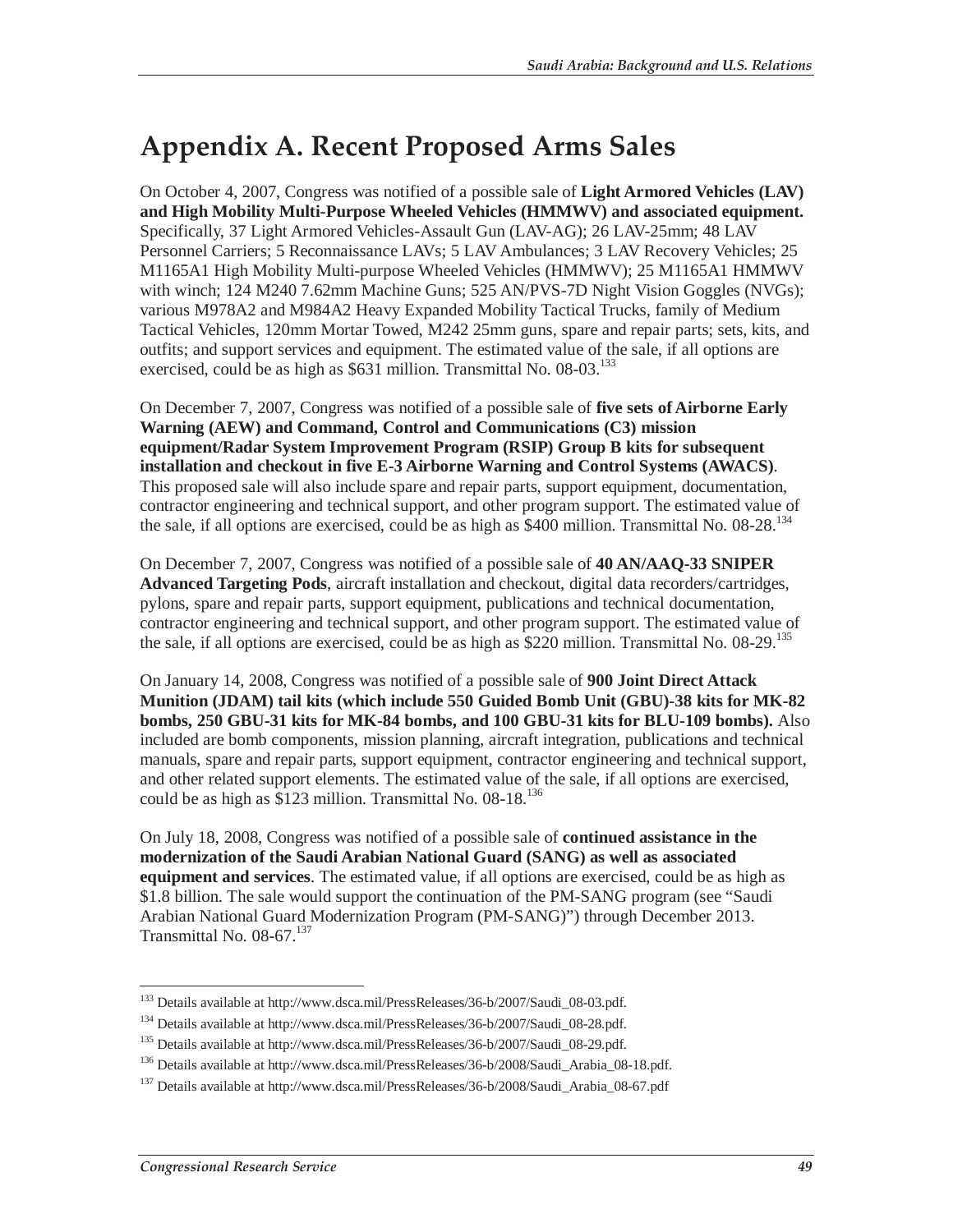# Appendix A. Recent Proposed Arms Sales

On October 4, 2007, Congress was notified of a possible sale of **Light Armored Vehicles (LAV) and High Mobility Multi-Purpose Wheeled Vehicles (HMMWV) and associated equipment.** Specifically, 37 Light Armored Vehicles-Assault Gun (LAV-AG); 26 LAV-25mm; 48 LAV Personnel Carriers; 5 Reconnaissance LAVs; 5 LAV Ambulances; 3 LAV Recovery Vehicles; 25 M1165A1 High Mobility Multi-purpose Wheeled Vehicles (HMMWV); 25 M1165A1 HMMWV with winch; 124 M240 7.62mm Machine Guns; 525 AN/PVS-7D Night Vision Goggles (NVGs); various M978A2 and M984A2 Heavy Expanded Mobility Tactical Trucks, family of Medium Tactical Vehicles, 120mm Mortar Towed, M242 25mm guns, spare and repair parts; sets, kits, and outfits; and support services and equipment. The estimated value of the sale, if all options are exercised, could be as high as $631 million. Transmittal No. 08-03.[133]

On December 7, 2007, Congress was notified of a possible sale of **five sets of Airborne Early Warning (AEW) and Command, Control and Communications (C3) mission equipment/Radar System Improvement Program (RSIP) Group B kits for subsequent installation and checkout in five E-3 Airborne Warning and Control Systems (AWACS)**. This proposed sale will also include spare and repair parts, support equipment, documentation, contractor engineering and technical support, and other program support. The estimated value of the sale, if all options are exercised, could be as high as $400 million. Transmittal No. 08-28.[134]

On December 7, 2007, Congress was notified of a possible sale of **40 AN/AAQ-33 SNIPER Advanced Targeting Pods**, aircraft installation and checkout, digital data recorders/cartridges, pylons, spare and repair parts, support equipment, publications and technical documentation, contractor engineering and technical support, and other program support. The estimated value of the sale, if all options are exercised, could be as high as $220 million. Transmittal No. 08-29.[135]

On January 14, 2008, Congress was notified of a possible sale of **900 Joint Direct Attack Munition (JDAM) tail kits (which include 550 Guided Bomb Unit (GBU)-38 kits for MK-82 bombs, 250 GBU-31 kits for MK-84 bombs, and 100 GBU-31 kits for BLU-109 bombs).** Also included are bomb components, mission planning, aircraft integration, publications and technical manuals, spare and repair parts, support equipment, contractor engineering and technical support, and other related support elements. The estimated value of the sale, if all options are exercised, could be as high as $123 million. Transmittal No. 08-18.[136]

On July 18, 2008, Congress was notified of a possible sale of **continued assistance in the modernization of the Saudi Arabian National Guard (SANG) as well as associated equipment and services**. The estimated value, if all options are exercised, could be as high as $1.8 billion. The sale would support the continuation of the PM-SANG program (see "Saudi Arabian National Guard Modernization Program (PM-SANG)") through December 2013. Transmittal No. 08-67.[137]

---

[133] Details available at http://www.dsca.mil/PressReleases/36-b/2007/Saudi_08-03.pdf.

[134] Details available at http://www.dsca.mil/PressReleases/36-b/2007/Saudi_08-28.pdf.

[135] Details available at http://www.dsca.mil/PressReleases/36-b/2007/Saudi_08-29.pdf.

[136] Details available at http://www.dsca.mil/PressReleases/36-b/2008/Saudi_Arabia_08-18.pdf.

[137] Details available at http://www.dsca.mil/PressReleases/36-b/2008/Saudi_Arabia_08-67.pdf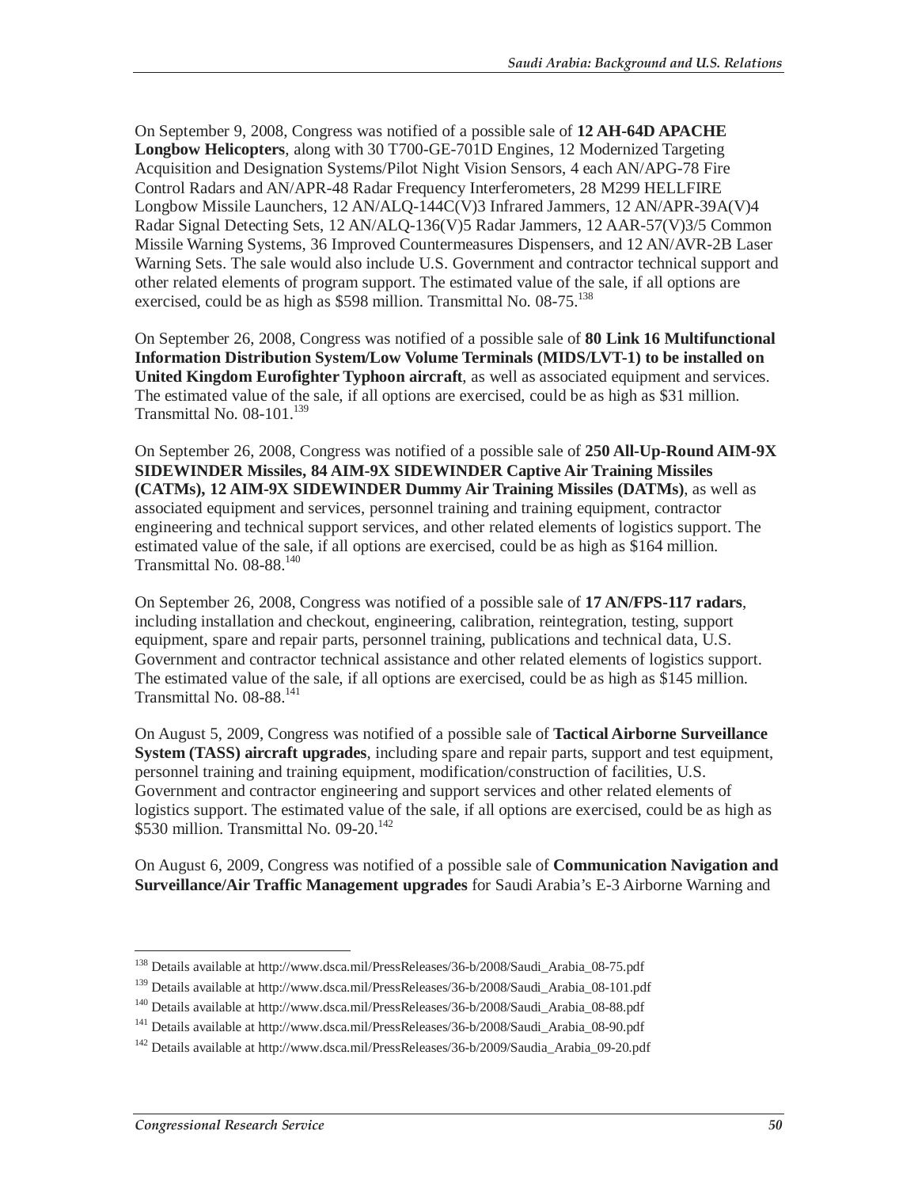On September 9, 2008, Congress was notified of a possible sale of **12 AH-64D APACHE Longbow Helicopters**, along with 30 T700-GE-701D Engines, 12 Modernized Targeting Acquisition and Designation Systems/Pilot Night Vision Sensors, 4 each AN/APG-78 Fire Control Radars and AN/APR-48 Radar Frequency Interferometers, 28 M299 HELLFIRE Longbow Missile Launchers, 12 AN/ALQ-144C(V)3 Infrared Jammers, 12 AN/APR-39A(V)4 Radar Signal Detecting Sets, 12 AN/ALQ-136(V)5 Radar Jammers, 12 AAR-57(V)3/5 Common Missile Warning Systems, 36 Improved Countermeasures Dispensers, and 12 AN/AVR-2B Laser Warning Sets. The sale would also include U.S. Government and contractor technical support and other related elements of program support. The estimated value of the sale, if all options are exercised, could be as high as $598 million. Transmittal No. 08-75.[138]

On September 26, 2008, Congress was notified of a possible sale of **80 Link 16 Multifunctional Information Distribution System/Low Volume Terminals (MIDS/LVT-1) to be installed on United Kingdom Eurofighter Typhoon aircraft**, as well as associated equipment and services. The estimated value of the sale, if all options are exercised, could be as high as $31 million. Transmittal No. 08-101.[139]

On September 26, 2008, Congress was notified of a possible sale of **250 All-Up-Round AIM-9X SIDEWINDER Missiles, 84 AIM-9X SIDEWINDER Captive Air Training Missiles (CATMs), 12 AIM-9X SIDEWINDER Dummy Air Training Missiles (DATMs)**, as well as associated equipment and services, personnel training and training equipment, contractor engineering and technical support services, and other related elements of logistics support. The estimated value of the sale, if all options are exercised, could be as high as $164 million. Transmittal No. 08-88.[140]

On September 26, 2008, Congress was notified of a possible sale of **17 AN/FPS-117 radars**, including installation and checkout, engineering, calibration, reintegration, testing, support equipment, spare and repair parts, personnel training, publications and technical data, U.S. Government and contractor technical assistance and other related elements of logistics support. The estimated value of the sale, if all options are exercised, could be as high as $145 million. Transmittal No. 08-88.[141]

On August 5, 2009, Congress was notified of a possible sale of **Tactical Airborne Surveillance System (TASS) aircraft upgrades**, including spare and repair parts, support and test equipment, personnel training and training equipment, modification/construction of facilities, U.S. Government and contractor engineering and support services and other related elements of logistics support. The estimated value of the sale, if all options are exercised, could be as high as $530 million. Transmittal No. 09-20.[142]

On August 6, 2009, Congress was notified of a possible sale of **Communication Navigation and Surveillance/Air Traffic Management upgrades** for Saudi Arabia's E-3 Airborne Warning and

---

[138] Details available at http://www.dsca.mil/PressReleases/36-b/2008/Saudi_Arabia_08-75.pdf

[139] Details available at http://www.dsca.mil/PressReleases/36-b/2008/Saudi_Arabia_08-101.pdf

[140] Details available at http://www.dsca.mil/PressReleases/36-b/2008/Saudi_Arabia_08-88.pdf

[141] Details available at http://www.dsca.mil/PressReleases/36-b/2008/Saudi_Arabia_08-90.pdf

[142] Details available at http://www.dsca.mil/PressReleases/36-b/2009/Saudia_Arabia_09-20.pdf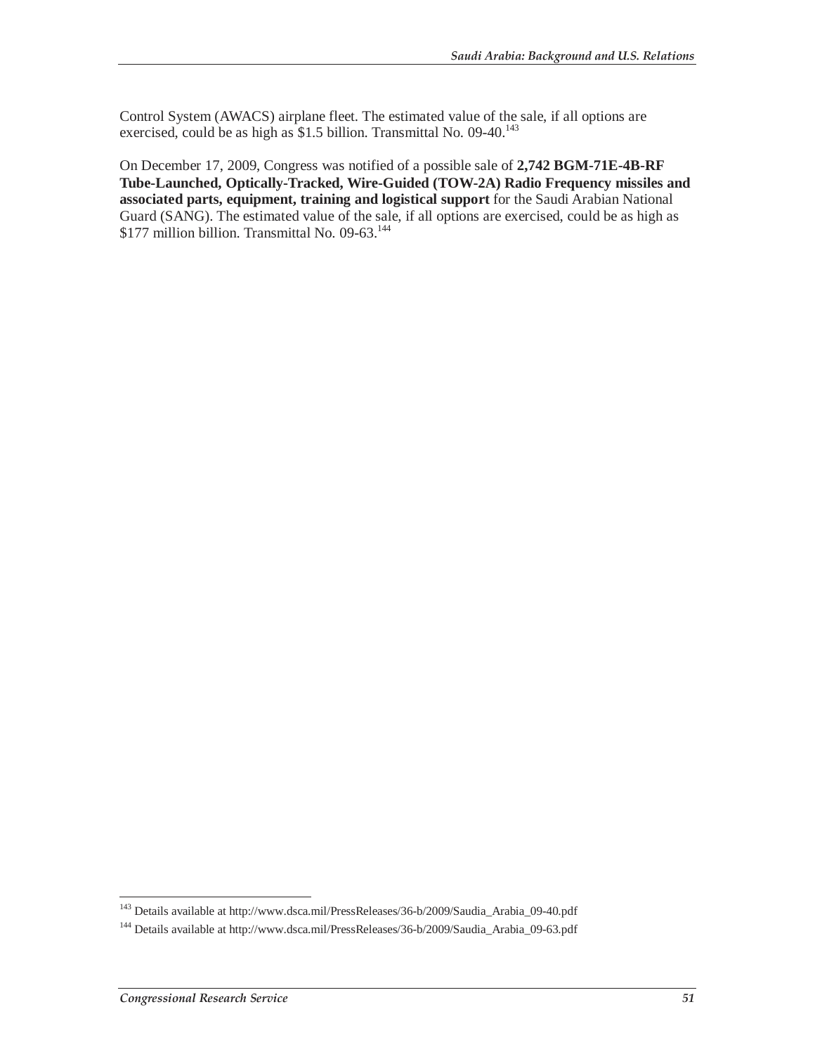Control System (AWACS) airplane fleet. The estimated value of the sale, if all options are exercised, could be as high as $1.5 billion. Transmittal No. 09-40.[143]

On December 17, 2009, Congress was notified of a possible sale of **2,742 BGM-71E-4B-RF Tube-Launched, Optically-Tracked, Wire-Guided (TOW-2A) Radio Frequency missiles and associated parts, equipment, training and logistical support** for the Saudi Arabian National Guard (SANG). The estimated value of the sale, if all options are exercised, could be as high as $177 million billion. Transmittal No. 09-63.[144]

---

[143] Details available at http://www.dsca.mil/PressReleases/36-b/2009/Saudia_Arabia_09-40.pdf

[144] Details available at http://www.dsca.mil/PressReleases/36-b/2009/Saudia_Arabia_09-63.pdf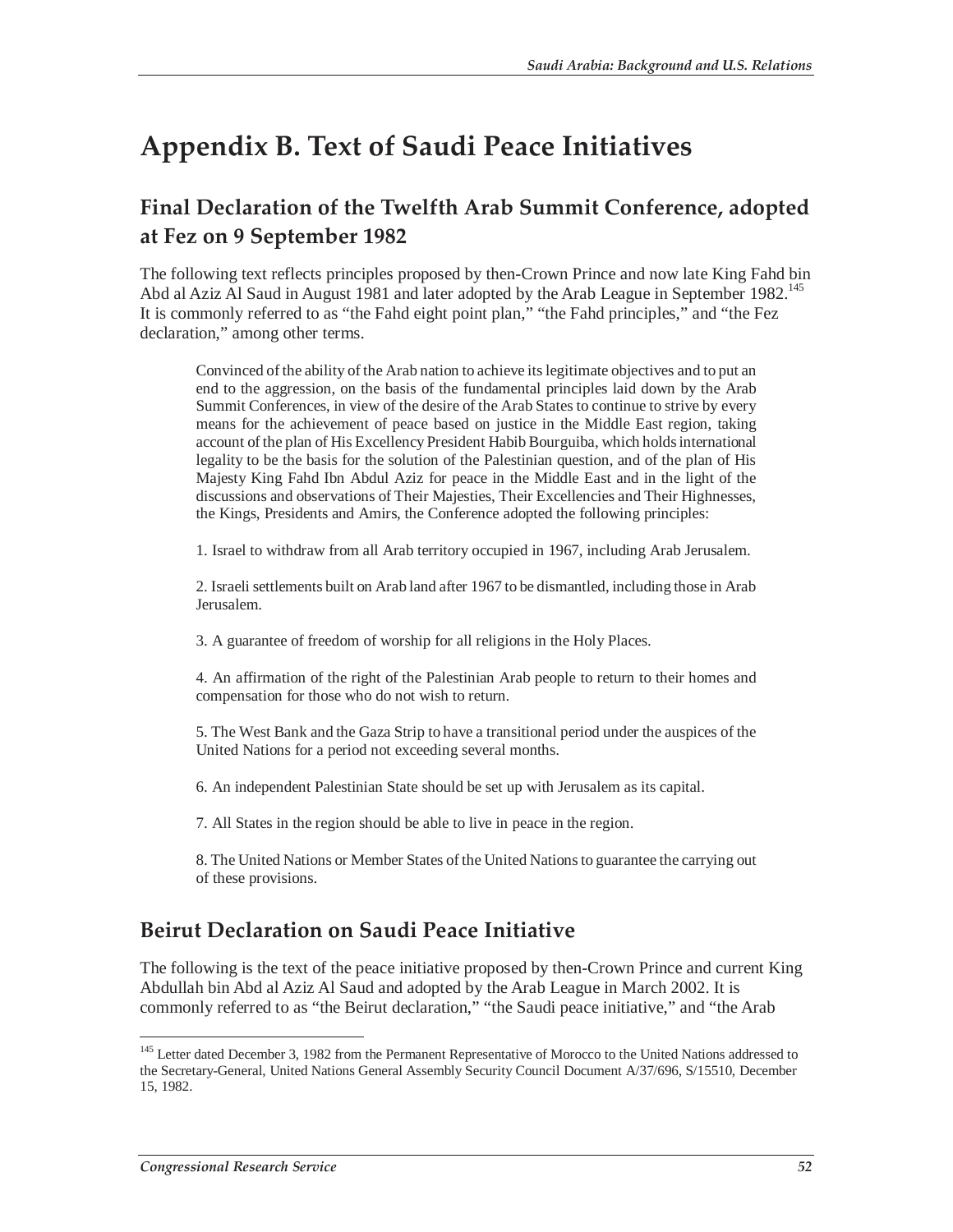# Appendix B. Text of Saudi Peace Initiatives

## Final Declaration of the Twelfth Arab Summit Conference, adopted at Fez on 9 September 1982

The following text reflects principles proposed by then-Crown Prince and now late King Fahd bin Abd al Aziz Al Saud in August 1981 and later adopted by the Arab League in September 1982.[145] It is commonly referred to as "the Fahd eight point plan," "the Fahd principles," and "the Fez declaration," among other terms.

> Convinced of the ability of the Arab nation to achieve its legitimate objectives and to put an end to the aggression, on the basis of the fundamental principles laid down by the Arab Summit Conferences, in view of the desire of the Arab States to continue to strive by every means for the achievement of peace based on justice in the Middle East region, taking account of the plan of His Excellency President Habib Bourguiba, which holds international legality to be the basis for the solution of the Palestinian question, and of the plan of His Majesty King Fahd Ibn Abdul Aziz for peace in the Middle East and in the light of the discussions and observations of Their Majesties, Their Excellencies and Their Highnesses, the Kings, Presidents and Amirs, the Conference adopted the following principles:
>
> 1. Israel to withdraw from all Arab territory occupied in 1967, including Arab Jerusalem.
>
> 2. Israeli settlements built on Arab land after 1967 to be dismantled, including those in Arab Jerusalem.
>
> 3. A guarantee of freedom of worship for all religions in the Holy Places.
>
> 4. An affirmation of the right of the Palestinian Arab people to return to their homes and compensation for those who do not wish to return.
>
> 5. The West Bank and the Gaza Strip to have a transitional period under the auspices of the United Nations for a period not exceeding several months.
>
> 6. An independent Palestinian State should be set up with Jerusalem as its capital.
>
> 7. All States in the region should be able to live in peace in the region.
>
> 8. The United Nations or Member States of the United Nations to guarantee the carrying out of these provisions.

## Beirut Declaration on Saudi Peace Initiative

The following is the text of the peace initiative proposed by then-Crown Prince and current King Abdullah bin Abd al Aziz Al Saud and adopted by the Arab League in March 2002. It is commonly referred to as "the Beirut declaration," "the Saudi peace initiative," and "the Arab

---

[145] Letter dated December 3, 1982 from the Permanent Representative of Morocco to the United Nations addressed to the Secretary-General, United Nations General Assembly Security Council Document A/37/696, S/15510, December 15, 1982.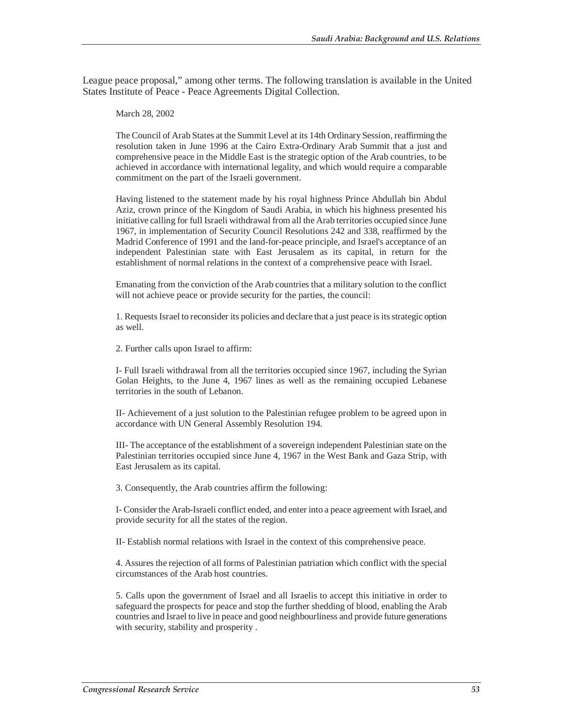League peace proposal," among other terms. The following translation is available in the United States Institute of Peace - Peace Agreements Digital Collection.

> March 28, 2002
>
> The Council of Arab States at the Summit Level at its 14th Ordinary Session, reaffirming the resolution taken in June 1996 at the Cairo Extra-Ordinary Arab Summit that a just and comprehensive peace in the Middle East is the strategic option of the Arab countries, to be achieved in accordance with international legality, and which would require a comparable commitment on the part of the Israeli government.
>
> Having listened to the statement made by his royal highness Prince Abdullah bin Abdul Aziz, crown prince of the Kingdom of Saudi Arabia, in which his highness presented his initiative calling for full Israeli withdrawal from all the Arab territories occupied since June 1967, in implementation of Security Council Resolutions 242 and 338, reaffirmed by the Madrid Conference of 1991 and the land-for-peace principle, and Israel's acceptance of an independent Palestinian state with East Jerusalem as its capital, in return for the establishment of normal relations in the context of a comprehensive peace with Israel.
>
> Emanating from the conviction of the Arab countries that a military solution to the conflict will not achieve peace or provide security for the parties, the council:
>
> 1. Requests Israel to reconsider its policies and declare that a just peace is its strategic option as well.
>
> 2. Further calls upon Israel to affirm:
>
> I- Full Israeli withdrawal from all the territories occupied since 1967, including the Syrian Golan Heights, to the June 4, 1967 lines as well as the remaining occupied Lebanese territories in the south of Lebanon.
>
> II- Achievement of a just solution to the Palestinian refugee problem to be agreed upon in accordance with UN General Assembly Resolution 194.
>
> III- The acceptance of the establishment of a sovereign independent Palestinian state on the Palestinian territories occupied since June 4, 1967 in the West Bank and Gaza Strip, with East Jerusalem as its capital.
>
> 3. Consequently, the Arab countries affirm the following:
>
> I- Consider the Arab-Israeli conflict ended, and enter into a peace agreement with Israel, and provide security for all the states of the region.
>
> II- Establish normal relations with Israel in the context of this comprehensive peace.
>
> 4. Assures the rejection of all forms of Palestinian patriation which conflict with the special circumstances of the Arab host countries.
>
> 5. Calls upon the government of Israel and all Israelis to accept this initiative in order to safeguard the prospects for peace and stop the further shedding of blood, enabling the Arab countries and Israel to live in peace and good neighbourliness and provide future generations with security, stability and prosperity .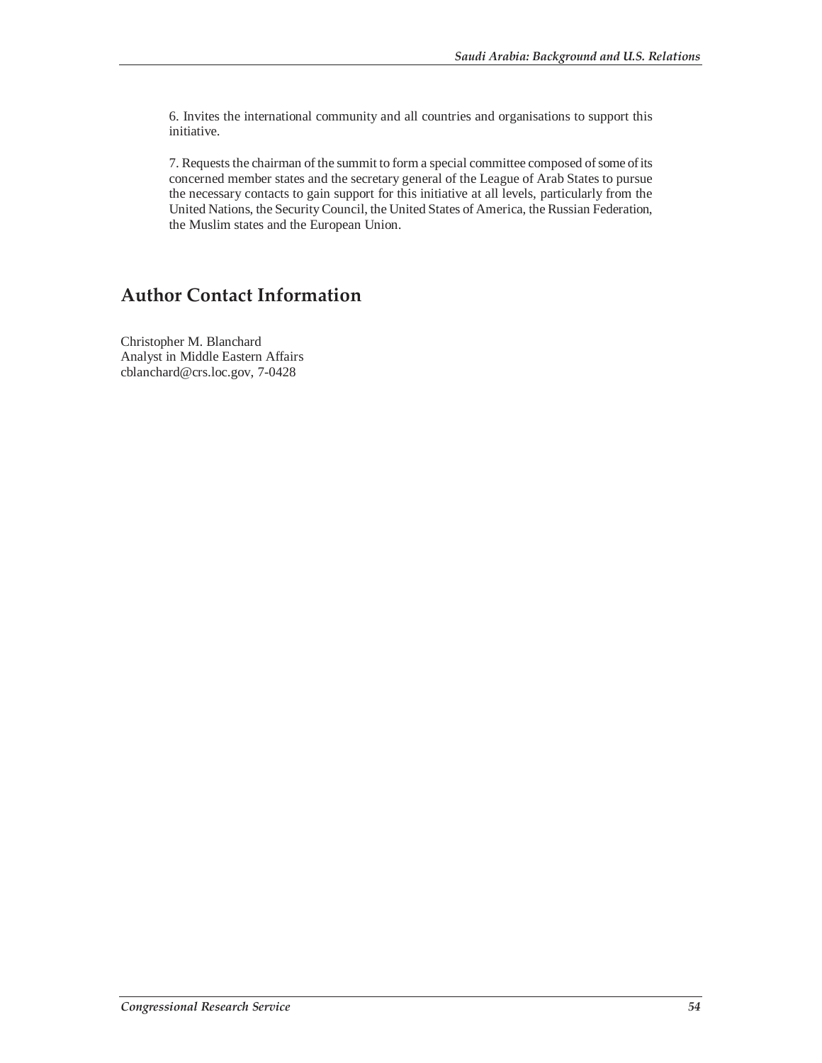6. Invites the international community and all countries and organisations to support this initiative.

7. Requests the chairman of the summit to form a special committee composed of some of its concerned member states and the secretary general of the League of Arab States to pursue the necessary contacts to gain support for this initiative at all levels, particularly from the United Nations, the Security Council, the United States of America, the Russian Federation, the Muslim states and the European Union.

## Author Contact Information

Christopher M. Blanchard
Analyst in Middle Eastern Affairs
cblanchard@crs.loc.gov, 7-0428